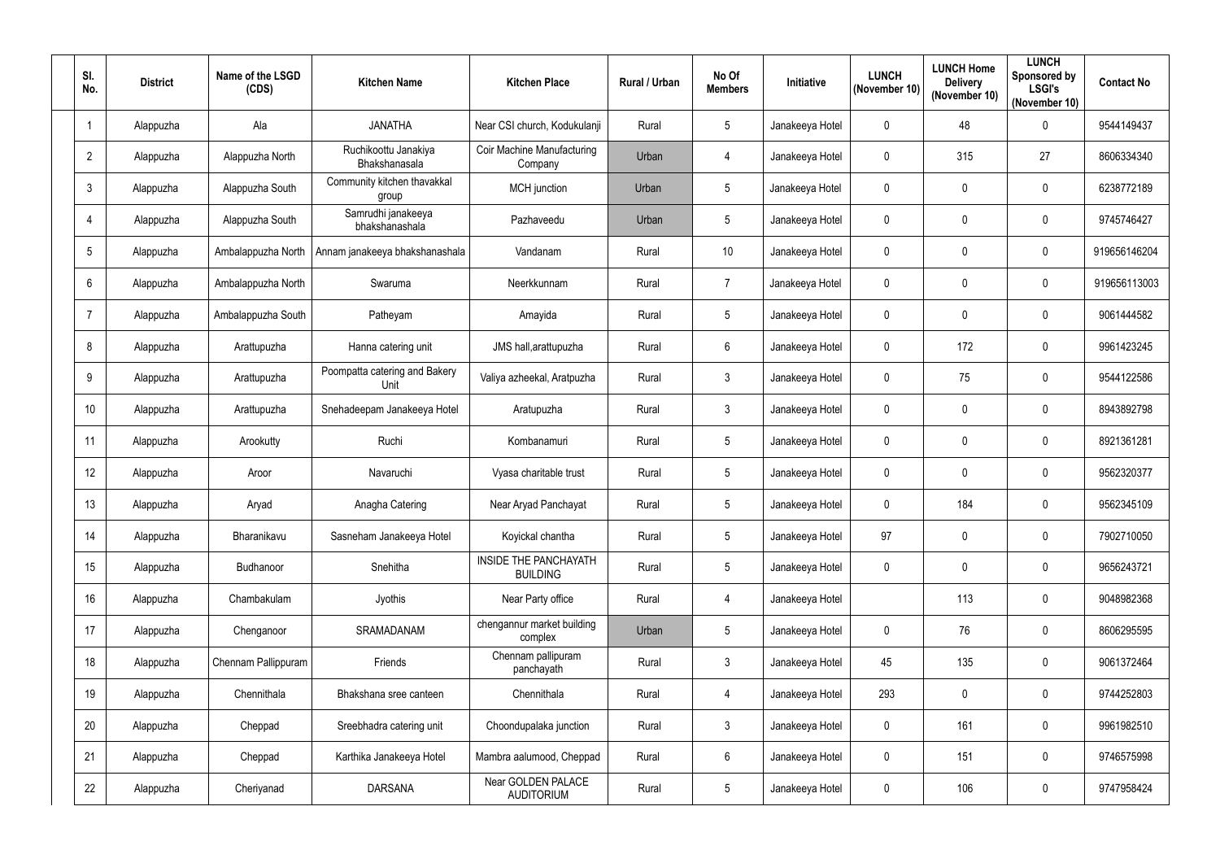| Sl. No. | District | Name of the LSGD (CDS) | Kitchen Name | Kitchen Place | Rural / Urban | No Of Members | Initiative | LUNCH (November 10) | LUNCH Home Delivery (November 10) | LUNCH Sponsored by LSGI's (November 10) | Contact No |
|---|---|---|---|---|---|---|---|---|---|---|---|
| 1 | Alappuzha | Ala | JANATHA | Near CSI church, Kodukulanji | Rural | 5 | Janakeeya Hotel | 0 | 48 | 0 | 9544149437 |
| 2 | Alappuzha | Alappuzha North | Ruchikoottu Janakiya Bhakshanasala | Coir Machine Manufacturing Company | Urban | 4 | Janakeeya Hotel | 0 | 315 | 27 | 8606334340 |
| 3 | Alappuzha | Alappuzha South | Community kitchen thavakkal group | MCH junction | Urban | 5 | Janakeeya Hotel | 0 | 0 | 0 | 6238772189 |
| 4 | Alappuzha | Alappuzha South | Samrudhi janakeeya bhakshanashala | Pazhaveedu | Urban | 5 | Janakeeya Hotel | 0 | 0 | 0 | 9745746427 |
| 5 | Alappuzha | Ambalappuzha North | Annam janakeeya bhakshanashala | Vandanam | Rural | 10 | Janakeeya Hotel | 0 | 0 | 0 | 919656146204 |
| 6 | Alappuzha | Ambalappuzha North | Swaruma | Neerkkunnam | Rural | 7 | Janakeeya Hotel | 0 | 0 | 0 | 919656113003 |
| 7 | Alappuzha | Ambalappuzha South | Patheyam | Amayida | Rural | 5 | Janakeeya Hotel | 0 | 0 | 0 | 9061444582 |
| 8 | Alappuzha | Arattupuzha | Hanna catering unit | JMS hall,arattupuzha | Rural | 6 | Janakeeya Hotel | 0 | 172 | 0 | 9961423245 |
| 9 | Alappuzha | Arattupuzha | Poompatta catering and Bakery Unit | Valiya azheekal, Aratpuzha | Rural | 3 | Janakeeya Hotel | 0 | 75 | 0 | 9544122586 |
| 10 | Alappuzha | Arattupuzha | Snehadeepam Janakeeya Hotel | Aratupuzha | Rural | 3 | Janakeeya Hotel | 0 | 0 | 0 | 8943892798 |
| 11 | Alappuzha | Arookutty | Ruchi | Kombanamuri | Rural | 5 | Janakeeya Hotel | 0 | 0 | 0 | 8921361281 |
| 12 | Alappuzha | Aroor | Navaruchi | Vyasa charitable trust | Rural | 5 | Janakeeya Hotel | 0 | 0 | 0 | 9562320377 |
| 13 | Alappuzha | Aryad | Anagha Catering | Near Aryad Panchayat | Rural | 5 | Janakeeya Hotel | 0 | 184 | 0 | 9562345109 |
| 14 | Alappuzha | Bharanikavu | Sasneham Janakeeya Hotel | Koyickal chantha | Rural | 5 | Janakeeya Hotel | 97 | 0 | 0 | 7902710050 |
| 15 | Alappuzha | Budhanoor | Snehitha | INSIDE THE PANCHAYATH BUILDING | Rural | 5 | Janakeeya Hotel | 0 | 0 | 0 | 9656243721 |
| 16 | Alappuzha | Chambakulam | Jyothis | Near Party office | Rural | 4 | Janakeeya Hotel | | 113 | 0 | 9048982368 |
| 17 | Alappuzha | Chenganoor | SRAMADANAM | chengannur market building complex | Urban | 5 | Janakeeya Hotel | 0 | 76 | 0 | 8606295595 |
| 18 | Alappuzha | Chennam Pallippuram | Friends | Chennam pallipuram panchayath | Rural | 3 | Janakeeya Hotel | 45 | 135 | 0 | 9061372464 |
| 19 | Alappuzha | Chennithala | Bhakshana sree canteen | Chennithala | Rural | 4 | Janakeeya Hotel | 293 | 0 | 0 | 9744252803 |
| 20 | Alappuzha | Cheppad | Sreebhadra catering unit | Choondupalaka junction | Rural | 3 | Janakeeya Hotel | 0 | 161 | 0 | 9961982510 |
| 21 | Alappuzha | Cheppad | Karthika Janakeeya Hotel | Mambra aalumood, Cheppad | Rural | 6 | Janakeeya Hotel | 0 | 151 | 0 | 9746575998 |
| 22 | Alappuzha | Cheriyanad | DARSANA | Near GOLDEN PALACE AUDITORIUM | Rural | 5 | Janakeeya Hotel | 0 | 106 | 0 | 9747958424 |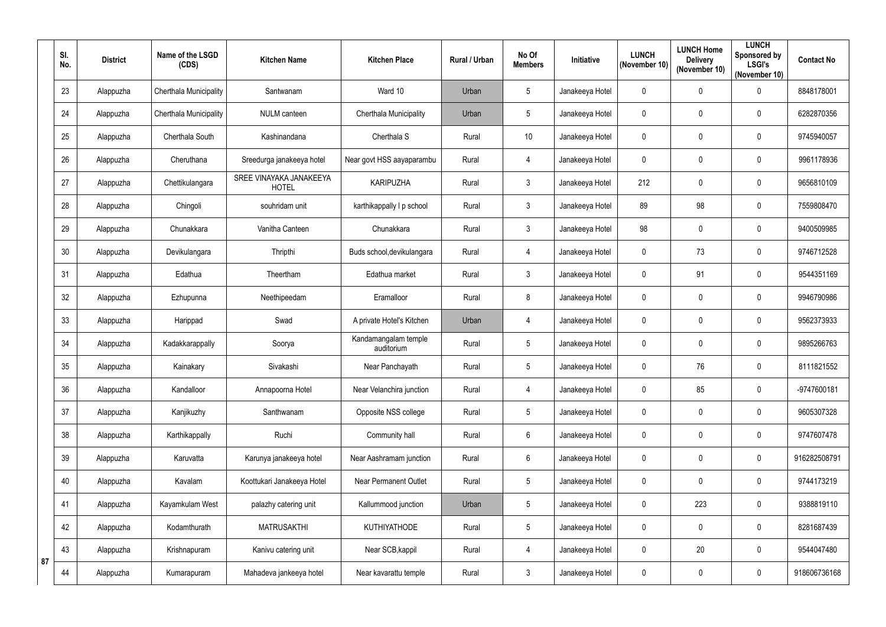| Sl. No. | District | Name of the LSGD (CDS) | Kitchen Name | Kitchen Place | Rural / Urban | No Of Members | Initiative | LUNCH (November 10) | LUNCH Home Delivery (November 10) | LUNCH Sponsored by LSGI's (November 10) | Contact No |
|---|---|---|---|---|---|---|---|---|---|---|---|
| 23 | Alappuzha | Cherthala Municipality | Santwanam | Ward 10 | Urban | 5 | Janakeeya Hotel | 0 | 0 | 0 | 8848178001 |
| 24 | Alappuzha | Cherthala Municipality | NULM canteen | Cherthala Municipality | Urban | 5 | Janakeeya Hotel | 0 | 0 | 0 | 6282870356 |
| 25 | Alappuzha | Cherthala South | Kashinandana | Cherthala S | Rural | 10 | Janakeeya Hotel | 0 | 0 | 0 | 9745940057 |
| 26 | Alappuzha | Cheruthana | Sreedurga janakeeya hotel | Near govt HSS aayaparambu | Rural | 4 | Janakeeya Hotel | 0 | 0 | 0 | 9961178936 |
| 27 | Alappuzha | Chettikulangara | SREE VINAYAKA JANAKEEYA HOTEL | KARIPUZHA | Rural | 3 | Janakeeya Hotel | 212 | 0 | 0 | 9656810109 |
| 28 | Alappuzha | Chingoli | souhridam unit | karthikappally l p school | Rural | 3 | Janakeeya Hotel | 89 | 98 | 0 | 7559808470 |
| 29 | Alappuzha | Chunakkara | Vanitha Canteen | Chunakkara | Rural | 3 | Janakeeya Hotel | 98 | 0 | 0 | 9400509985 |
| 30 | Alappuzha | Devikulangara | Thripthi | Buds school,devikulangara | Rural | 4 | Janakeeya Hotel | 0 | 73 | 0 | 9746712528 |
| 31 | Alappuzha | Edathua | Theertham | Edathua market | Rural | 3 | Janakeeya Hotel | 0 | 91 | 0 | 9544351169 |
| 32 | Alappuzha | Ezhupunna | Neethipeedam | Eramalloor | Rural | 8 | Janakeeya Hotel | 0 | 0 | 0 | 9946790986 |
| 33 | Alappuzha | Harippad | Swad | A private Hotel's Kitchen | Urban | 4 | Janakeeya Hotel | 0 | 0 | 0 | 9562373933 |
| 34 | Alappuzha | Kadakkarappally | Soorya | Kandamangalam temple auditorium | Rural | 5 | Janakeeya Hotel | 0 | 0 | 0 | 9895266763 |
| 35 | Alappuzha | Kainakary | Sivakashi | Near Panchayath | Rural | 5 | Janakeeya Hotel | 0 | 76 | 0 | 8111821552 |
| 36 | Alappuzha | Kandalloor | Annapoorna Hotel | Near Velanchira junction | Rural | 4 | Janakeeya Hotel | 0 | 85 | 0 | -9747600181 |
| 37 | Alappuzha | Kanjikuzhy | Santhwanam | Opposite NSS college | Rural | 5 | Janakeeya Hotel | 0 | 0 | 0 | 9605307328 |
| 38 | Alappuzha | Karthikappally | Ruchi | Community hall | Rural | 6 | Janakeeya Hotel | 0 | 0 | 0 | 9747607478 |
| 39 | Alappuzha | Karuvatta | Karunya janakeeya hotel | Near Aashramam junction | Rural | 6 | Janakeeya Hotel | 0 | 0 | 0 | 916282508791 |
| 40 | Alappuzha | Kavalam | Koottukari Janakeeya Hotel | Near Permanent Outlet | Rural | 5 | Janakeeya Hotel | 0 | 0 | 0 | 9744173219 |
| 41 | Alappuzha | Kayamkulam West | palazhy catering unit | Kallummood junction | Urban | 5 | Janakeeya Hotel | 0 | 223 | 0 | 9388819110 |
| 42 | Alappuzha | Kodamthurath | MATRUSAKTHI | KUTHIYATHODE | Rural | 5 | Janakeeya Hotel | 0 | 0 | 0 | 8281687439 |
| 43 | Alappuzha | Krishnapuram | Kanivu catering unit | Near SCB,kappil | Rural | 4 | Janakeeya Hotel | 0 | 20 | 0 | 9544047480 |
| 44 | Alappuzha | Kumarapuram | Mahadeva jankeeya hotel | Near kavarattu temple | Rural | 3 | Janakeeya Hotel | 0 | 0 | 0 | 918606736168 |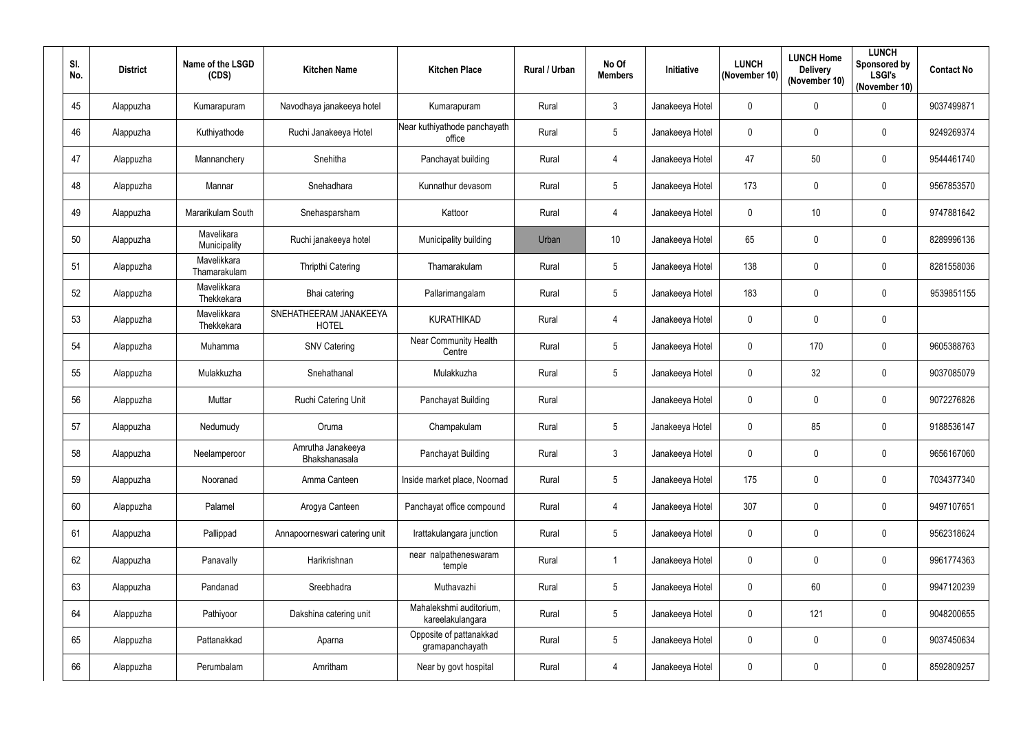| Sl. No. | District | Name of the LSGD (CDS) | Kitchen Name | Kitchen Place | Rural / Urban | No Of Members | Initiative | LUNCH (November 10) | LUNCH Home Delivery (November 10) | LUNCH Sponsored by LSGI's (November 10) | Contact No |
|---|---|---|---|---|---|---|---|---|---|---|---|
| 45 | Alappuzha | Kumarapuram | Navodhaya janakeeya hotel | Kumarapuram | Rural | 3 | Janakeeya Hotel | 0 | 0 | 0 | 9037499871 |
| 46 | Alappuzha | Kuthiyathode | Ruchi Janakeeya Hotel | Near kuthiyathode panchayath office | Rural | 5 | Janakeeya Hotel | 0 | 0 | 0 | 9249269374 |
| 47 | Alappuzha | Mannanchery | Snehitha | Panchayat building | Rural | 4 | Janakeeya Hotel | 47 | 50 | 0 | 9544461740 |
| 48 | Alappuzha | Mannar | Snehadhara | Kunnathur devasom | Rural | 5 | Janakeeya Hotel | 173 | 0 | 0 | 9567853570 |
| 49 | Alappuzha | Mararikulam South | Snehasparsham | Kattoor | Rural | 4 | Janakeeya Hotel | 0 | 10 | 0 | 9747881642 |
| 50 | Alappuzha | Mavelikara Municipality | Ruchi janakeeya hotel | Municipality building | Urban | 10 | Janakeeya Hotel | 65 | 0 | 0 | 8289996136 |
| 51 | Alappuzha | Mavelikkara Thamarakulam | Thripthi Catering | Thamarakulam | Rural | 5 | Janakeeya Hotel | 138 | 0 | 0 | 8281558036 |
| 52 | Alappuzha | Mavelikkara Thekkekara | Bhai catering | Pallarimangalam | Rural | 5 | Janakeeya Hotel | 183 | 0 | 0 | 9539851155 |
| 53 | Alappuzha | Mavelikkara Thekkekara | SNEHATHEERAM JANAKEEYA HOTEL | KURATHIKAD | Rural | 4 | Janakeeya Hotel | 0 | 0 | 0 | |
| 54 | Alappuzha | Muhamma | SNV Catering | Near Community Health Centre | Rural | 5 | Janakeeya Hotel | 0 | 170 | 0 | 9605388763 |
| 55 | Alappuzha | Mulakkuzha | Snehathanal | Mulakkuzha | Rural | 5 | Janakeeya Hotel | 0 | 32 | 0 | 9037085079 |
| 56 | Alappuzha | Muttar | Ruchi Catering Unit | Panchayat Building | Rural | | Janakeeya Hotel | 0 | 0 | 0 | 9072276826 |
| 57 | Alappuzha | Nedumudy | Oruma | Champakulam | Rural | 5 | Janakeeya Hotel | 0 | 85 | 0 | 9188536147 |
| 58 | Alappuzha | Neelamperoor | Amrutha Janakeeya Bhakshanasala | Panchayat Building | Rural | 3 | Janakeeya Hotel | 0 | 0 | 0 | 9656167060 |
| 59 | Alappuzha | Nooranad | Amma Canteen | Inside market place, Noornad | Rural | 5 | Janakeeya Hotel | 175 | 0 | 0 | 7034377340 |
| 60 | Alappuzha | Palamel | Arogya Canteen | Panchayat office compound | Rural | 4 | Janakeeya Hotel | 307 | 0 | 0 | 9497107651 |
| 61 | Alappuzha | Pallippad | Annapoorneswari catering unit | Irattakulangara junction | Rural | 5 | Janakeeya Hotel | 0 | 0 | 0 | 9562318624 |
| 62 | Alappuzha | Panavally | Harikrishnan | near nalpatheneswaram temple | Rural | 1 | Janakeeya Hotel | 0 | 0 | 0 | 9961774363 |
| 63 | Alappuzha | Pandanad | Sreebhadra | Muthavazhi | Rural | 5 | Janakeeya Hotel | 0 | 60 | 0 | 9947120239 |
| 64 | Alappuzha | Pathiyoor | Dakshina catering unit | Mahalekshmi auditorium, kareelakulangara | Rural | 5 | Janakeeya Hotel | 0 | 121 | 0 | 9048200655 |
| 65 | Alappuzha | Pattanakkad | Aparna | Opposite of pattanakkad gramapanchayath | Rural | 5 | Janakeeya Hotel | 0 | 0 | 0 | 9037450634 |
| 66 | Alappuzha | Perumbalam | Amritham | Near by govt hospital | Rural | 4 | Janakeeya Hotel | 0 | 0 | 0 | 8592809257 |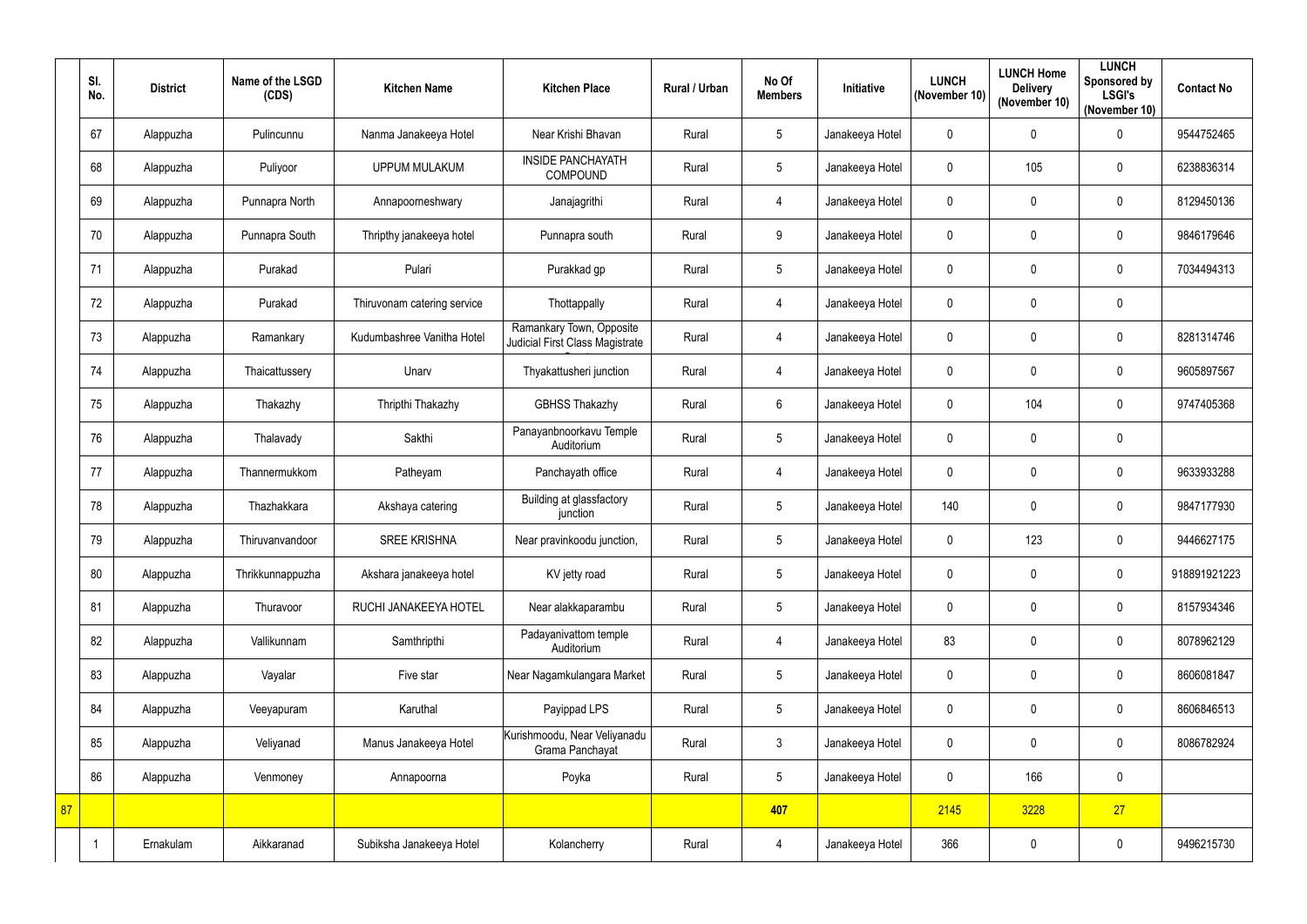| Sl. No. | District | Name of the LSGD (CDS) | Kitchen Name | Kitchen Place | Rural / Urban | No Of Members | Initiative | LUNCH (November 10) | LUNCH Home Delivery (November 10) | LUNCH Sponsored by LSGI's (November 10) | Contact No |
|---|---|---|---|---|---|---|---|---|---|---|---|
| 67 | Alappuzha | Pulincunnu | Nanma Janakeeya Hotel | Near Krishi Bhavan | Rural | 5 | Janakeeya Hotel | 0 | 0 | 0 | 9544752465 |
| 68 | Alappuzha | Puliyoor | UPPUM MULAKUM | INSIDE PANCHAYATH COMPOUND | Rural | 5 | Janakeeya Hotel | 0 | 105 | 0 | 6238836314 |
| 69 | Alappuzha | Punnapra North | Annapoorneshwary | Janajagrithi | Rural | 4 | Janakeeya Hotel | 0 | 0 | 0 | 8129450136 |
| 70 | Alappuzha | Punnapra South | Thripthy janakeeya hotel | Punnapra south | Rural | 9 | Janakeeya Hotel | 0 | 0 | 0 | 9846179646 |
| 71 | Alappuzha | Purakad | Pulari | Purakkad gp | Rural | 5 | Janakeeya Hotel | 0 | 0 | 0 | 7034494313 |
| 72 | Alappuzha | Purakad | Thiruvonam catering service | Thottappally | Rural | 4 | Janakeeya Hotel | 0 | 0 | 0 | |
| 73 | Alappuzha | Ramankary | Kudumbashree Vanitha Hotel | Ramankary Town, Opposite Judicial First Class Magistrate | Rural | 4 | Janakeeya Hotel | 0 | 0 | 0 | 8281314746 |
| 74 | Alappuzha | Thaicattussery | Unarv | Thyakattusheri junction | Rural | 4 | Janakeeya Hotel | 0 | 0 | 0 | 9605897567 |
| 75 | Alappuzha | Thakazhy | Thripthi Thakazhy | GBHSS Thakazhy | Rural | 6 | Janakeeya Hotel | 0 | 104 | 0 | 9747405368 |
| 76 | Alappuzha | Thalavady | Sakthi | Panayanbnoorkavu Temple Auditorium | Rural | 5 | Janakeeya Hotel | 0 | 0 | 0 | |
| 77 | Alappuzha | Thannermukkom | Patheyam | Panchayath office | Rural | 4 | Janakeeya Hotel | 0 | 0 | 0 | 9633933288 |
| 78 | Alappuzha | Thazhakkara | Akshaya catering | Building at glassfactory junction | Rural | 5 | Janakeeya Hotel | 140 | 0 | 0 | 9847177930 |
| 79 | Alappuzha | Thiruvanvandoor | SREE KRISHNA | Near pravinkoodu junction, | Rural | 5 | Janakeeya Hotel | 0 | 123 | 0 | 9446627175 |
| 80 | Alappuzha | Thrikkunnappuzha | Akshara janakeeya hotel | KV jetty road | Rural | 5 | Janakeeya Hotel | 0 | 0 | 0 | 918891921223 |
| 81 | Alappuzha | Thuravoor | RUCHI JANAKEEYA HOTEL | Near alakkaparambu | Rural | 5 | Janakeeya Hotel | 0 | 0 | 0 | 8157934346 |
| 82 | Alappuzha | Vallikunnam | Samthripthi | Padayanivattom temple Auditorium | Rural | 4 | Janakeeya Hotel | 83 | 0 | 0 | 8078962129 |
| 83 | Alappuzha | Vayalar | Five star | Near Nagamkulangara Market | Rural | 5 | Janakeeya Hotel | 0 | 0 | 0 | 8606081847 |
| 84 | Alappuzha | Veeyapuram | Karuthal | Payippad LPS | Rural | 5 | Janakeeya Hotel | 0 | 0 | 0 | 8606846513 |
| 85 | Alappuzha | Veliyanad | Manus Janakeeya Hotel | Kurishmoodu, Near Veliyanadu Grama Panchayat | Rural | 3 | Janakeeya Hotel | 0 | 0 | 0 | 8086782924 |
| 86 | Alappuzha | Venmoney | Annapoorna | Poyka | Rural | 5 | Janakeeya Hotel | 0 | 166 | 0 | |
| 87 | | | | | | 407 | | 2145 | 3228 | 27 | |
| 1 | Ernakulam | Aikkaranad | Subiksha Janakeeya Hotel | Kolancherry | Rural | 4 | Janakeeya Hotel | 366 | 0 | 0 | 9496215730 |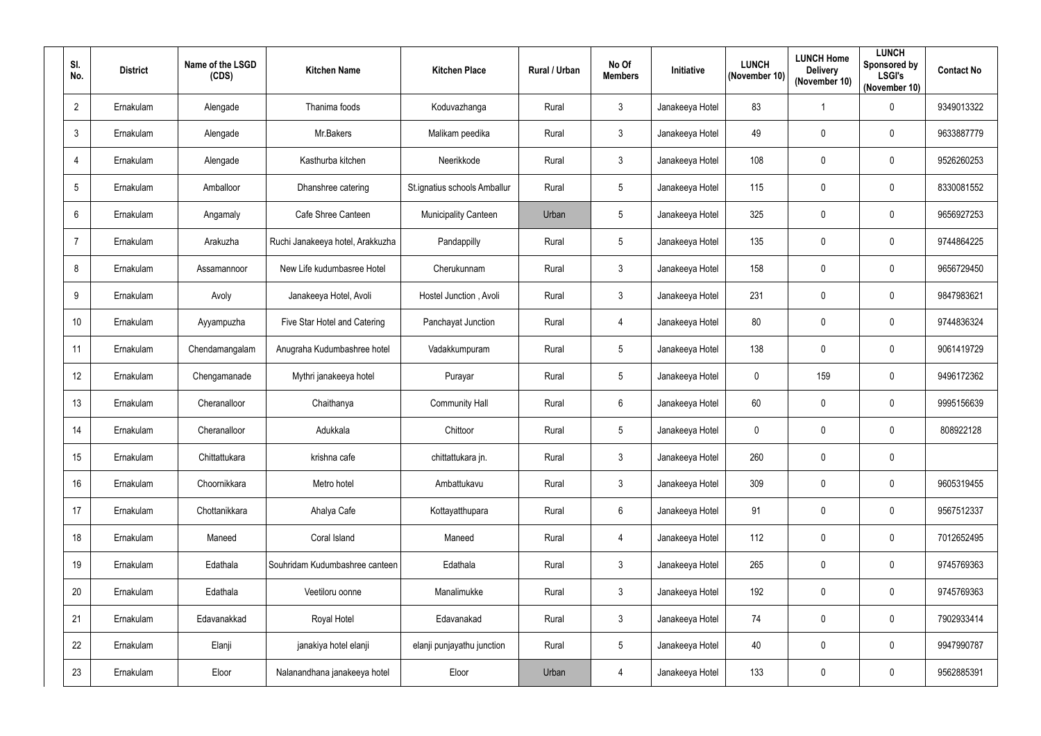| Sl. No. | District | Name of the LSGD (CDS) | Kitchen Name | Kitchen Place | Rural / Urban | No Of Members | Initiative | LUNCH (November 10) | LUNCH Home Delivery (November 10) | LUNCH Sponsored by LSGI's (November 10) | Contact No |
|---|---|---|---|---|---|---|---|---|---|---|---|
| 2 | Ernakulam | Alengade | Thanima foods | Koduvazhanga | Rural | 3 | Janakeeya Hotel | 83 | 1 | 0 | 9349013322 |
| 3 | Ernakulam | Alengade | Mr.Bakers | Malikam peedika | Rural | 3 | Janakeeya Hotel | 49 | 0 | 0 | 9633887779 |
| 4 | Ernakulam | Alengade | Kasthurba kitchen | Neerikkode | Rural | 3 | Janakeeya Hotel | 108 | 0 | 0 | 9526260253 |
| 5 | Ernakulam | Amballoor | Dhanshree catering | St.ignatius schools Amballur | Rural | 5 | Janakeeya Hotel | 115 | 0 | 0 | 8330081552 |
| 6 | Ernakulam | Angamaly | Cafe Shree Canteen | Municipality Canteen | Urban | 5 | Janakeeya Hotel | 325 | 0 | 0 | 9656927253 |
| 7 | Ernakulam | Arakuzha | Ruchi Janakeeya hotel, Arakkuzha | Pandappilly | Rural | 5 | Janakeeya Hotel | 135 | 0 | 0 | 9744864225 |
| 8 | Ernakulam | Assamannoor | New Life kudumbasree Hotel | Cherukunnam | Rural | 3 | Janakeeya Hotel | 158 | 0 | 0 | 9656729450 |
| 9 | Ernakulam | Avoly | Janakeeya Hotel, Avoli | Hostel Junction , Avoli | Rural | 3 | Janakeeya Hotel | 231 | 0 | 0 | 9847983621 |
| 10 | Ernakulam | Ayyampuzha | Five Star Hotel and Catering | Panchayat Junction | Rural | 4 | Janakeeya Hotel | 80 | 0 | 0 | 9744836324 |
| 11 | Ernakulam | Chendamangalam | Anugraha Kudumbashree hotel | Vadakkumpuram | Rural | 5 | Janakeeya Hotel | 138 | 0 | 0 | 9061419729 |
| 12 | Ernakulam | Chengamanade | Mythri janakeeya hotel | Purayar | Rural | 5 | Janakeeya Hotel | 0 | 159 | 0 | 9496172362 |
| 13 | Ernakulam | Cheranalloor | Chaithanya | Community Hall | Rural | 6 | Janakeeya Hotel | 60 | 0 | 0 | 9995156639 |
| 14 | Ernakulam | Cheranalloor | Adukkala | Chittoor | Rural | 5 | Janakeeya Hotel | 0 | 0 | 0 | 808922128 |
| 15 | Ernakulam | Chittattukara | krishna cafe | chittattukara jn. | Rural | 3 | Janakeeya Hotel | 260 | 0 | 0 | |
| 16 | Ernakulam | Choornikkara | Metro hotel | Ambattukavu | Rural | 3 | Janakeeya Hotel | 309 | 0 | 0 | 9605319455 |
| 17 | Ernakulam | Chottanikkara | Ahalya Cafe | Kottayatthupara | Rural | 6 | Janakeeya Hotel | 91 | 0 | 0 | 9567512337 |
| 18 | Ernakulam | Maneed | Coral Island | Maneed | Rural | 4 | Janakeeya Hotel | 112 | 0 | 0 | 7012652495 |
| 19 | Ernakulam | Edathala | Souhridam Kudumbashree canteen | Edathala | Rural | 3 | Janakeeya Hotel | 265 | 0 | 0 | 9745769363 |
| 20 | Ernakulam | Edathala | Veetiloru oonne | Manalimukke | Rural | 3 | Janakeeya Hotel | 192 | 0 | 0 | 9745769363 |
| 21 | Ernakulam | Edavanakkad | Royal Hotel | Edavanakad | Rural | 3 | Janakeeya Hotel | 74 | 0 | 0 | 7902933414 |
| 22 | Ernakulam | Elanji | janakiya hotel elanji | elanji punjayathu junction | Rural | 5 | Janakeeya Hotel | 40 | 0 | 0 | 9947990787 |
| 23 | Ernakulam | Eloor | Nalanandhana janakeeya hotel | Eloor | Urban | 4 | Janakeeya Hotel | 133 | 0 | 0 | 9562885391 |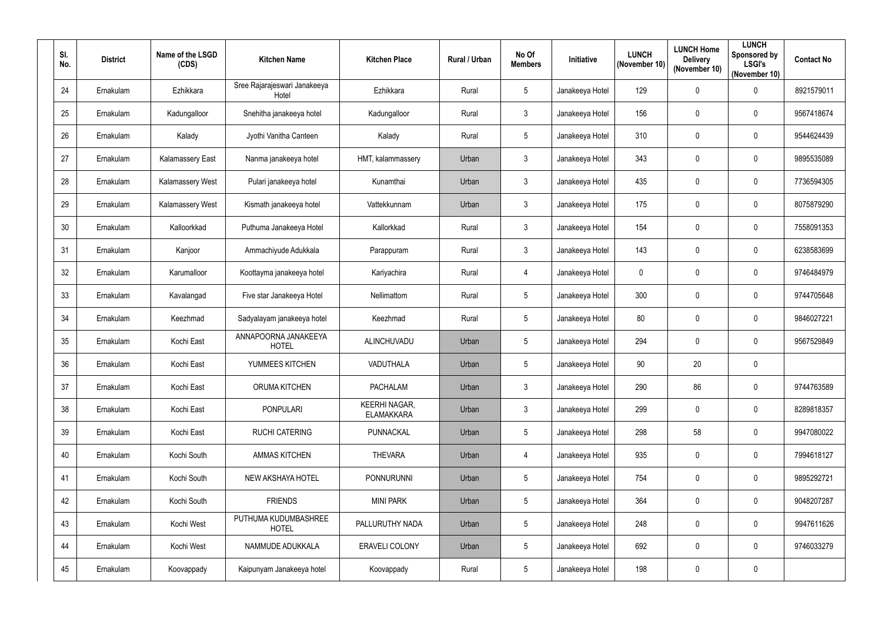| Sl. No. | District | Name of the LSGD (CDS) | Kitchen Name | Kitchen Place | Rural / Urban | No Of Members | Initiative | LUNCH (November 10) | LUNCH Home Delivery (November 10) | LUNCH Sponsored by LSGI's (November 10) | Contact No |
|---|---|---|---|---|---|---|---|---|---|---|---|
| 24 | Ernakulam | Ezhikkara | Sree Rajarajeswari Janakeeya Hotel | Ezhikkara | Rural | 5 | Janakeeya Hotel | 129 | 0 | 0 | 8921579011 |
| 25 | Ernakulam | Kadungalloor | Snehitha janakeeya hotel | Kadungalloor | Rural | 3 | Janakeeya Hotel | 156 | 0 | 0 | 9567418674 |
| 26 | Ernakulam | Kalady | Jyothi Vanitha Canteen | Kalady | Rural | 5 | Janakeeya Hotel | 310 | 0 | 0 | 9544624439 |
| 27 | Ernakulam | Kalamassery East | Nanma janakeeya hotel | HMT, kalammassery | Urban | 3 | Janakeeya Hotel | 343 | 0 | 0 | 9895535089 |
| 28 | Ernakulam | Kalamassery West | Pulari janakeeya hotel | Kunamthai | Urban | 3 | Janakeeya Hotel | 435 | 0 | 0 | 7736594305 |
| 29 | Ernakulam | Kalamassery West | Kismath janakeeya hotel | Vattekkunnam | Urban | 3 | Janakeeya Hotel | 175 | 0 | 0 | 8075879290 |
| 30 | Ernakulam | Kalloorkkad | Puthuma Janakeeya Hotel | Kallorkkad | Rural | 3 | Janakeeya Hotel | 154 | 0 | 0 | 7558091353 |
| 31 | Ernakulam | Kanjoor | Ammachiyude Adukkala | Parappuram | Rural | 3 | Janakeeya Hotel | 143 | 0 | 0 | 6238583699 |
| 32 | Ernakulam | Karumalloor | Koottayma janakeeya hotel | Kariyachira | Rural | 4 | Janakeeya Hotel | 0 | 0 | 0 | 9746484979 |
| 33 | Ernakulam | Kavalangad | Five star Janakeeya Hotel | Nellimattom | Rural | 5 | Janakeeya Hotel | 300 | 0 | 0 | 9744705648 |
| 34 | Ernakulam | Keezhmad | Sadyalayam janakeeya hotel | Keezhmad | Rural | 5 | Janakeeya Hotel | 80 | 0 | 0 | 9846027221 |
| 35 | Ernakulam | Kochi East | ANNAPOORNA JANAKEEYA HOTEL | ALINCHUVADU | Urban | 5 | Janakeeya Hotel | 294 | 0 | 0 | 9567529849 |
| 36 | Ernakulam | Kochi East | YUMMEES KITCHEN | VADUTHALA | Urban | 5 | Janakeeya Hotel | 90 | 20 | 0 | |
| 37 | Ernakulam | Kochi East | ORUMA KITCHEN | PACHALAM | Urban | 3 | Janakeeya Hotel | 290 | 86 | 0 | 9744763589 |
| 38 | Ernakulam | Kochi East | PONPULARI | KEERHI NAGAR, ELAMAKKARA | Urban | 3 | Janakeeya Hotel | 299 | 0 | 0 | 8289818357 |
| 39 | Ernakulam | Kochi East | RUCHI CATERING | PUNNACKAL | Urban | 5 | Janakeeya Hotel | 298 | 58 | 0 | 9947080022 |
| 40 | Ernakulam | Kochi South | AMMAS KITCHEN | THEVARA | Urban | 4 | Janakeeya Hotel | 935 | 0 | 0 | 7994618127 |
| 41 | Ernakulam | Kochi South | NEW AKSHAYA HOTEL | PONNURUNNI | Urban | 5 | Janakeeya Hotel | 754 | 0 | 0 | 9895292721 |
| 42 | Ernakulam | Kochi South | FRIENDS | MINI PARK | Urban | 5 | Janakeeya Hotel | 364 | 0 | 0 | 9048207287 |
| 43 | Ernakulam | Kochi West | PUTHUMA KUDUMBASHREE HOTEL | PALLURUTHY NADA | Urban | 5 | Janakeeya Hotel | 248 | 0 | 0 | 9947611626 |
| 44 | Ernakulam | Kochi West | NAMMUDE ADUKKALA | ERAVELI COLONY | Urban | 5 | Janakeeya Hotel | 692 | 0 | 0 | 9746033279 |
| 45 | Ernakulam | Koovappady | Kaipunyam Janakeeya hotel | Koovappady | Rural | 5 | Janakeeya Hotel | 198 | 0 | 0 | |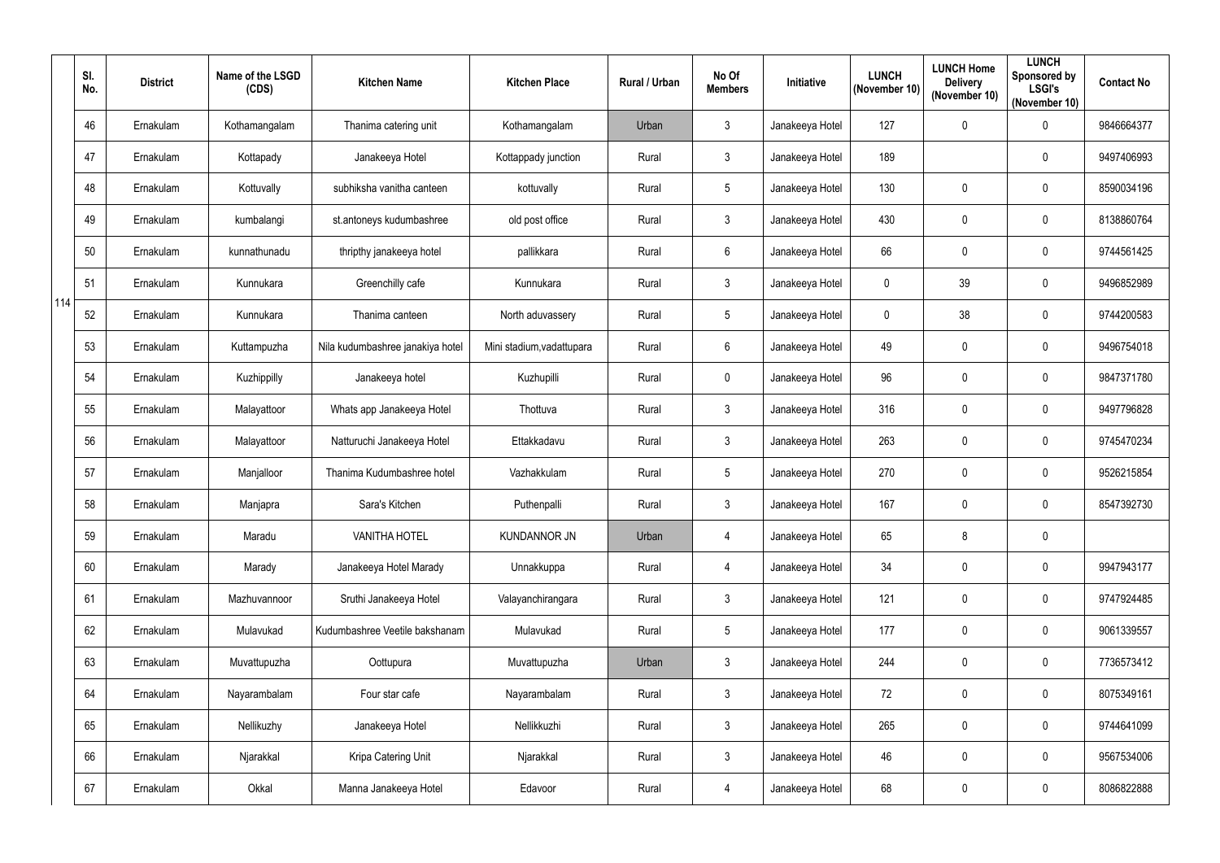| Sl. No. | District | Name of the LSGD (CDS) | Kitchen Name | Kitchen Place | Rural / Urban | No Of Members | Initiative | LUNCH (November 10) | LUNCH Home Delivery (November 10) | LUNCH Sponsored by LSGI's (November 10) | Contact No |
|---|---|---|---|---|---|---|---|---|---|---|---|
| 46 | Ernakulam | Kothamangalam | Thanima catering unit | Kothamangalam | Urban | 3 | Janakeeya Hotel | 127 | 0 | 0 | 9846664377 |
| 47 | Ernakulam | Kottapady | Janakeeya Hotel | Kottappady junction | Rural | 3 | Janakeeya Hotel | 189 | | 0 | 9497406993 |
| 48 | Ernakulam | Kottuvally | subhiksha vanitha canteen | kottuvally | Rural | 5 | Janakeeya Hotel | 130 | 0 | 0 | 8590034196 |
| 49 | Ernakulam | kumbalangi | st.antoneys kudumbashree | old post office | Rural | 3 | Janakeeya Hotel | 430 | 0 | 0 | 8138860764 |
| 50 | Ernakulam | kunnathunadu | thripthy janakeeya hotel | pallikkara | Rural | 6 | Janakeeya Hotel | 66 | 0 | 0 | 9744561425 |
| 51 | Ernakulam | Kunnukara | Greenchilly cafe | Kunnukara | Rural | 3 | Janakeeya Hotel | 0 | 39 | 0 | 9496852989 |
| 52 | Ernakulam | Kunnukara | Thanima canteen | North aduvassery | Rural | 5 | Janakeeya Hotel | 0 | 38 | 0 | 9744200583 |
| 53 | Ernakulam | Kuttampuzha | Nila kudumbashree janakiya hotel | Mini stadium,vadattupara | Rural | 6 | Janakeeya Hotel | 49 | 0 | 0 | 9496754018 |
| 54 | Ernakulam | Kuzhippilly | Janakeeya hotel | Kuzhupilli | Rural | 0 | Janakeeya Hotel | 96 | 0 | 0 | 9847371780 |
| 55 | Ernakulam | Malayattoor | Whats app Janakeeya Hotel | Thottuva | Rural | 3 | Janakeeya Hotel | 316 | 0 | 0 | 9497796828 |
| 56 | Ernakulam | Malayattoor | Natturuchi Janakeeya Hotel | Ettakkadavu | Rural | 3 | Janakeeya Hotel | 263 | 0 | 0 | 9745470234 |
| 57 | Ernakulam | Manjalloor | Thanima Kudumbashree hotel | Vazhakkulam | Rural | 5 | Janakeeya Hotel | 270 | 0 | 0 | 9526215854 |
| 58 | Ernakulam | Manjapra | Sara's Kitchen | Puthenpalli | Rural | 3 | Janakeeya Hotel | 167 | 0 | 0 | 8547392730 |
| 59 | Ernakulam | Maradu | VANITHA HOTEL | KUNDANNOR JN | Urban | 4 | Janakeeya Hotel | 65 | 8 | 0 | |
| 60 | Ernakulam | Marady | Janakeeya Hotel Marady | Unnakkuppa | Rural | 4 | Janakeeya Hotel | 34 | 0 | 0 | 9947943177 |
| 61 | Ernakulam | Mazhuvannoor | Sruthi Janakeeya Hotel | Valayanchirangara | Rural | 3 | Janakeeya Hotel | 121 | 0 | 0 | 9747924485 |
| 62 | Ernakulam | Mulavukad | Kudumbashree Veetile bakshanam | Mulavukad | Rural | 5 | Janakeeya Hotel | 177 | 0 | 0 | 9061339557 |
| 63 | Ernakulam | Muvattupuzha | Oottupura | Muvattupuzha | Urban | 3 | Janakeeya Hotel | 244 | 0 | 0 | 7736573412 |
| 64 | Ernakulam | Nayarambalam | Four star cafe | Nayarambalam | Rural | 3 | Janakeeya Hotel | 72 | 0 | 0 | 8075349161 |
| 65 | Ernakulam | Nellikuzhy | Janakeeya Hotel | Nellikkuzhi | Rural | 3 | Janakeeya Hotel | 265 | 0 | 0 | 9744641099 |
| 66 | Ernakulam | Njarakkal | Kripa Catering Unit | Njarakkal | Rural | 3 | Janakeeya Hotel | 46 | 0 | 0 | 9567534006 |
| 67 | Ernakulam | Okkal | Manna Janakeeya Hotel | Edavoor | Rural | 4 | Janakeeya Hotel | 68 | 0 | 0 | 8086822888 |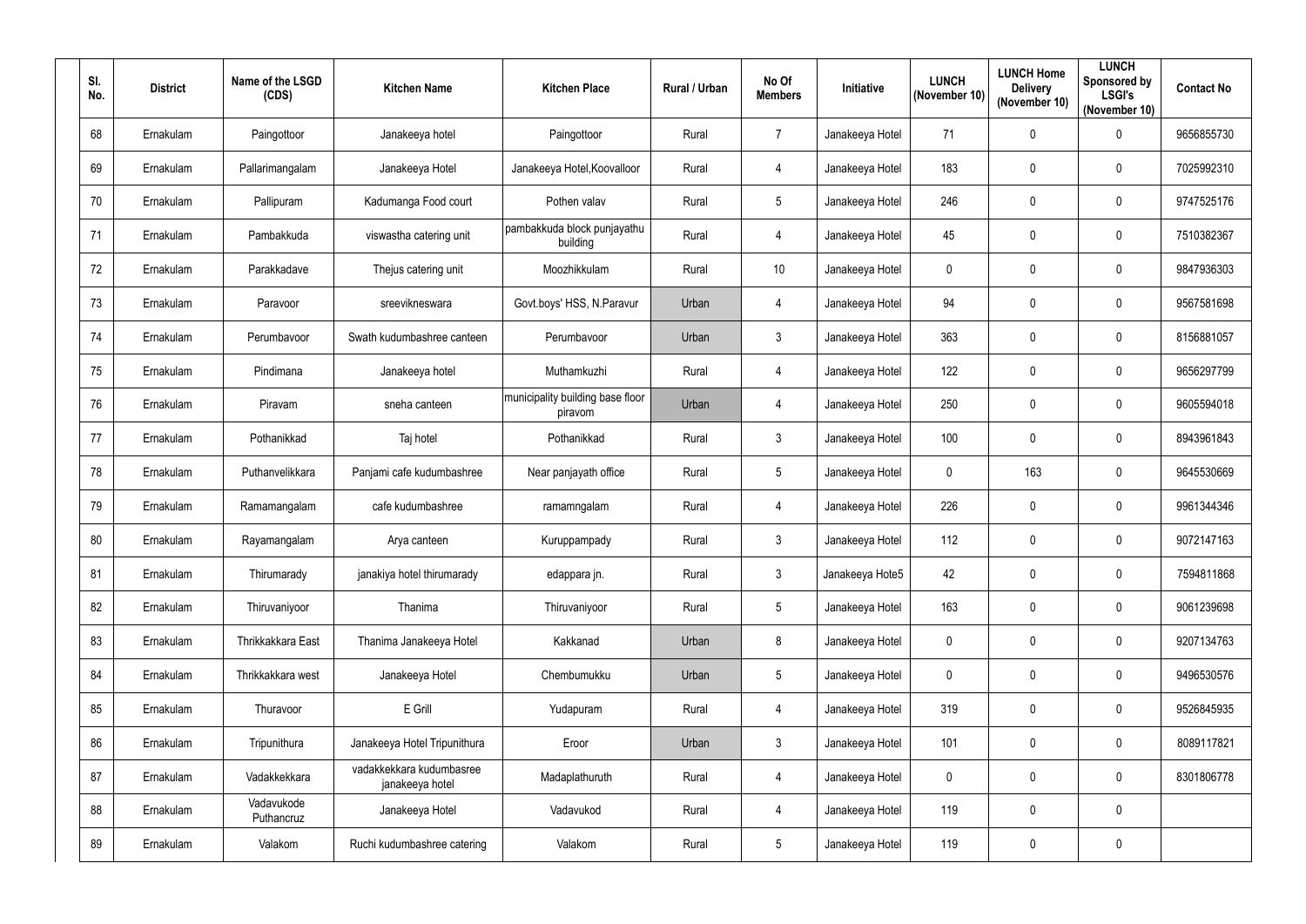| Sl. No. | District | Name of the LSGD (CDS) | Kitchen Name | Kitchen Place | Rural / Urban | No Of Members | Initiative | LUNCH (November 10) | LUNCH Home Delivery (November 10) | LUNCH Sponsored by LSGI's (November 10) | Contact No |
|---|---|---|---|---|---|---|---|---|---|---|---|
| 68 | Ernakulam | Paingottoor | Janakeeya hotel | Paingottoor | Rural | 7 | Janakeeya Hotel | 71 | 0 | 0 | 9656855730 |
| 69 | Ernakulam | Pallarimangalam | Janakeeya Hotel | Janakeeya Hotel,Koovalloor | Rural | 4 | Janakeeya Hotel | 183 | 0 | 0 | 7025992310 |
| 70 | Ernakulam | Pallipuram | Kadumanga Food court | Pothen valav | Rural | 5 | Janakeeya Hotel | 246 | 0 | 0 | 9747525176 |
| 71 | Ernakulam | Pambakkuda | viswastha catering unit | pambakkuda block punjayathu building | Rural | 4 | Janakeeya Hotel | 45 | 0 | 0 | 7510382367 |
| 72 | Ernakulam | Parakkadave | Thejus catering unit | Moozhikkulam | Rural | 10 | Janakeeya Hotel | 0 | 0 | 0 | 9847936303 |
| 73 | Ernakulam | Paravoor | sreevikneswara | Govt.boys' HSS, N.Paravur | Urban | 4 | Janakeeya Hotel | 94 | 0 | 0 | 9567581698 |
| 74 | Ernakulam | Perumbavoor | Swath kudumbashree canteen | Perumbavoor | Urban | 3 | Janakeeya Hotel | 363 | 0 | 0 | 8156881057 |
| 75 | Ernakulam | Pindimana | Janakeeya hotel | Muthamkuzhi | Rural | 4 | Janakeeya Hotel | 122 | 0 | 0 | 9656297799 |
| 76 | Ernakulam | Piravam | sneha canteen | municipality building base floor piravom | Urban | 4 | Janakeeya Hotel | 250 | 0 | 0 | 9605594018 |
| 77 | Ernakulam | Pothanikkad | Taj hotel | Pothanikkad | Rural | 3 | Janakeeya Hotel | 100 | 0 | 0 | 8943961843 |
| 78 | Ernakulam | Puthanvelikkara | Panjami cafe kudumbashree | Near panjayath office | Rural | 5 | Janakeeya Hotel | 0 | 163 | 0 | 9645530669 |
| 79 | Ernakulam | Ramamangalam | cafe kudumbashree | ramamngalam | Rural | 4 | Janakeeya Hotel | 226 | 0 | 0 | 9961344346 |
| 80 | Ernakulam | Rayamangalam | Arya canteen | Kuruppampady | Rural | 3 | Janakeeya Hotel | 112 | 0 | 0 | 9072147163 |
| 81 | Ernakulam | Thirumarady | janakiya hotel thirumarady | edappara jn. | Rural | 3 | Janakeeya Hote5 | 42 | 0 | 0 | 7594811868 |
| 82 | Ernakulam | Thiruvaniyoor | Thanima | Thiruvaniyoor | Rural | 5 | Janakeeya Hotel | 163 | 0 | 0 | 9061239698 |
| 83 | Ernakulam | Thrikkakkara East | Thanima Janakeeya Hotel | Kakkanad | Urban | 8 | Janakeeya Hotel | 0 | 0 | 0 | 9207134763 |
| 84 | Ernakulam | Thrikkakkara west | Janakeeya Hotel | Chembumukku | Urban | 5 | Janakeeya Hotel | 0 | 0 | 0 | 9496530576 |
| 85 | Ernakulam | Thuravoor | E Grill | Yudapuram | Rural | 4 | Janakeeya Hotel | 319 | 0 | 0 | 9526845935 |
| 86 | Ernakulam | Tripunithura | Janakeeya Hotel Tripunithura | Eroor | Urban | 3 | Janakeeya Hotel | 101 | 0 | 0 | 8089117821 |
| 87 | Ernakulam | Vadakkekkara | vadakkekkara kudumbasree janakeeya hotel | Madaplathuruth | Rural | 4 | Janakeeya Hotel | 0 | 0 | 0 | 8301806778 |
| 88 | Ernakulam | Vadavukode Puthancruz | Janakeeya Hotel | Vadavukod | Rural | 4 | Janakeeya Hotel | 119 | 0 | 0 | |
| 89 | Ernakulam | Valakom | Ruchi kudumbashree catering | Valakom | Rural | 5 | Janakeeya Hotel | 119 | 0 | 0 | |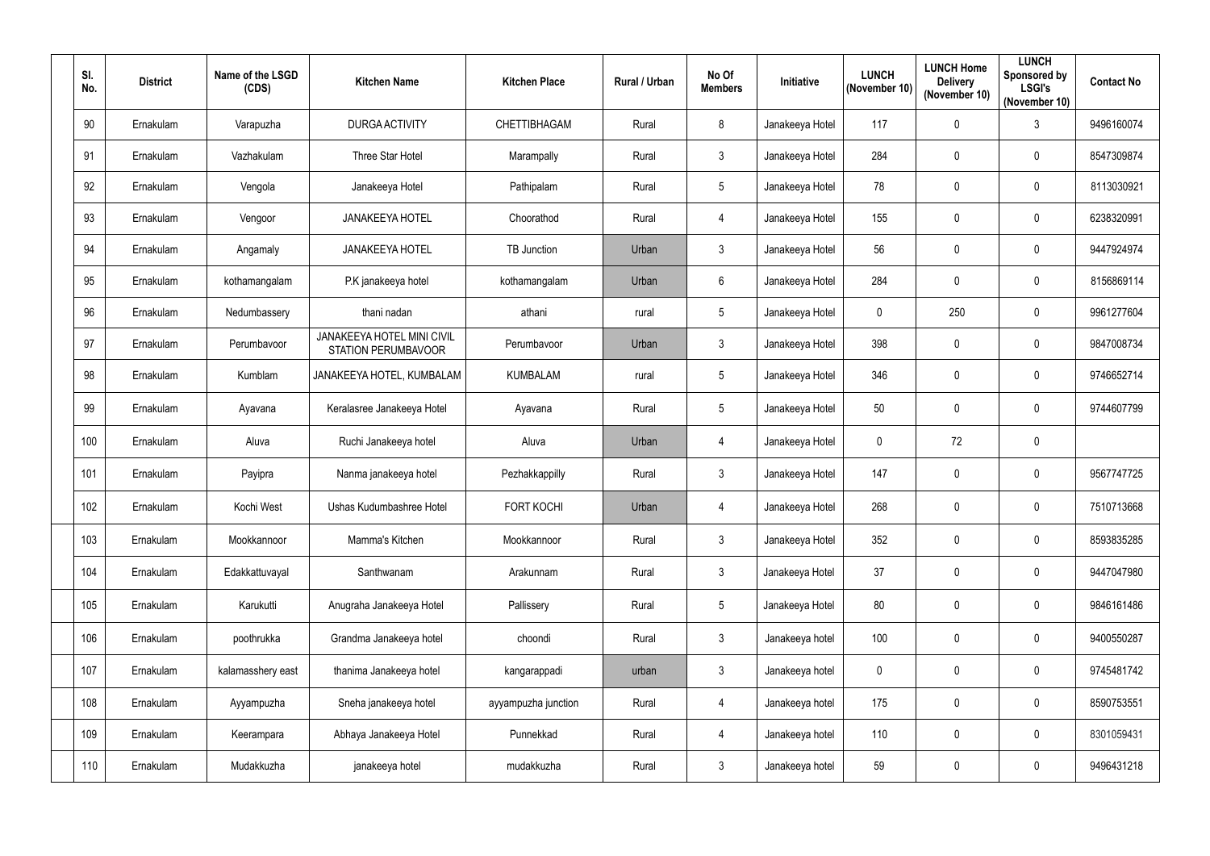| Sl. No. | District | Name of the LSGD (CDS) | Kitchen Name | Kitchen Place | Rural / Urban | No Of Members | Initiative | LUNCH (November 10) | LUNCH Home Delivery (November 10) | LUNCH Sponsored by LSGI's (November 10) | Contact No |
|---|---|---|---|---|---|---|---|---|---|---|---|
| 90 | Ernakulam | Varapuzha | DURGA ACTIVITY | CHETTIBHAGAM | Rural | 8 | Janakeeya Hotel | 117 | 0 | 3 | 9496160074 |
| 91 | Ernakulam | Vazhakulam | Three Star Hotel | Marampally | Rural | 3 | Janakeeya Hotel | 284 | 0 | 0 | 8547309874 |
| 92 | Ernakulam | Vengola | Janakeeya Hotel | Pathipalam | Rural | 5 | Janakeeya Hotel | 78 | 0 | 0 | 8113030921 |
| 93 | Ernakulam | Vengoor | JANAKEEYA HOTEL | Choorathod | Rural | 4 | Janakeeya Hotel | 155 | 0 | 0 | 6238320991 |
| 94 | Ernakulam | Angamaly | JANAKEEYA HOTEL | TB Junction | Urban | 3 | Janakeeya Hotel | 56 | 0 | 0 | 9447924974 |
| 95 | Ernakulam | kothamangalam | P.K janakeeya hotel | kothamangalam | Urban | 6 | Janakeeya Hotel | 284 | 0 | 0 | 8156869114 |
| 96 | Ernakulam | Nedumbassery | thani nadan | athani | rural | 5 | Janakeeya Hotel | 0 | 250 | 0 | 9961277604 |
| 97 | Ernakulam | Perumbavoor | JANAKEEYA HOTEL MINI CIVIL STATION PERUMBAVOOR | Perumbavoor | Urban | 3 | Janakeeya Hotel | 398 | 0 | 0 | 9847008734 |
| 98 | Ernakulam | Kumblam | JANAKEEYA HOTEL, KUMBALAM | KUMBALAM | rural | 5 | Janakeeya Hotel | 346 | 0 | 0 | 9746652714 |
| 99 | Ernakulam | Ayavana | Keralasree Janakeeya Hotel | Ayavana | Rural | 5 | Janakeeya Hotel | 50 | 0 | 0 | 9744607799 |
| 100 | Ernakulam | Aluva | Ruchi Janakeeya hotel | Aluva | Urban | 4 | Janakeeya Hotel | 0 | 72 | 0 | |
| 101 | Ernakulam | Payipra | Nanma janakeeya hotel | Pezhakkappilly | Rural | 3 | Janakeeya Hotel | 147 | 0 | 0 | 9567747725 |
| 102 | Ernakulam | Kochi West | Ushas Kudumbashree Hotel | FORT KOCHI | Urban | 4 | Janakeeya Hotel | 268 | 0 | 0 | 7510713668 |
| 103 | Ernakulam | Mookkannoor | Mamma's Kitchen | Mookkannoor | Rural | 3 | Janakeeya Hotel | 352 | 0 | 0 | 8593835285 |
| 104 | Ernakulam | Edakkattuvayal | Santhwanam | Arakunnam | Rural | 3 | Janakeeya Hotel | 37 | 0 | 0 | 9447047980 |
| 105 | Ernakulam | Karukutti | Anugraha Janakeeya Hotel | Pallissery | Rural | 5 | Janakeeya Hotel | 80 | 0 | 0 | 9846161486 |
| 106 | Ernakulam | poothrukka | Grandma Janakeeya hotel | choondi | Rural | 3 | Janakeeya hotel | 100 | 0 | 0 | 9400550287 |
| 107 | Ernakulam | kalamasshery east | thanima Janakeeya hotel | kangarappadi | urban | 3 | Janakeeya hotel | 0 | 0 | 0 | 9745481742 |
| 108 | Ernakulam | Ayyampuzha | Sneha janakeeya hotel | ayyampuzha junction | Rural | 4 | Janakeeya hotel | 175 | 0 | 0 | 8590753551 |
| 109 | Ernakulam | Keerampara | Abhaya Janakeeya Hotel | Punnekkad | Rural | 4 | Janakeeya hotel | 110 | 0 | 0 | 8301059431 |
| 110 | Ernakulam | Mudakkuzha | janakeeya hotel | mudakkuzha | Rural | 3 | Janakeeya hotel | 59 | 0 | 0 | 9496431218 |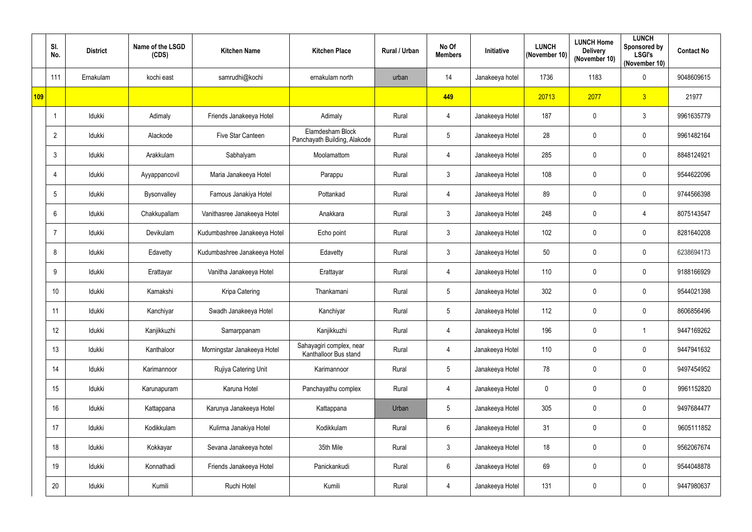| | Sl. No. | District | Name of the LSGD (CDS) | Kitchen Name | Kitchen Place | Rural / Urban | No Of Members | Initiative | LUNCH (November 10) | LUNCH Home Delivery (November 10) | LUNCH Sponsored by LSGI's (November 10) | Contact No |
|---|---|---|---|---|---|---|---|---|---|---|---|---|
| | 111 | Ernakulam | kochi east | samrudhi@kochi | ernakulam north | urban | 14 | Janakeeya hotel | 1736 | 1183 | 0 | 9048609615 |
| 109 | | | | | | | 449 | | 20713 | 2077 | 3 | 21977 |
| | 1 | Idukki | Adimaly | Friends Janakeeya Hotel | Adimaly | Rural | 4 | Janakeeya Hotel | 187 | 0 | 3 | 9961635779 |
| | 2 | Idukki | Alackode | Five Star Canteen | Elamdesham Block Panchayath Building, Alakode | Rural | 5 | Janakeeya Hotel | 28 | 0 | 0 | 9961482164 |
| | 3 | Idukki | Arakkulam | Sabhalyam | Moolamattom | Rural | 4 | Janakeeya Hotel | 285 | 0 | 0 | 8848124921 |
| | 4 | Idukki | Ayyappancovil | Maria Janakeeya Hotel | Parappu | Rural | 3 | Janakeeya Hotel | 108 | 0 | 0 | 9544622096 |
| | 5 | Idukki | Bysonvalley | Famous Janakiya Hotel | Pottankad | Rural | 4 | Janakeeya Hotel | 89 | 0 | 0 | 9744566398 |
| | 6 | Idukki | Chakkupallam | Vanithasree Janakeeya Hotel | Anakkara | Rural | 3 | Janakeeya Hotel | 248 | 0 | 4 | 8075143547 |
| | 7 | Idukki | Devikulam | Kudumbashree Janakeeya Hotel | Echo point | Rural | 3 | Janakeeya Hotel | 102 | 0 | 0 | 8281640208 |
| | 8 | Idukki | Edavetty | Kudumbashree Janakeeya Hotel | Edavetty | Rural | 3 | Janakeeya Hotel | 50 | 0 | 0 | 6238694173 |
| | 9 | Idukki | Erattayar | Vanitha Janakeeya Hotel | Erattayar | Rural | 4 | Janakeeya Hotel | 110 | 0 | 0 | 9188166929 |
| | 10 | Idukki | Kamakshi | Kripa Catering | Thankamani | Rural | 5 | Janakeeya Hotel | 302 | 0 | 0 | 9544021398 |
| | 11 | Idukki | Kanchiyar | Swadh Janakeeya Hotel | Kanchiyar | Rural | 5 | Janakeeya Hotel | 112 | 0 | 0 | 8606856496 |
| | 12 | Idukki | Kanjikkuzhi | Samarppanam | Kanjikkuzhi | Rural | 4 | Janakeeya Hotel | 196 | 0 | 1 | 9447169262 |
| | 13 | Idukki | Kanthaloor | Morningstar Janakeeya Hotel | Sahayagiri complex, near Kanthalloor Bus stand | Rural | 4 | Janakeeya Hotel | 110 | 0 | 0 | 9447941632 |
| | 14 | Idukki | Karimannoor | Rujiya Catering Unit | Karimannoor | Rural | 5 | Janakeeya Hotel | 78 | 0 | 0 | 9497454952 |
| | 15 | Idukki | Karunapuram | Karuna Hotel | Panchayathu complex | Rural | 4 | Janakeeya Hotel | 0 | 0 | 0 | 9961152820 |
| | 16 | Idukki | Kattappana | Karunya Janakeeya Hotel | Kattappana | Urban | 5 | Janakeeya Hotel | 305 | 0 | 0 | 9497684477 |
| | 17 | Idukki | Kodikkulam | Kulirma Janakiya Hotel | Kodikkulam | Rural | 6 | Janakeeya Hotel | 31 | 0 | 0 | 9605111852 |
| | 18 | Idukki | Kokkayar | Sevana Janakeeya hotel | 35th Mile | Rural | 3 | Janakeeya Hotel | 18 | 0 | 0 | 9562067674 |
| | 19 | Idukki | Konnathadi | Friends Janakeeya Hotel | Panickankudi | Rural | 6 | Janakeeya Hotel | 69 | 0 | 0 | 9544048878 |
| | 20 | Idukki | Kumili | Ruchi Hotel | Kumili | Rural | 4 | Janakeeya Hotel | 131 | 0 | 0 | 9447980637 |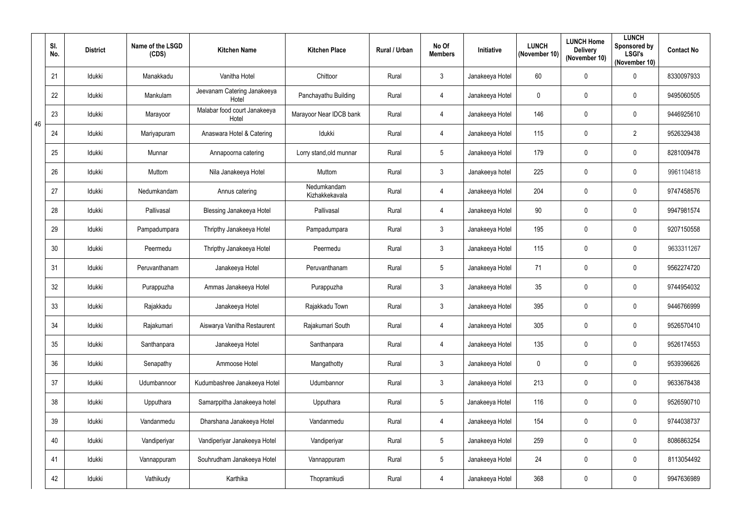| | Sl. No. | District | Name of the LSGD (CDS) | Kitchen Name | Kitchen Place | Rural / Urban | No Of Members | Initiative | LUNCH (November 10) | LUNCH Home Delivery (November 10) | LUNCH Sponsored by LSGI's (November 10) | Contact No |
|---|---|---|---|---|---|---|---|---|---|---|---|---|
| 46 | 21 | Idukki | Manakkadu | Vanitha Hotel | Chittoor | Rural | 3 | Janakeeya Hotel | 60 | 0 | 0 | 8330097933 |
| | 22 | Idukki | Mankulam | Jeevanam Catering Janakeeya Hotel | Panchayathu Building | Rural | 4 | Janakeeya Hotel | 0 | 0 | 0 | 9495060505 |
| | 23 | Idukki | Marayoor | Malabar food court Janakeeya Hotel | Marayoor Near IDCB bank | Rural | 4 | Janakeeya Hotel | 146 | 0 | 0 | 9446925610 |
| | 24 | Idukki | Mariyapuram | Anaswara Hotel & Catering | Idukki | Rural | 4 | Janakeeya Hotel | 115 | 0 | 2 | 9526329438 |
| | 25 | Idukki | Munnar | Annapoorna catering | Lorry stand,old munnar | Rural | 5 | Janakeeya Hotel | 179 | 0 | 0 | 8281009478 |
| | 26 | Idukki | Muttom | Nila Janakeeya Hotel | Muttom | Rural | 3 | Janakeeya hotel | 225 | 0 | 0 | 9961104818 |
| | 27 | Idukki | Nedumkandam | Annus catering | Nedumkandam Kizhakkekavala | Rural | 4 | Janakeeya Hotel | 204 | 0 | 0 | 9747458576 |
| | 28 | Idukki | Pallivasal | Blessing Janakeeya Hotel | Pallivasal | Rural | 4 | Janakeeya Hotel | 90 | 0 | 0 | 9947981574 |
| | 29 | Idukki | Pampadumpara | Thripthy Janakeeya Hotel | Pampadumpara | Rural | 3 | Janakeeya Hotel | 195 | 0 | 0 | 9207150558 |
| | 30 | Idukki | Peermedu | Thripthy Janakeeya Hotel | Peermedu | Rural | 3 | Janakeeya Hotel | 115 | 0 | 0 | 9633311267 |
| | 31 | Idukki | Peruvanthanam | Janakeeya Hotel | Peruvanthanam | Rural | 5 | Janakeeya Hotel | 71 | 0 | 0 | 9562274720 |
| | 32 | Idukki | Purappuzha | Ammas Janakeeya Hotel | Purappuzha | Rural | 3 | Janakeeya Hotel | 35 | 0 | 0 | 9744954032 |
| | 33 | Idukki | Rajakkadu | Janakeeya Hotel | Rajakkadu Town | Rural | 3 | Janakeeya Hotel | 395 | 0 | 0 | 9446766999 |
| | 34 | Idukki | Rajakumari | Aiswarya Vanitha Restaurent | Rajakumari South | Rural | 4 | Janakeeya Hotel | 305 | 0 | 0 | 9526570410 |
| | 35 | Idukki | Santhanpara | Janakeeya Hotel | Santhanpara | Rural | 4 | Janakeeya Hotel | 135 | 0 | 0 | 9526174553 |
| | 36 | Idukki | Senapathy | Ammoose Hotel | Mangathotty | Rural | 3 | Janakeeya Hotel | 0 | 0 | 0 | 9539396626 |
| | 37 | Idukki | Udumbannoor | Kudumbashree Janakeeya Hotel | Udumbannor | Rural | 3 | Janakeeya Hotel | 213 | 0 | 0 | 9633678438 |
| | 38 | Idukki | Upputhara | Samarppitha Janakeeya hotel | Upputhara | Rural | 5 | Janakeeya Hotel | 116 | 0 | 0 | 9526590710 |
| | 39 | Idukki | Vandanmedu | Dharshana Janakeeya Hotel | Vandanmedu | Rural | 4 | Janakeeya Hotel | 154 | 0 | 0 | 9744038737 |
| | 40 | Idukki | Vandiperiyar | Vandiperiyar Janakeeya Hotel | Vandiperiyar | Rural | 5 | Janakeeya Hotel | 259 | 0 | 0 | 8086863254 |
| | 41 | Idukki | Vannappuram | Souhrudham Janakeeya Hotel | Vannappuram | Rural | 5 | Janakeeya Hotel | 24 | 0 | 0 | 8113054492 |
| | 42 | Idukki | Vathikudy | Karthika | Thopramkudi | Rural | 4 | Janakeeya Hotel | 368 | 0 | 0 | 9947636989 |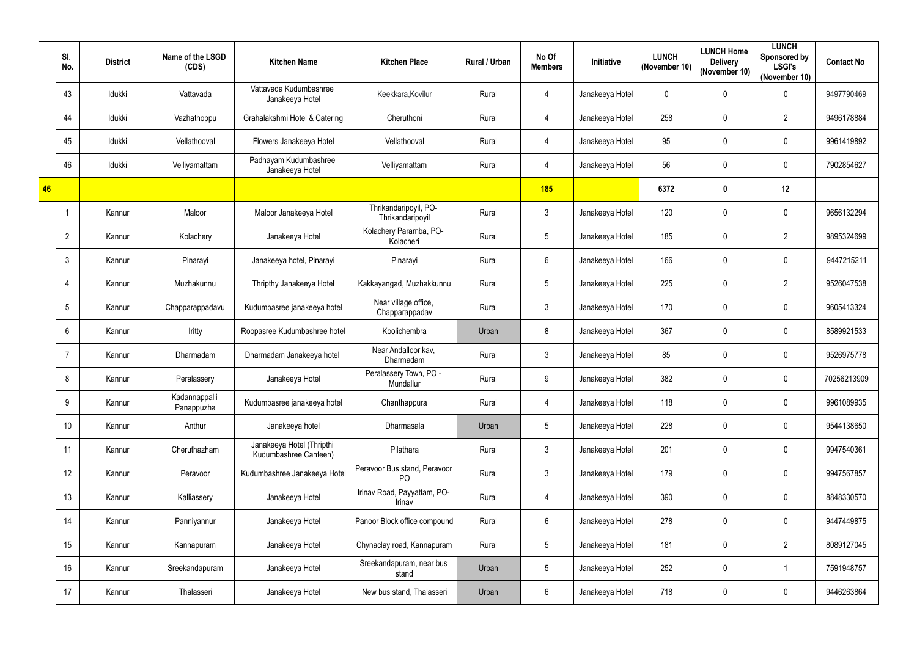|  | Sl. No. | District | Name of the LSGD (CDS) | Kitchen Name | Kitchen Place | Rural / Urban | No Of Members | Initiative | LUNCH (November 10) | LUNCH Home Delivery (November 10) | LUNCH Sponsored by LSGI's (November 10) | Contact No |
|---|---|---|---|---|---|---|---|---|---|---|---|---|
|  | 43 | Idukki | Vattavada | Vattavada Kudumbashree Janakeeya Hotel | Keekkara,Kovilur | Rural | 4 | Janakeeya Hotel | 0 | 0 | 0 | 9497790469 |
|  | 44 | Idukki | Vazhathoppu | Grahalakshmi Hotel & Catering | Cheruthoni | Rural | 4 | Janakeeya Hotel | 258 | 0 | 2 | 9496178884 |
|  | 45 | Idukki | Vellathooval | Flowers Janakeeya Hotel | Vellathooval | Rural | 4 | Janakeeya Hotel | 95 | 0 | 0 | 9961419892 |
|  | 46 | Idukki | Velliyamattam | Padhayam Kudumbashree Janakeeya Hotel | Velliyamattam | Rural | 4 | Janakeeya Hotel | 56 | 0 | 0 | 7902854627 |
| **46** |  |  |  |  |  |  | **185** |  | **6372** | **0** | **12** |  |
|  | 1 | Kannur | Maloor | Maloor Janakeeya Hotel | Thrikandaripoyil, PO-Thrikandaripoyil | Rural | 3 | Janakeeya Hotel | 120 | 0 | 0 | 9656132294 |
|  | 2 | Kannur | Kolachery | Janakeeya Hotel | Kolachery Paramba, PO-Kolacheri | Rural | 5 | Janakeeya Hotel | 185 | 0 | 2 | 9895324699 |
|  | 3 | Kannur | Pinarayi | Janakeeya hotel, Pinarayi | Pinarayi | Rural | 6 | Janakeeya Hotel | 166 | 0 | 0 | 9447215211 |
|  | 4 | Kannur | Muzhakunnu | Thripthy Janakeeya Hotel | Kakkayangad, Muzhakkunnu | Rural | 5 | Janakeeya Hotel | 225 | 0 | 2 | 9526047538 |
|  | 5 | Kannur | Chapparappadavu | Kudumbasree janakeeya hotel | Near village office, Chapparappadav | Rural | 3 | Janakeeya Hotel | 170 | 0 | 0 | 9605413324 |
|  | 6 | Kannur | Iritty | Roopasree Kudumbashree hotel | Koolichembra | Urban | 8 | Janakeeya Hotel | 367 | 0 | 0 | 8589921533 |
|  | 7 | Kannur | Dharmadam | Dharmadam Janakeeya hotel | Near Andalloor kav, Dharmadam | Rural | 3 | Janakeeya Hotel | 85 | 0 | 0 | 9526975778 |
|  | 8 | Kannur | Peralassery | Janakeeya Hotel | Peralassery Town, PO - Mundallur | Rural | 9 | Janakeeya Hotel | 382 | 0 | 0 | 70256213909 |
|  | 9 | Kannur | Kadannappalli Panappuzha | Kudumbasree janakeeya hotel | Chanthappura | Rural | 4 | Janakeeya Hotel | 118 | 0 | 0 | 9961089935 |
|  | 10 | Kannur | Anthur | Janakeeya hotel | Dharmasala | Urban | 5 | Janakeeya Hotel | 228 | 0 | 0 | 9544138650 |
|  | 11 | Kannur | Cheruthazham | Janakeeya Hotel (Thripthi Kudumbashree Canteen) | Pilathara | Rural | 3 | Janakeeya Hotel | 201 | 0 | 0 | 9947540361 |
|  | 12 | Kannur | Peravoor | Kudumbashree Janakeeya Hotel | Peravoor Bus stand, Peravoor PO | Rural | 3 | Janakeeya Hotel | 179 | 0 | 0 | 9947567857 |
|  | 13 | Kannur | Kalliassery | Janakeeya Hotel | Irinav Road, Payyattam, PO-Irinav | Rural | 4 | Janakeeya Hotel | 390 | 0 | 0 | 8848330570 |
|  | 14 | Kannur | Panniyannur | Janakeeya Hotel | Panoor Block office compound | Rural | 6 | Janakeeya Hotel | 278 | 0 | 0 | 9447449875 |
|  | 15 | Kannur | Kannapuram | Janakeeya Hotel | Chynaclay road, Kannapuram | Rural | 5 | Janakeeya Hotel | 181 | 0 | 2 | 8089127045 |
|  | 16 | Kannur | Sreekandapuram | Janakeeya Hotel | Sreekandapuram, near bus stand | Urban | 5 | Janakeeya Hotel | 252 | 0 | 1 | 7591948757 |
|  | 17 | Kannur | Thalasseri | Janakeeya Hotel | New bus stand, Thalasseri | Urban | 6 | Janakeeya Hotel | 718 | 0 | 0 | 9446263864 |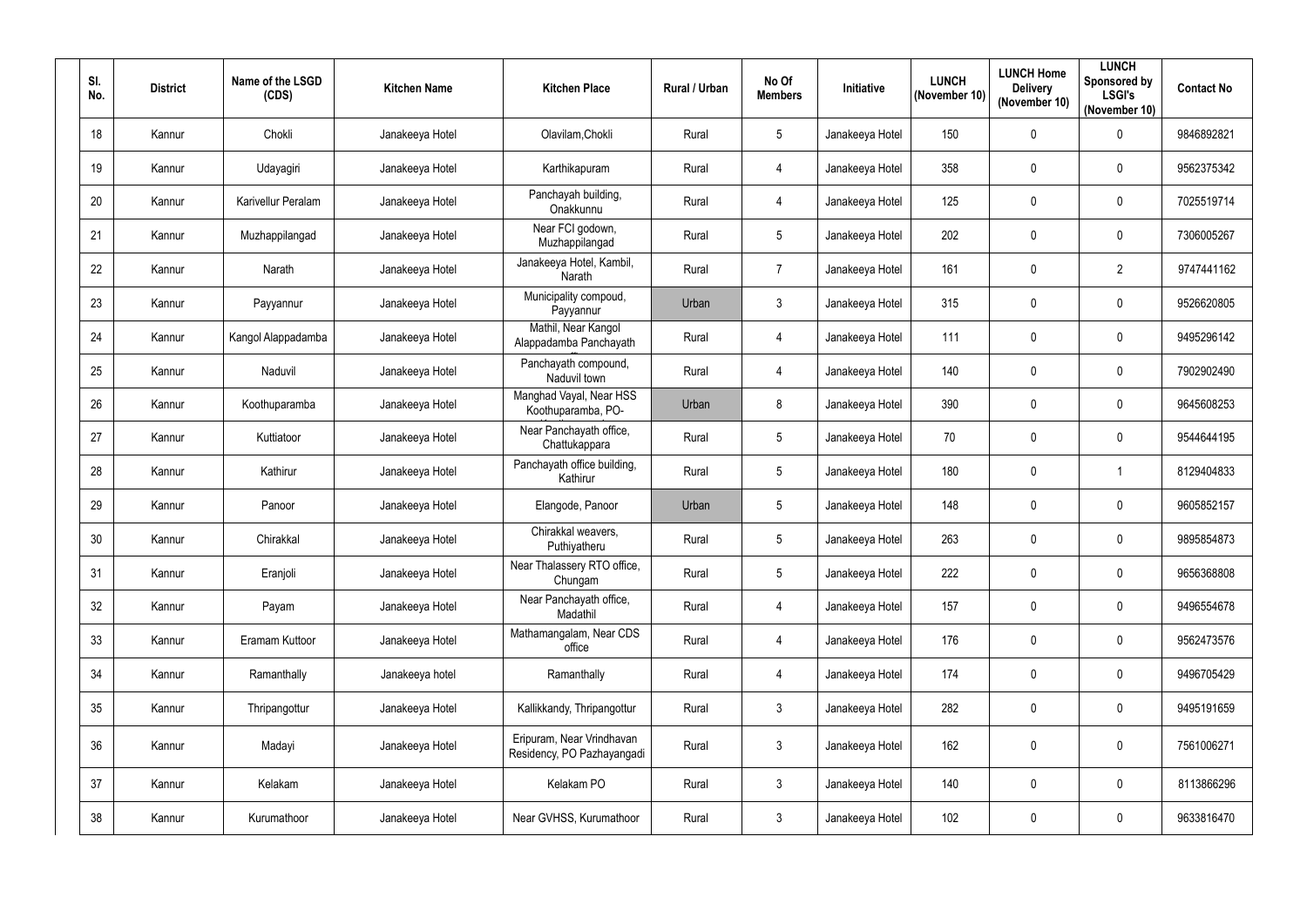| Sl. No. | District | Name of the LSGD (CDS) | Kitchen Name | Kitchen Place | Rural / Urban | No Of Members | Initiative | LUNCH (November 10) | LUNCH Home Delivery (November 10) | LUNCH Sponsored by LSGI's (November 10) | Contact No |
|---|---|---|---|---|---|---|---|---|---|---|---|
| 18 | Kannur | Chokli | Janakeeya Hotel | Olavilam,Chokli | Rural | 5 | Janakeeya Hotel | 150 | 0 | 0 | 9846892821 |
| 19 | Kannur | Udayagiri | Janakeeya Hotel | Karthikapuram | Rural | 4 | Janakeeya Hotel | 358 | 0 | 0 | 9562375342 |
| 20 | Kannur | Karivellur Peralam | Janakeeya Hotel | Panchayah building, Onakkunnu | Rural | 4 | Janakeeya Hotel | 125 | 0 | 0 | 7025519714 |
| 21 | Kannur | Muzhappilangad | Janakeeya Hotel | Near FCI godown, Muzhappilangad | Rural | 5 | Janakeeya Hotel | 202 | 0 | 0 | 7306005267 |
| 22 | Kannur | Narath | Janakeeya Hotel | Janakeeya Hotel, Kambil, Narath | Rural | 7 | Janakeeya Hotel | 161 | 0 | 2 | 9747441162 |
| 23 | Kannur | Payyannur | Janakeeya Hotel | Municipality compoud, Payyannur | Urban | 3 | Janakeeya Hotel | 315 | 0 | 0 | 9526620805 |
| 24 | Kannur | Kangol Alappadamba | Janakeeya Hotel | Mathil, Near Kangol Alappadamba Panchayath | Rural | 4 | Janakeeya Hotel | 111 | 0 | 0 | 9495296142 |
| 25 | Kannur | Naduvil | Janakeeya Hotel | Panchayath compound, Naduvil town | Rural | 4 | Janakeeya Hotel | 140 | 0 | 0 | 7902902490 |
| 26 | Kannur | Koothuparamba | Janakeeya Hotel | Manghad Vayal, Near HSS Koothuparamba, PO- | Urban | 8 | Janakeeya Hotel | 390 | 0 | 0 | 9645608253 |
| 27 | Kannur | Kuttiatoor | Janakeeya Hotel | Near Panchayath office, Chattukappara | Rural | 5 | Janakeeya Hotel | 70 | 0 | 0 | 9544644195 |
| 28 | Kannur | Kathirur | Janakeeya Hotel | Panchayath office building, Kathirur | Rural | 5 | Janakeeya Hotel | 180 | 0 | 1 | 8129404833 |
| 29 | Kannur | Panoor | Janakeeya Hotel | Elangode, Panoor | Urban | 5 | Janakeeya Hotel | 148 | 0 | 0 | 9605852157 |
| 30 | Kannur | Chirakkal | Janakeeya Hotel | Chirakkal weavers, Puthiyatheru | Rural | 5 | Janakeeya Hotel | 263 | 0 | 0 | 9895854873 |
| 31 | Kannur | Eranjoli | Janakeeya Hotel | Near Thalassery RTO office, Chungam | Rural | 5 | Janakeeya Hotel | 222 | 0 | 0 | 9656368808 |
| 32 | Kannur | Payam | Janakeeya Hotel | Near Panchayath office, Madathil | Rural | 4 | Janakeeya Hotel | 157 | 0 | 0 | 9496554678 |
| 33 | Kannur | Eramam Kuttoor | Janakeeya Hotel | Mathamangalam, Near CDS office | Rural | 4 | Janakeeya Hotel | 176 | 0 | 0 | 9562473576 |
| 34 | Kannur | Ramanthally | Janakeeya hotel | Ramanthally | Rural | 4 | Janakeeya Hotel | 174 | 0 | 0 | 9496705429 |
| 35 | Kannur | Thripangottur | Janakeeya Hotel | Kallikkandy, Thripangottur | Rural | 3 | Janakeeya Hotel | 282 | 0 | 0 | 9495191659 |
| 36 | Kannur | Madayi | Janakeeya Hotel | Eripuram, Near Vrindhavan Residency, PO Pazhayangadi | Rural | 3 | Janakeeya Hotel | 162 | 0 | 0 | 7561006271 |
| 37 | Kannur | Kelakam | Janakeeya Hotel | Kelakam PO | Rural | 3 | Janakeeya Hotel | 140 | 0 | 0 | 8113866296 |
| 38 | Kannur | Kurumathoor | Janakeeya Hotel | Near GVHSS, Kurumathoor | Rural | 3 | Janakeeya Hotel | 102 | 0 | 0 | 9633816470 |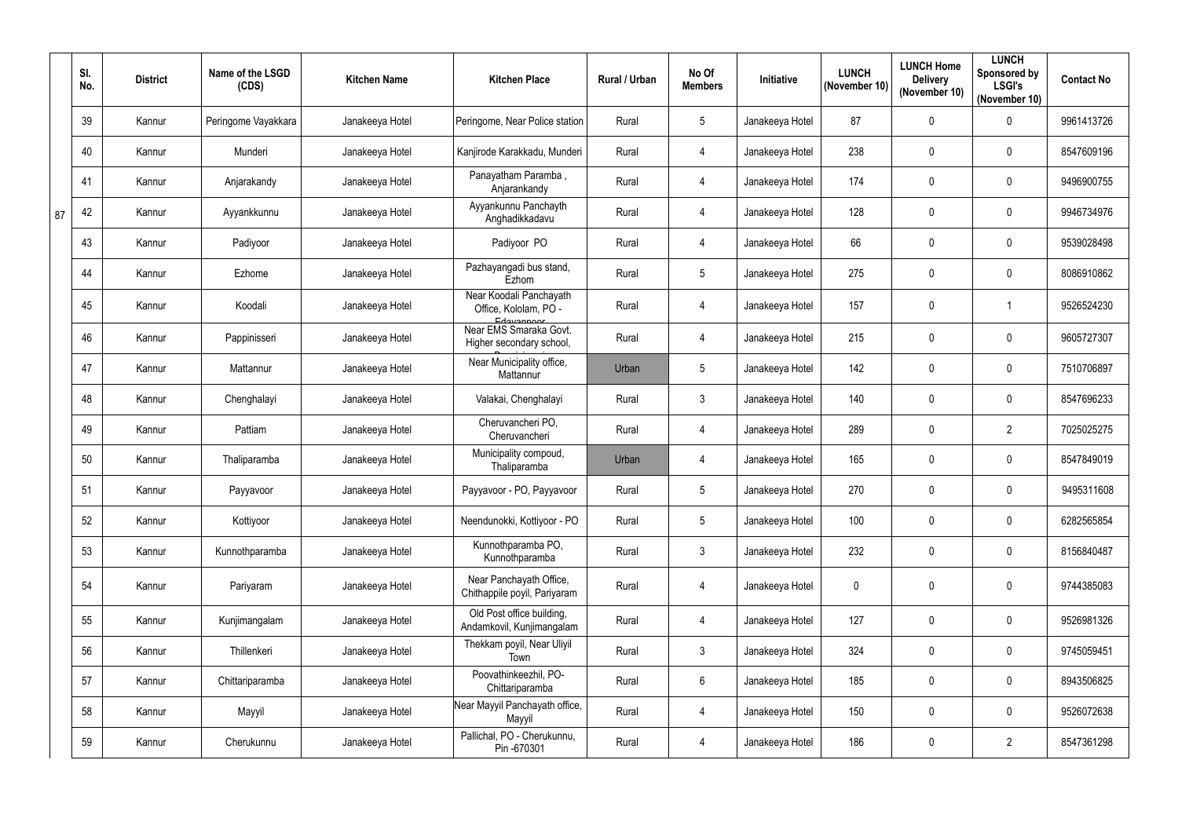| | Sl. No. | District | Name of the LSGD (CDS) | Kitchen Name | Kitchen Place | Rural / Urban | No Of Members | Initiative | LUNCH (November 10) | LUNCH Home Delivery (November 10) | LUNCH Sponsored by LSGI's (November 10) | Contact No |
|---|---|---|---|---|---|---|---|---|---|---|---|---|
| 87 | 39 | Kannur | Peringome Vayakkara | Janakeeya Hotel | Peringome, Near Police station | Rural | 5 | Janakeeya Hotel | 87 | 0 | 0 | 9961413726 |
| | 40 | Kannur | Munderi | Janakeeya Hotel | Kanjirode Karakkadu, Munderi | Rural | 4 | Janakeeya Hotel | 238 | 0 | 0 | 8547609196 |
| | 41 | Kannur | Anjarakandy | Janakeeya Hotel | Panayatham Paramba , Anjarankandy | Rural | 4 | Janakeeya Hotel | 174 | 0 | 0 | 9496900755 |
| | 42 | Kannur | Ayyankkunnu | Janakeeya Hotel | Ayyankunnu Panchayth Anghadikkadavu | Rural | 4 | Janakeeya Hotel | 128 | 0 | 0 | 9946734976 |
| | 43 | Kannur | Padiyoor | Janakeeya Hotel | Padiyoor PO | Rural | 4 | Janakeeya Hotel | 66 | 0 | 0 | 9539028498 |
| | 44 | Kannur | Ezhome | Janakeeya Hotel | Pazhayangadi bus stand, Ezhom | Rural | 5 | Janakeeya Hotel | 275 | 0 | 0 | 8086910862 |
| | 45 | Kannur | Koodali | Janakeeya Hotel | Near Koodali Panchayath Office, Kololam, PO - Edavannoor | Rural | 4 | Janakeeya Hotel | 157 | 0 | 1 | 9526524230 |
| | 46 | Kannur | Pappinisseri | Janakeeya Hotel | Near EMS Smaraka Govt. Higher secondary school, | Rural | 4 | Janakeeya Hotel | 215 | 0 | 0 | 9605727307 |
| | 47 | Kannur | Mattannur | Janakeeya Hotel | Near Municipality office, Mattannur | Urban | 5 | Janakeeya Hotel | 142 | 0 | 0 | 7510706897 |
| | 48 | Kannur | Chenghalayi | Janakeeya Hotel | Valakai, Chenghalayi | Rural | 3 | Janakeeya Hotel | 140 | 0 | 0 | 8547696233 |
| | 49 | Kannur | Pattiam | Janakeeya Hotel | Cheruvancheri PO, Cheruvancheri | Rural | 4 | Janakeeya Hotel | 289 | 0 | 2 | 7025025275 |
| | 50 | Kannur | Thaliparamba | Janakeeya Hotel | Municipality compoud, Thaliparamba | Urban | 4 | Janakeeya Hotel | 165 | 0 | 0 | 8547849019 |
| | 51 | Kannur | Payyavoor | Janakeeya Hotel | Payyavoor - PO, Payyavoor | Rural | 5 | Janakeeya Hotel | 270 | 0 | 0 | 9495311608 |
| | 52 | Kannur | Kottiyoor | Janakeeya Hotel | Neendunokki, Kottiyoor - PO | Rural | 5 | Janakeeya Hotel | 100 | 0 | 0 | 6282565854 |
| | 53 | Kannur | Kunnothparamba | Janakeeya Hotel | Kunnothparamba PO, Kunnothparamba | Rural | 3 | Janakeeya Hotel | 232 | 0 | 0 | 8156840487 |
| | 54 | Kannur | Pariyaram | Janakeeya Hotel | Near Panchayath Office, Chithappile poyil, Pariyaram | Rural | 4 | Janakeeya Hotel | 0 | 0 | 0 | 9744385083 |
| | 55 | Kannur | Kunjimangalam | Janakeeya Hotel | Old Post office building, Andamkovil, Kunjimangalam | Rural | 4 | Janakeeya Hotel | 127 | 0 | 0 | 9526981326 |
| | 56 | Kannur | Thillenkeri | Janakeeya Hotel | Thekkam poyil, Near Uliyil Town | Rural | 3 | Janakeeya Hotel | 324 | 0 | 0 | 9745059451 |
| | 57 | Kannur | Chittariparamba | Janakeeya Hotel | Poovathinkeezhil, PO-Chittariparamba | Rural | 6 | Janakeeya Hotel | 185 | 0 | 0 | 8943506825 |
| | 58 | Kannur | Mayyil | Janakeeya Hotel | Near Mayyil Panchayath office, Mayyil | Rural | 4 | Janakeeya Hotel | 150 | 0 | 0 | 9526072638 |
| | 59 | Kannur | Cherukunnu | Janakeeya Hotel | Pallichal, PO - Cherukunnu, Pin -670301 | Rural | 4 | Janakeeya Hotel | 186 | 0 | 2 | 8547361298 |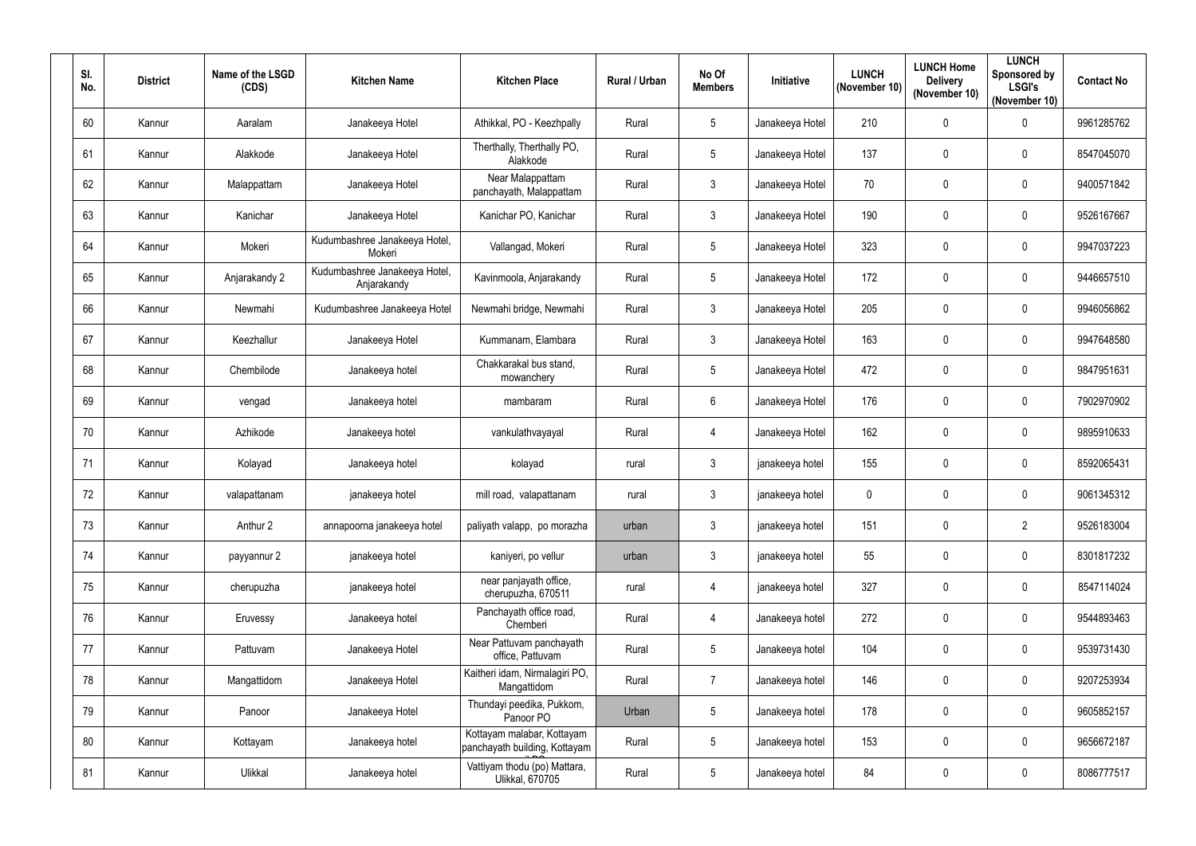| Sl. No. | District | Name of the LSGD (CDS) | Kitchen Name | Kitchen Place | Rural / Urban | No Of Members | Initiative | LUNCH (November 10) | LUNCH Home Delivery (November 10) | LUNCH Sponsored by LSGI's (November 10) | Contact No |
|---|---|---|---|---|---|---|---|---|---|---|---|
| 60 | Kannur | Aaralam | Janakeeya Hotel | Athikkal, PO - Keezhpally | Rural | 5 | Janakeeya Hotel | 210 | 0 | 0 | 9961285762 |
| 61 | Kannur | Alakkode | Janakeeya Hotel | Therthally, Therthally PO, Alakkode | Rural | 5 | Janakeeya Hotel | 137 | 0 | 0 | 8547045070 |
| 62 | Kannur | Malappattam | Janakeeya Hotel | Near Malappattam panchayath, Malappattam | Rural | 3 | Janakeeya Hotel | 70 | 0 | 0 | 9400571842 |
| 63 | Kannur | Kanichar | Janakeeya Hotel | Kanichar PO, Kanichar | Rural | 3 | Janakeeya Hotel | 190 | 0 | 0 | 9526167667 |
| 64 | Kannur | Mokeri | Kudumbashree Janakeeya Hotel, Mokeri | Vallangad, Mokeri | Rural | 5 | Janakeeya Hotel | 323 | 0 | 0 | 9947037223 |
| 65 | Kannur | Anjarakandy 2 | Kudumbashree Janakeeya Hotel, Anjarakandy | Kavinmoola, Anjarakandy | Rural | 5 | Janakeeya Hotel | 172 | 0 | 0 | 9446657510 |
| 66 | Kannur | Newmahi | Kudumbashree Janakeeya Hotel | Newmahi bridge, Newmahi | Rural | 3 | Janakeeya Hotel | 205 | 0 | 0 | 9946056862 |
| 67 | Kannur | Keezhallur | Janakeeya Hotel | Kummanam, Elambara | Rural | 3 | Janakeeya Hotel | 163 | 0 | 0 | 9947648580 |
| 68 | Kannur | Chembilode | Janakeeya hotel | Chakkarakal bus stand, mowanchery | Rural | 5 | Janakeeya Hotel | 472 | 0 | 0 | 9847951631 |
| 69 | Kannur | vengad | Janakeeya hotel | mambaram | Rural | 6 | Janakeeya Hotel | 176 | 0 | 0 | 7902970902 |
| 70 | Kannur | Azhikode | Janakeeya hotel | vankulathvayayal | Rural | 4 | Janakeeya Hotel | 162 | 0 | 0 | 9895910633 |
| 71 | Kannur | Kolayad | Janakeeya hotel | kolayad | rural | 3 | janakeeya hotel | 155 | 0 | 0 | 8592065431 |
| 72 | Kannur | valapattanam | janakeeya hotel | mill road, valapattanam | rural | 3 | janakeeya hotel | 0 | 0 | 0 | 9061345312 |
| 73 | Kannur | Anthur 2 | annapoorna janakeeya hotel | paliyath valapp, po morazha | urban | 3 | janakeeya hotel | 151 | 0 | 2 | 9526183004 |
| 74 | Kannur | payyannur 2 | janakeeya hotel | kaniyeri, po vellur | urban | 3 | janakeeya hotel | 55 | 0 | 0 | 8301817232 |
| 75 | Kannur | cherupuzha | janakeeya hotel | near panjayath office, cherupuzha, 670511 | rural | 4 | janakeeya hotel | 327 | 0 | 0 | 8547114024 |
| 76 | Kannur | Eruvessy | Janakeeya hotel | Panchayath office road, Chemberi | Rural | 4 | Janakeeya hotel | 272 | 0 | 0 | 9544893463 |
| 77 | Kannur | Pattuvam | Janakeeya Hotel | Near Pattuvam panchayath office, Pattuvam | Rural | 5 | Janakeeya hotel | 104 | 0 | 0 | 9539731430 |
| 78 | Kannur | Mangattidom | Janakeeya Hotel | Kaitheri idam, Nirmalagiri PO, Mangattidom | Rural | 7 | Janakeeya hotel | 146 | 0 | 0 | 9207253934 |
| 79 | Kannur | Panoor | Janakeeya Hotel | Thundayi peedika, Pukkom, Panoor PO | Urban | 5 | Janakeeya hotel | 178 | 0 | 0 | 9605852157 |
| 80 | Kannur | Kottayam | Janakeeya hotel | Kottayam malabar, Kottayam panchayath building, Kottayam | Rural | 5 | Janakeeya hotel | 153 | 0 | 0 | 9656672187 |
| 81 | Kannur | Ulikkal | Janakeeya hotel | Vattiyam thodu (po) Mattara, Ulikkal, 670705 | Rural | 5 | Janakeeya hotel | 84 | 0 | 0 | 8086777517 |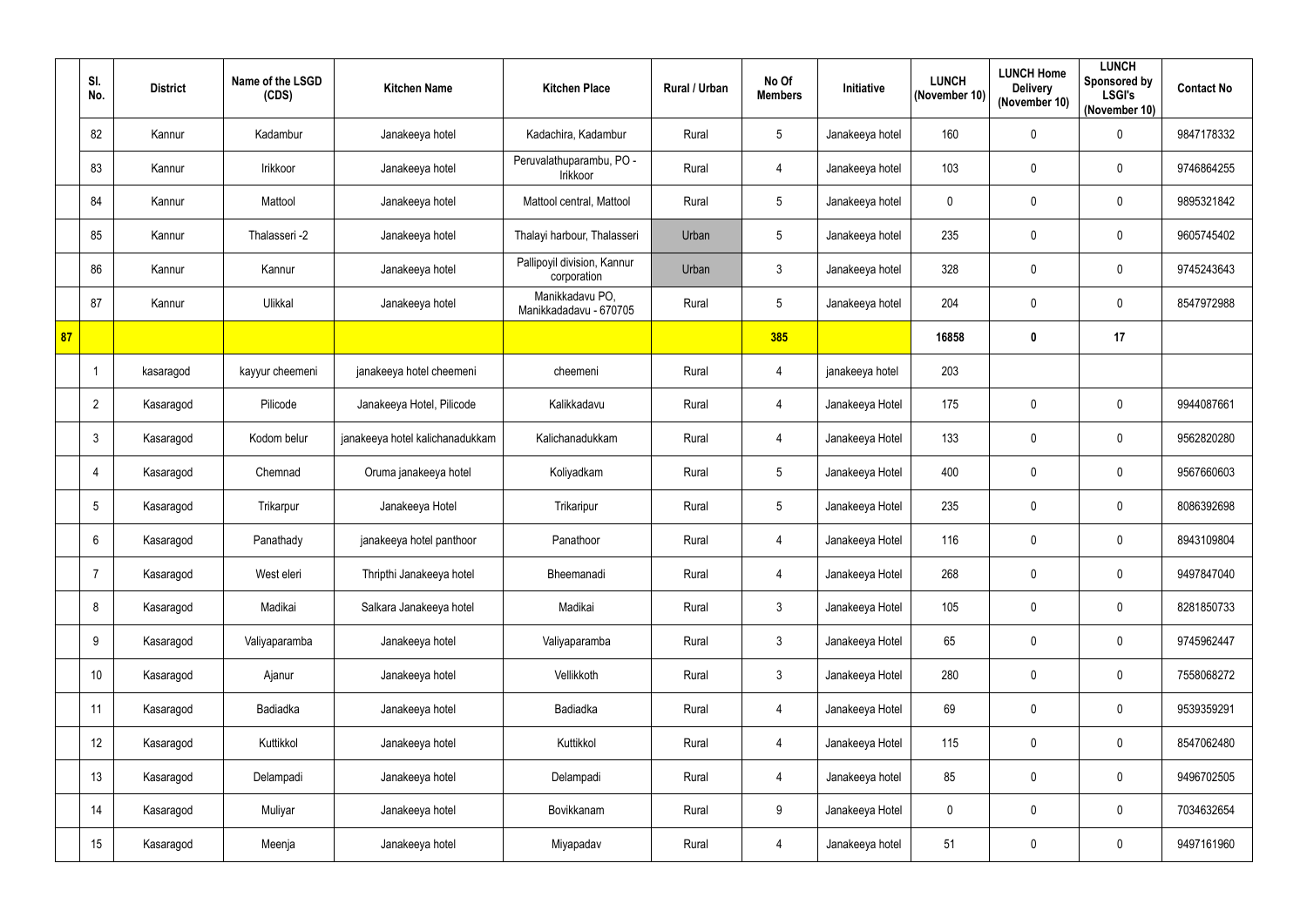| | Sl. No. | District | Name of the LSGD (CDS) | Kitchen Name | Kitchen Place | Rural / Urban | No Of Members | Initiative | LUNCH (November 10) | LUNCH Home Delivery (November 10) | LUNCH Sponsored by LSGI's (November 10) | Contact No |
|---|---|---|---|---|---|---|---|---|---|---|---|---|
| | 82 | Kannur | Kadambur | Janakeeya hotel | Kadachira, Kadambur | Rural | 5 | Janakeeya hotel | 160 | 0 | 0 | 9847178332 |
| | 83 | Kannur | Irikkoor | Janakeeya hotel | Peruvalathuparambu, PO - Irikkoor | Rural | 4 | Janakeeya hotel | 103 | 0 | 0 | 9746864255 |
| | 84 | Kannur | Mattool | Janakeeya hotel | Mattool central, Mattool | Rural | 5 | Janakeeya hotel | 0 | 0 | 0 | 9895321842 |
| | 85 | Kannur | Thalasseri -2 | Janakeeya hotel | Thalayi harbour, Thalasseri | Urban | 5 | Janakeeya hotel | 235 | 0 | 0 | 9605745402 |
| | 86 | Kannur | Kannur | Janakeeya hotel | Pallipoyil division, Kannur corporation | Urban | 3 | Janakeeya hotel | 328 | 0 | 0 | 9745243643 |
| | 87 | Kannur | Ulikkal | Janakeeya hotel | Manikkadavu PO, Manikkadadavu - 670705 | Rural | 5 | Janakeeya hotel | 204 | 0 | 0 | 8547972988 |
| 87 | | | | | | | 385 | | 16858 | 0 | 17 | |
| | 1 | kasaragod | kayyur cheemeni | janakeeya hotel cheemeni | cheemeni | Rural | 4 | janakeeya hotel | 203 | | | |
| | 2 | Kasaragod | Pilicode | Janakeeya Hotel, Pilicode | Kalikkadavu | Rural | 4 | Janakeeya Hotel | 175 | 0 | 0 | 9944087661 |
| | 3 | Kasaragod | Kodom belur | janakeeya hotel kalichanadukkam | Kalichanadukkam | Rural | 4 | Janakeeya Hotel | 133 | 0 | 0 | 9562820280 |
| | 4 | Kasaragod | Chemnad | Oruma janakeeya hotel | Koliyadkam | Rural | 5 | Janakeeya Hotel | 400 | 0 | 0 | 9567660603 |
| | 5 | Kasaragod | Trikarpur | Janakeeya Hotel | Trikaripur | Rural | 5 | Janakeeya Hotel | 235 | 0 | 0 | 8086392698 |
| | 6 | Kasaragod | Panathady | janakeeya hotel panthoor | Panathoor | Rural | 4 | Janakeeya Hotel | 116 | 0 | 0 | 8943109804 |
| | 7 | Kasaragod | West eleri | Thripthi Janakeeya hotel | Bheemanadi | Rural | 4 | Janakeeya Hotel | 268 | 0 | 0 | 9497847040 |
| | 8 | Kasaragod | Madikai | Salkara Janakeeya hotel | Madikai | Rural | 3 | Janakeeya Hotel | 105 | 0 | 0 | 8281850733 |
| | 9 | Kasaragod | Valiyaparamba | Janakeeya hotel | Valiyaparamba | Rural | 3 | Janakeeya Hotel | 65 | 0 | 0 | 9745962447 |
| | 10 | Kasaragod | Ajanur | Janakeeya hotel | Vellikkoth | Rural | 3 | Janakeeya Hotel | 280 | 0 | 0 | 7558068272 |
| | 11 | Kasaragod | Badiadka | Janakeeya hotel | Badiadka | Rural | 4 | Janakeeya Hotel | 69 | 0 | 0 | 9539359291 |
| | 12 | Kasaragod | Kuttikkol | Janakeeya hotel | Kuttikkol | Rural | 4 | Janakeeya Hotel | 115 | 0 | 0 | 8547062480 |
| | 13 | Kasaragod | Delampadi | Janakeeya hotel | Delampadi | Rural | 4 | Janakeeya hotel | 85 | 0 | 0 | 9496702505 |
| | 14 | Kasaragod | Muliyar | Janakeeya hotel | Bovikkanam | Rural | 9 | Janakeeya Hotel | 0 | 0 | 0 | 7034632654 |
| | 15 | Kasaragod | Meenja | Janakeeya hotel | Miyapadav | Rural | 4 | Janakeeya hotel | 51 | 0 | 0 | 9497161960 |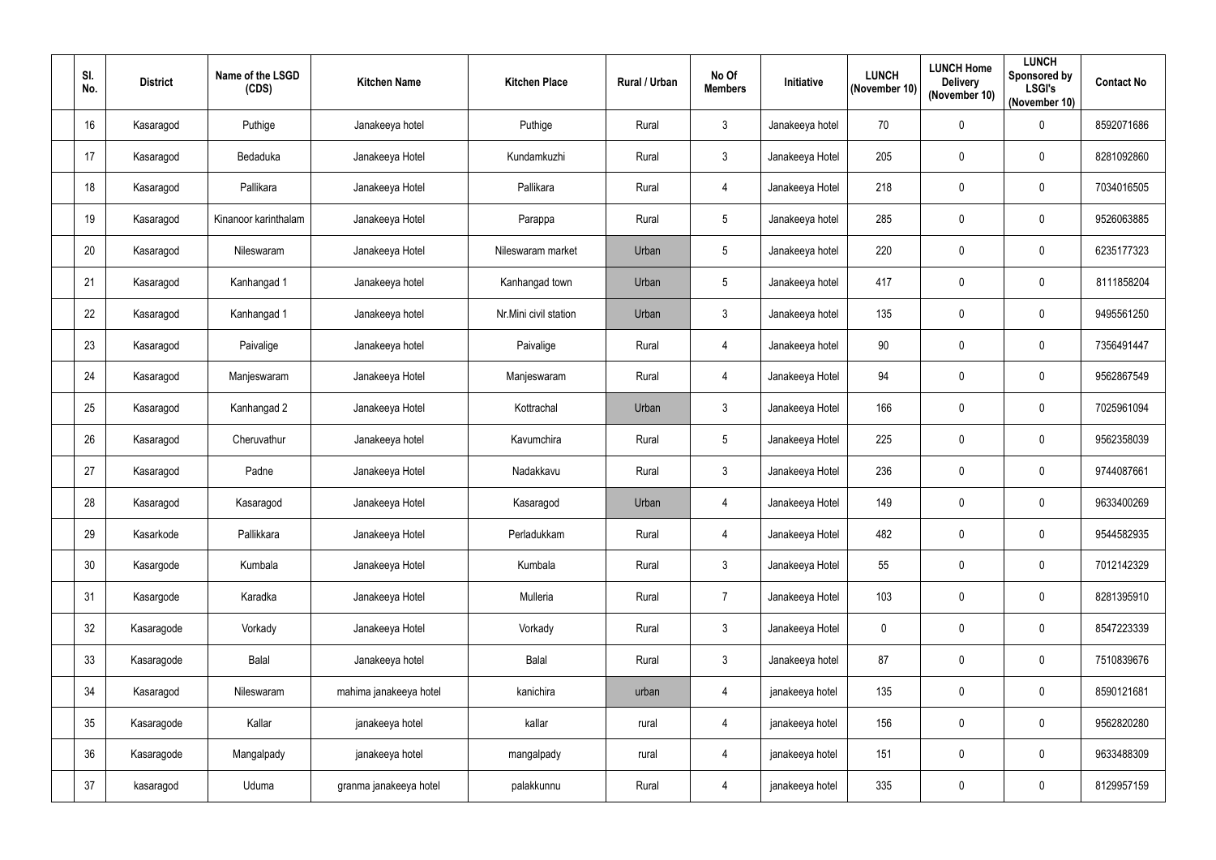| Sl. No. | District | Name of the LSGD (CDS) | Kitchen Name | Kitchen Place | Rural / Urban | No Of Members | Initiative | LUNCH (November 10) | LUNCH Home Delivery (November 10) | LUNCH Sponsored by LSGI's (November 10) | Contact No |
|---|---|---|---|---|---|---|---|---|---|---|---|
| 16 | Kasaragod | Puthige | Janakeeya hotel | Puthige | Rural | 3 | Janakeeya hotel | 70 | 0 | 0 | 8592071686 |
| 17 | Kasaragod | Bedaduka | Janakeeya Hotel | Kundamkuzhi | Rural | 3 | Janakeeya Hotel | 205 | 0 | 0 | 8281092860 |
| 18 | Kasaragod | Pallikara | Janakeeya Hotel | Pallikara | Rural | 4 | Janakeeya Hotel | 218 | 0 | 0 | 7034016505 |
| 19 | Kasaragod | Kinanoor karinthalam | Janakeeya Hotel | Parappa | Rural | 5 | Janakeeya hotel | 285 | 0 | 0 | 9526063885 |
| 20 | Kasaragod | Nileswaram | Janakeeya Hotel | Nileswaram market | Urban | 5 | Janakeeya hotel | 220 | 0 | 0 | 6235177323 |
| 21 | Kasaragod | Kanhangad 1 | Janakeeya hotel | Kanhangad town | Urban | 5 | Janakeeya hotel | 417 | 0 | 0 | 8111858204 |
| 22 | Kasaragod | Kanhangad 1 | Janakeeya hotel | Nr.Mini civil station | Urban | 3 | Janakeeya hotel | 135 | 0 | 0 | 9495561250 |
| 23 | Kasaragod | Paivalige | Janakeeya hotel | Paivalige | Rural | 4 | Janakeeya hotel | 90 | 0 | 0 | 7356491447 |
| 24 | Kasaragod | Manjeswaram | Janakeeya Hotel | Manjeswaram | Rural | 4 | Janakeeya Hotel | 94 | 0 | 0 | 9562867549 |
| 25 | Kasaragod | Kanhangad 2 | Janakeeya Hotel | Kottrachal | Urban | 3 | Janakeeya Hotel | 166 | 0 | 0 | 7025961094 |
| 26 | Kasaragod | Cheruvathur | Janakeeya hotel | Kavumchira | Rural | 5 | Janakeeya Hotel | 225 | 0 | 0 | 9562358039 |
| 27 | Kasaragod | Padne | Janakeeya Hotel | Nadakkavu | Rural | 3 | Janakeeya Hotel | 236 | 0 | 0 | 9744087661 |
| 28 | Kasaragod | Kasaragod | Janakeeya Hotel | Kasaragod | Urban | 4 | Janakeeya Hotel | 149 | 0 | 0 | 9633400269 |
| 29 | Kasarkode | Pallikkara | Janakeeya Hotel | Perladukkam | Rural | 4 | Janakeeya Hotel | 482 | 0 | 0 | 9544582935 |
| 30 | Kasargode | Kumbala | Janakeeya Hotel | Kumbala | Rural | 3 | Janakeeya Hotel | 55 | 0 | 0 | 7012142329 |
| 31 | Kasargode | Karadka | Janakeeya Hotel | Mulleria | Rural | 7 | Janakeeya Hotel | 103 | 0 | 0 | 8281395910 |
| 32 | Kasaragode | Vorkady | Janakeeya Hotel | Vorkady | Rural | 3 | Janakeeya Hotel | 0 | 0 | 0 | 8547223339 |
| 33 | Kasaragode | Balal | Janakeeya hotel | Balal | Rural | 3 | Janakeeya hotel | 87 | 0 | 0 | 7510839676 |
| 34 | Kasaragod | Nileswaram | mahima janakeeya hotel | kanichira | urban | 4 | janakeeya hotel | 135 | 0 | 0 | 8590121681 |
| 35 | Kasaragode | Kallar | janakeeya hotel | kallar | rural | 4 | janakeeya hotel | 156 | 0 | 0 | 9562820280 |
| 36 | Kasaragode | Mangalpady | janakeeya hotel | mangalpady | rural | 4 | janakeeya hotel | 151 | 0 | 0 | 9633488309 |
| 37 | kasaragod | Uduma | granma janakeeya hotel | palakkunnu | Rural | 4 | janakeeya hotel | 335 | 0 | 0 | 8129957159 |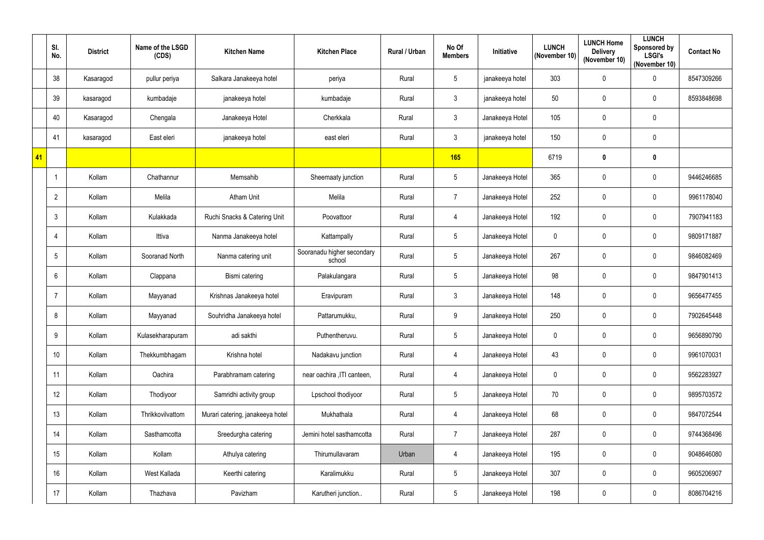|  | Sl. No. | District | Name of the LSGD (CDS) | Kitchen Name | Kitchen Place | Rural / Urban | No Of Members | Initiative | LUNCH (November 10) | LUNCH Home Delivery (November 10) | LUNCH Sponsored by LSGI's (November 10) | Contact No |
|---|---|---|---|---|---|---|---|---|---|---|---|---|
|  | 38 | Kasaragod | pullur periya | Salkara Janakeeya hotel | periya | Rural | 5 | janakeeya hotel | 303 | 0 | 0 | 8547309266 |
|  | 39 | kasaragod | kumbadaje | janakeeya hotel | kumbadaje | Rural | 3 | janakeeya hotel | 50 | 0 | 0 | 8593848698 |
|  | 40 | Kasaragod | Chengala | Janakeeya Hotel | Cherkkala | Rural | 3 | Janakeeya Hotel | 105 | 0 | 0 |  |
|  | 41 | kasaragod | East eleri | janakeeya hotel | east eleri | Rural | 3 | janakeeya hotel | 150 | 0 | 0 |  |
| 41 |  |  |  |  |  |  | 165 |  | 6719 | 0 | 0 |  |
|  | 1 | Kollam | Chathannur | Memsahib | Sheemaaty junction | Rural | 5 | Janakeeya Hotel | 365 | 0 | 0 | 9446246685 |
|  | 2 | Kollam | Melila | Atham Unit | Melila | Rural | 7 | Janakeeya Hotel | 252 | 0 | 0 | 9961178040 |
|  | 3 | Kollam | Kulakkada | Ruchi Snacks & Catering Unit | Poovattoor | Rural | 4 | Janakeeya Hotel | 192 | 0 | 0 | 7907941183 |
|  | 4 | Kollam | Ittiva | Nanma Janakeeya hotel | Kattampally | Rural | 5 | Janakeeya Hotel | 0 | 0 | 0 | 9809171887 |
|  | 5 | Kollam | Sooranad North | Nanma catering unit | Sooranadu higher secondary school | Rural | 5 | Janakeeya Hotel | 267 | 0 | 0 | 9846082469 |
|  | 6 | Kollam | Clappana | Bismi catering | Palakulangara | Rural | 5 | Janakeeya Hotel | 98 | 0 | 0 | 9847901413 |
|  | 7 | Kollam | Mayyanad | Krishnas Janakeeya hotel | Eravipuram | Rural | 3 | Janakeeya Hotel | 148 | 0 | 0 | 9656477455 |
|  | 8 | Kollam | Mayyanad | Souhridha Janakeeya hotel | Pattarumukku, | Rural | 9 | Janakeeya Hotel | 250 | 0 | 0 | 7902645448 |
|  | 9 | Kollam | Kulasekharapuram | adi sakthi | Puthentheruvu. | Rural | 5 | Janakeeya Hotel | 0 | 0 | 0 | 9656890790 |
|  | 10 | Kollam | Thekkumbhagam | Krishna hotel | Nadakavu junction | Rural | 4 | Janakeeya Hotel | 43 | 0 | 0 | 9961070031 |
|  | 11 | Kollam | Oachira | Parabhramam catering | near oachira ,ITI canteen, | Rural | 4 | Janakeeya Hotel | 0 | 0 | 0 | 9562283927 |
|  | 12 | Kollam | Thodiyoor | Samridhi activity group | Lpschool thodiyoor | Rural | 5 | Janakeeya Hotel | 70 | 0 | 0 | 9895703572 |
|  | 13 | Kollam | Thrikkovilvattom | Murari catering, janakeeya hotel | Mukhathala | Rural | 4 | Janakeeya Hotel | 68 | 0 | 0 | 9847072544 |
|  | 14 | Kollam | Sasthamcotta | Sreedurgha catering | Jemini hotel sasthamcotta | Rural | 7 | Janakeeya Hotel | 287 | 0 | 0 | 9744368496 |
|  | 15 | Kollam | Kollam | Athulya catering | Thirumullavaram | Urban | 4 | Janakeeya Hotel | 195 | 0 | 0 | 9048646080 |
|  | 16 | Kollam | West Kallada | Keerthi catering | Karalimukku | Rural | 5 | Janakeeya Hotel | 307 | 0 | 0 | 9605206907 |
|  | 17 | Kollam | Thazhava | Pavizham | Karutheri junction.. | Rural | 5 | Janakeeya Hotel | 198 | 0 | 0 | 8086704216 |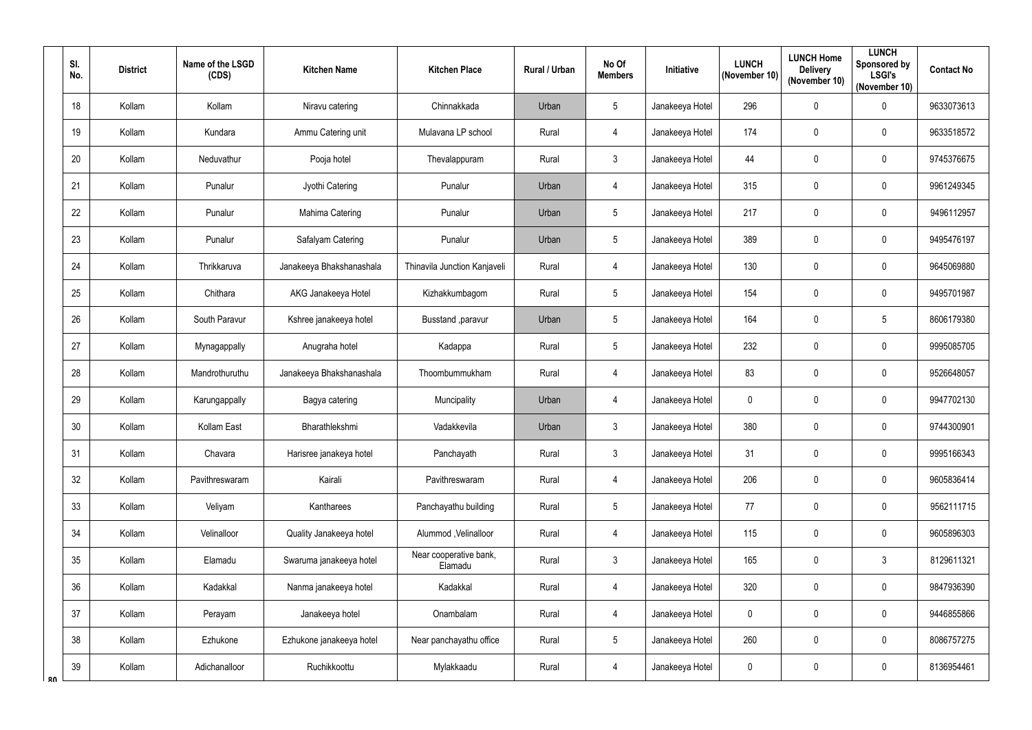| Sl. No. | District | Name of the LSGD (CDS) | Kitchen Name | Kitchen Place | Rural / Urban | No Of Members | Initiative | LUNCH (November 10) | LUNCH Home Delivery (November 10) | LUNCH Sponsored by LSGI's (November 10) | Contact No |
|---|---|---|---|---|---|---|---|---|---|---|---|
| 18 | Kollam | Kollam | Niravu catering | Chinnakkada | Urban | 5 | Janakeeya Hotel | 296 | 0 | 0 | 9633073613 |
| 19 | Kollam | Kundara | Ammu Catering unit | Mulavana LP school | Rural | 4 | Janakeeya Hotel | 174 | 0 | 0 | 9633518572 |
| 20 | Kollam | Neduvathur | Pooja hotel | Thevalappuram | Rural | 3 | Janakeeya Hotel | 44 | 0 | 0 | 9745376675 |
| 21 | Kollam | Punalur | Jyothi Catering | Punalur | Urban | 4 | Janakeeya Hotel | 315 | 0 | 0 | 9961249345 |
| 22 | Kollam | Punalur | Mahima Catering | Punalur | Urban | 5 | Janakeeya Hotel | 217 | 0 | 0 | 9496112957 |
| 23 | Kollam | Punalur | Safalyam Catering | Punalur | Urban | 5 | Janakeeya Hotel | 389 | 0 | 0 | 9495476197 |
| 24 | Kollam | Thrikkaruva | Janakeeya Bhakshanashala | Thinavila Junction Kanjaveli | Rural | 4 | Janakeeya Hotel | 130 | 0 | 0 | 9645069880 |
| 25 | Kollam | Chithara | AKG Janakeeya Hotel | Kizhakkumbagom | Rural | 5 | Janakeeya Hotel | 154 | 0 | 0 | 9495701987 |
| 26 | Kollam | South Paravur | Kshree janakeeya hotel | Busstand ,paravur | Urban | 5 | Janakeeya Hotel | 164 | 0 | 5 | 8606179380 |
| 27 | Kollam | Mynagappally | Anugraha hotel | Kadappa | Rural | 5 | Janakeeya Hotel | 232 | 0 | 0 | 9995085705 |
| 28 | Kollam | Mandrothuruthu | Janakeeya Bhakshanashala | Thoombummukham | Rural | 4 | Janakeeya Hotel | 83 | 0 | 0 | 9526648057 |
| 29 | Kollam | Karungappally | Bagya catering | Muncipality | Urban | 4 | Janakeeya Hotel | 0 | 0 | 0 | 9947702130 |
| 30 | Kollam | Kollam East | Bharathlekshmi | Vadakkevila | Urban | 3 | Janakeeya Hotel | 380 | 0 | 0 | 9744300901 |
| 31 | Kollam | Chavara | Harisree janakeeya hotel | Panchayath | Rural | 3 | Janakeeya Hotel | 31 | 0 | 0 | 9995166343 |
| 32 | Kollam | Pavithreswaram | Kairali | Pavithreswaram | Rural | 4 | Janakeeya Hotel | 206 | 0 | 0 | 9605836414 |
| 33 | Kollam | Veliyam | Kantharees | Panchayathu building | Rural | 5 | Janakeeya Hotel | 77 | 0 | 0 | 9562111715 |
| 34 | Kollam | Velinalloor | Quality Janakeeya hotel | Alummod ,Velinalloor | Rural | 4 | Janakeeya Hotel | 115 | 0 | 0 | 9605896303 |
| 35 | Kollam | Elamadu | Swaruma janakeeya hotel | Near cooperative bank, Elamadu | Rural | 3 | Janakeeya Hotel | 165 | 0 | 3 | 8129611321 |
| 36 | Kollam | Kadakkal | Nanma janakeeya hotel | Kadakkal | Rural | 4 | Janakeeya Hotel | 320 | 0 | 0 | 9847936390 |
| 37 | Kollam | Perayam | Janakeeya hotel | Onambalam | Rural | 4 | Janakeeya Hotel | 0 | 0 | 0 | 9446855866 |
| 38 | Kollam | Ezhukone | Ezhukone janakeeya hotel | Near panchayathu office | Rural | 5 | Janakeeya Hotel | 260 | 0 | 0 | 8086757275 |
| 39 | Kollam | Adichanalloor | Ruchikkoottu | Mylakkaadu | Rural | 4 | Janakeeya Hotel | 0 | 0 | 0 | 8136954461 |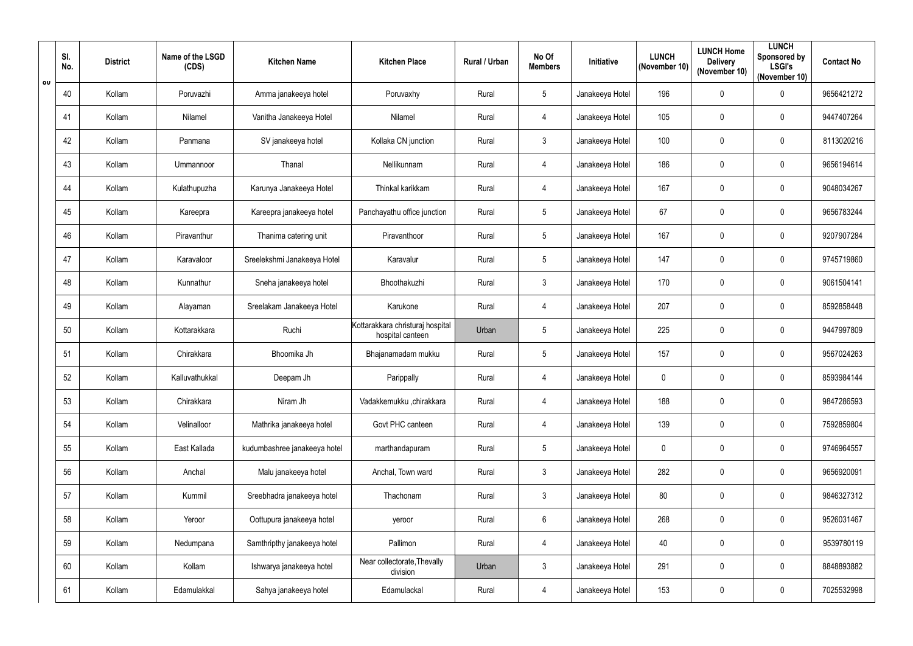| Sl. No. | District | Name of the LSGD (CDS) | Kitchen Name | Kitchen Place | Rural / Urban | No Of Members | Initiative | LUNCH (November 10) | LUNCH Home Delivery (November 10) | LUNCH Sponsored by LSGI's (November 10) | Contact No |
|---|---|---|---|---|---|---|---|---|---|---|---|
| 40 | Kollam | Poruvazhi | Amma janakeeya hotel | Poruvaxhy | Rural | 5 | Janakeeya Hotel | 196 | 0 | 0 | 9656421272 |
| 41 | Kollam | Nilamel | Vanitha Janakeeya Hotel | Nilamel | Rural | 4 | Janakeeya Hotel | 105 | 0 | 0 | 9447407264 |
| 42 | Kollam | Panmana | SV janakeeya hotel | Kollaka CN junction | Rural | 3 | Janakeeya Hotel | 100 | 0 | 0 | 8113020216 |
| 43 | Kollam | Ummannoor | Thanal | Nellikunnam | Rural | 4 | Janakeeya Hotel | 186 | 0 | 0 | 9656194614 |
| 44 | Kollam | Kulathupuzha | Karunya Janakeeya Hotel | Thinkal karikkam | Rural | 4 | Janakeeya Hotel | 167 | 0 | 0 | 9048034267 |
| 45 | Kollam | Kareepra | Kareepra janakeeya hotel | Panchayathu office junction | Rural | 5 | Janakeeya Hotel | 67 | 0 | 0 | 9656783244 |
| 46 | Kollam | Piravanthur | Thanima catering unit | Piravanthoor | Rural | 5 | Janakeeya Hotel | 167 | 0 | 0 | 9207907284 |
| 47 | Kollam | Karavaloor | Sreelekshmi Janakeeya Hotel | Karavalur | Rural | 5 | Janakeeya Hotel | 147 | 0 | 0 | 9745719860 |
| 48 | Kollam | Kunnathur | Sneha janakeeya hotel | Bhoothakuzhi | Rural | 3 | Janakeeya Hotel | 170 | 0 | 0 | 9061504141 |
| 49 | Kollam | Alayaman | Sreelakam Janakeeya Hotel | Karukone | Rural | 4 | Janakeeya Hotel | 207 | 0 | 0 | 8592858448 |
| 50 | Kollam | Kottarakkara | Ruchi | Kottarakkara christuraj hospital hospital canteen | Urban | 5 | Janakeeya Hotel | 225 | 0 | 0 | 9447997809 |
| 51 | Kollam | Chirakkara | Bhoomika Jh | Bhajanamadam mukku | Rural | 5 | Janakeeya Hotel | 157 | 0 | 0 | 9567024263 |
| 52 | Kollam | Kalluvathukkal | Deepam Jh | Parippally | Rural | 4 | Janakeeya Hotel | 0 | 0 | 0 | 8593984144 |
| 53 | Kollam | Chirakkara | Niram Jh | Vadakkemukku ,chirakkara | Rural | 4 | Janakeeya Hotel | 188 | 0 | 0 | 9847286593 |
| 54 | Kollam | Velinalloor | Mathrika janakeeya hotel | Govt PHC canteen | Rural | 4 | Janakeeya Hotel | 139 | 0 | 0 | 7592859804 |
| 55 | Kollam | East Kallada | kudumbashree janakeeya hotel | marthandapuram | Rural | 5 | Janakeeya Hotel | 0 | 0 | 0 | 9746964557 |
| 56 | Kollam | Anchal | Malu janakeeya hotel | Anchal, Town ward | Rural | 3 | Janakeeya Hotel | 282 | 0 | 0 | 9656920091 |
| 57 | Kollam | Kummil | Sreebhadra janakeeya hotel | Thachonam | Rural | 3 | Janakeeya Hotel | 80 | 0 | 0 | 9846327312 |
| 58 | Kollam | Yeroor | Oottupura janakeeya hotel | yeroor | Rural | 6 | Janakeeya Hotel | 268 | 0 | 0 | 9526031467 |
| 59 | Kollam | Nedumpana | Samthripthy janakeeya hotel | Pallimon | Rural | 4 | Janakeeya Hotel | 40 | 0 | 0 | 9539780119 |
| 60 | Kollam | Kollam | Ishwarya janakeeya hotel | Near collectorate,Thevally division | Urban | 3 | Janakeeya Hotel | 291 | 0 | 0 | 8848893882 |
| 61 | Kollam | Edamulakkal | Sahya janakeeya hotel | Edamulackal | Rural | 4 | Janakeeya Hotel | 153 | 0 | 0 | 7025532998 |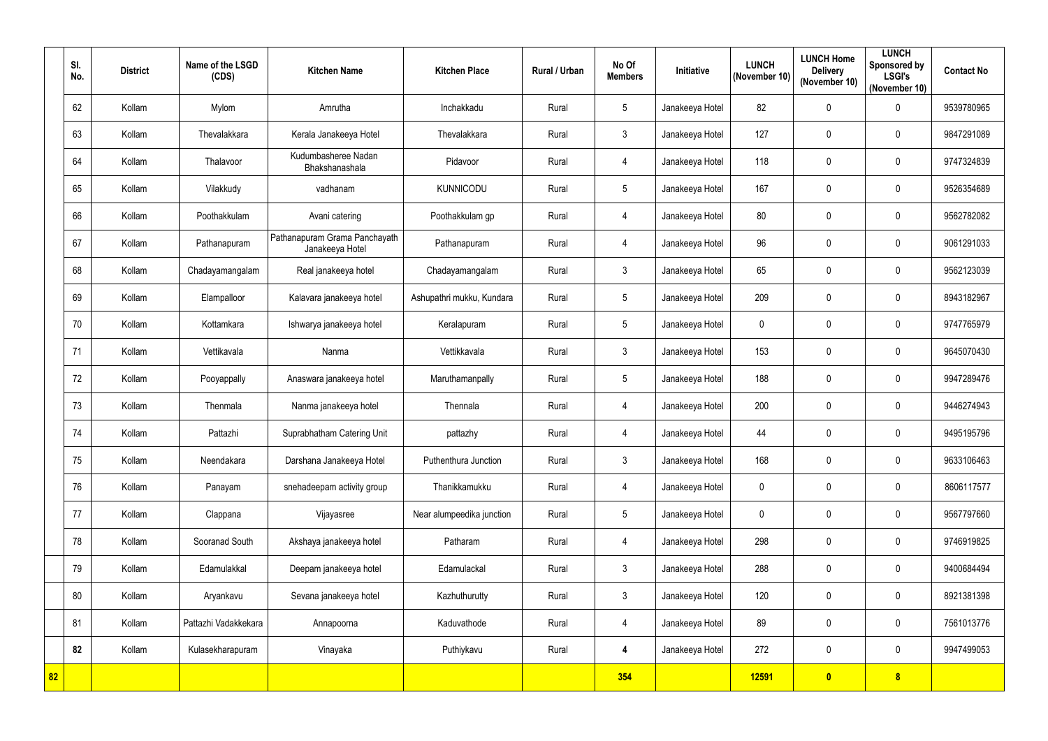| Sl. No. | District | Name of the LSGD (CDS) | Kitchen Name | Kitchen Place | Rural / Urban | No Of Members | Initiative | LUNCH (November 10) | LUNCH Home Delivery (November 10) | LUNCH Sponsored by LSGI's (November 10) | Contact No |
|---|---|---|---|---|---|---|---|---|---|---|---|
| 62 | Kollam | Mylom | Amrutha | Inchakkadu | Rural | 5 | Janakeeya Hotel | 82 | 0 | 0 | 9539780965 |
| 63 | Kollam | Thevalakkara | Kerala Janakeeya Hotel | Thevalakkara | Rural | 3 | Janakeeya Hotel | 127 | 0 | 0 | 9847291089 |
| 64 | Kollam | Thalavoor | Kudumbasheree Nadan Bhakshanashala | Pidavoor | Rural | 4 | Janakeeya Hotel | 118 | 0 | 0 | 9747324839 |
| 65 | Kollam | Vilakkudy | vadhanam | KUNNICODU | Rural | 5 | Janakeeya Hotel | 167 | 0 | 0 | 9526354689 |
| 66 | Kollam | Poothakkulam | Avani catering | Poothakkulam gp | Rural | 4 | Janakeeya Hotel | 80 | 0 | 0 | 9562782082 |
| 67 | Kollam | Pathanapuram | Pathanapuram Grama Panchayath Janakeeya Hotel | Pathanapuram | Rural | 4 | Janakeeya Hotel | 96 | 0 | 0 | 9061291033 |
| 68 | Kollam | Chadayamangalam | Real janakeeya hotel | Chadayamangalam | Rural | 3 | Janakeeya Hotel | 65 | 0 | 0 | 9562123039 |
| 69 | Kollam | Elampalloor | Kalavara janakeeya hotel | Ashupathri mukku, Kundara | Rural | 5 | Janakeeya Hotel | 209 | 0 | 0 | 8943182967 |
| 70 | Kollam | Kottamkara | Ishwarya janakeeya hotel | Keralapuram | Rural | 5 | Janakeeya Hotel | 0 | 0 | 0 | 9747765979 |
| 71 | Kollam | Vettikavala | Nanma | Vettikkavala | Rural | 3 | Janakeeya Hotel | 153 | 0 | 0 | 9645070430 |
| 72 | Kollam | Pooyappally | Anaswara janakeeya hotel | Maruthamanpally | Rural | 5 | Janakeeya Hotel | 188 | 0 | 0 | 9947289476 |
| 73 | Kollam | Thenmala | Nanma janakeeya hotel | Thennala | Rural | 4 | Janakeeya Hotel | 200 | 0 | 0 | 9446274943 |
| 74 | Kollam | Pattazhi | Suprabhatham Catering Unit | pattazhy | Rural | 4 | Janakeeya Hotel | 44 | 0 | 0 | 9495195796 |
| 75 | Kollam | Neendakara | Darshana Janakeeya Hotel | Puthenthura Junction | Rural | 3 | Janakeeya Hotel | 168 | 0 | 0 | 9633106463 |
| 76 | Kollam | Panayam | snehadeepam activity group | Thanikkamukku | Rural | 4 | Janakeeya Hotel | 0 | 0 | 0 | 8606117577 |
| 77 | Kollam | Clappana | Vijayasree | Near alumpeedika junction | Rural | 5 | Janakeeya Hotel | 0 | 0 | 0 | 9567797660 |
| 78 | Kollam | Sooranad South | Akshaya janakeeya hotel | Patharam | Rural | 4 | Janakeeya Hotel | 298 | 0 | 0 | 9746919825 |
| 79 | Kollam | Edamulakkal | Deepam janakeeya hotel | Edamulackal | Rural | 3 | Janakeeya Hotel | 288 | 0 | 0 | 9400684494 |
| 80 | Kollam | Aryankavu | Sevana janakeeya hotel | Kazhuthurutty | Rural | 3 | Janakeeya Hotel | 120 | 0 | 0 | 8921381398 |
| 81 | Kollam | Pattazhi Vadakkekara | Annapoorna | Kaduvathode | Rural | 4 | Janakeeya Hotel | 89 | 0 | 0 | 7561013776 |
| 82 | Kollam | Kulasekharapuram | Vinayaka | Puthiykavu | Rural | 4 | Janakeeya Hotel | 272 | 0 | 0 | 9947499053 |
| 82 | | | | | | 354 | | 12591 | 0 | 8 | |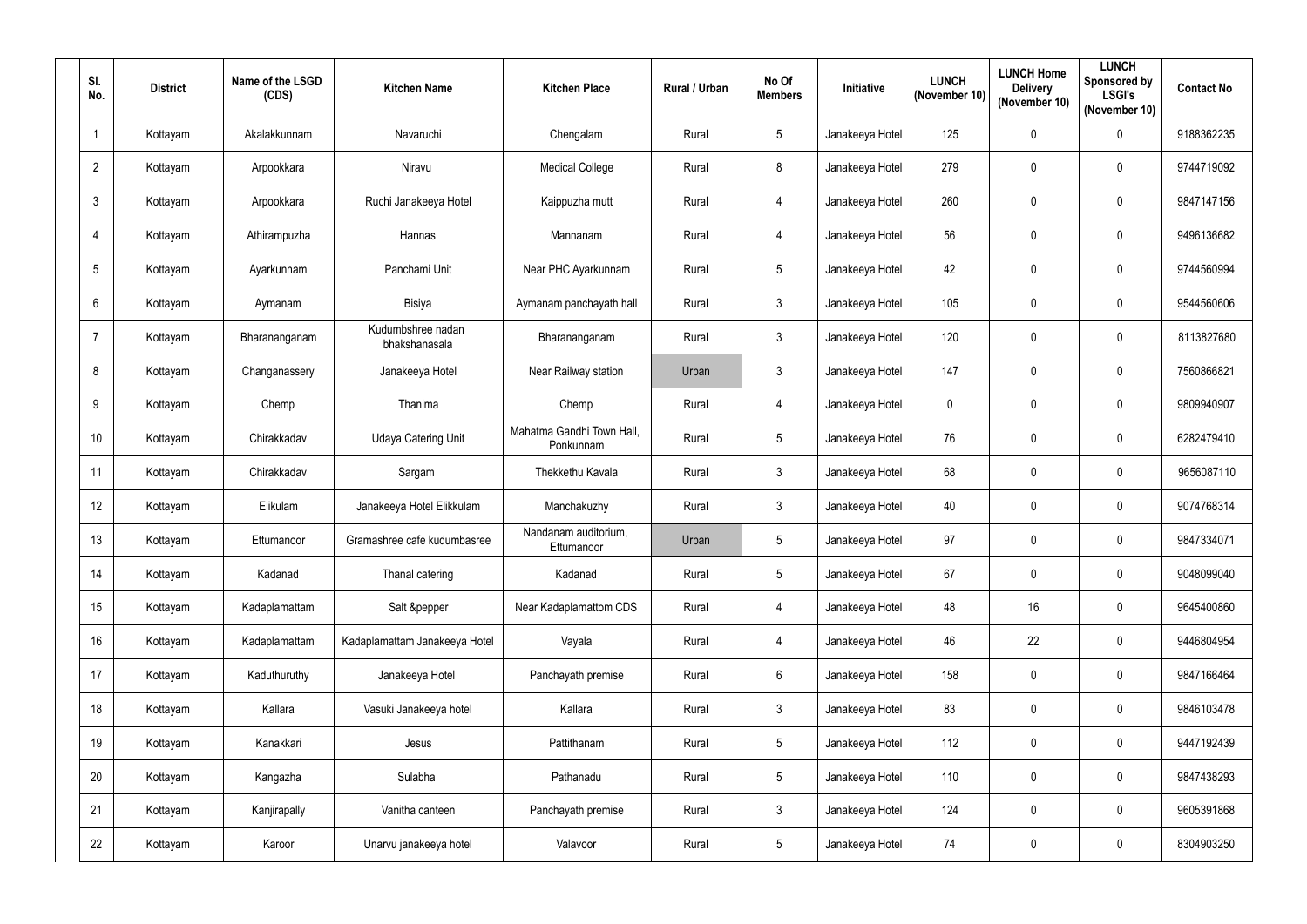| Sl. No. | District | Name of the LSGD (CDS) | Kitchen Name | Kitchen Place | Rural / Urban | No Of Members | Initiative | LUNCH (November 10) | LUNCH Home Delivery (November 10) | LUNCH Sponsored by LSGI's (November 10) | Contact No |
|---|---|---|---|---|---|---|---|---|---|---|---|
| 1 | Kottayam | Akalakkunnam | Navaruchi | Chengalam | Rural | 5 | Janakeeya Hotel | 125 | 0 | 0 | 9188362235 |
| 2 | Kottayam | Arpookkara | Niravu | Medical College | Rural | 8 | Janakeeya Hotel | 279 | 0 | 0 | 9744719092 |
| 3 | Kottayam | Arpookkara | Ruchi Janakeeya Hotel | Kaippuzha mutt | Rural | 4 | Janakeeya Hotel | 260 | 0 | 0 | 9847147156 |
| 4 | Kottayam | Athirampuzha | Hannas | Mannanam | Rural | 4 | Janakeeya Hotel | 56 | 0 | 0 | 9496136682 |
| 5 | Kottayam | Ayarkunnam | Panchami Unit | Near PHC Ayarkunnam | Rural | 5 | Janakeeya Hotel | 42 | 0 | 0 | 9744560994 |
| 6 | Kottayam | Aymanam | Bisiya | Aymanam panchayath hall | Rural | 3 | Janakeeya Hotel | 105 | 0 | 0 | 9544560606 |
| 7 | Kottayam | Bharananganam | Kudumbshree nadan bhakshanasala | Bharananganam | Rural | 3 | Janakeeya Hotel | 120 | 0 | 0 | 8113827680 |
| 8 | Kottayam | Changanassery | Janakeeya Hotel | Near Railway station | Urban | 3 | Janakeeya Hotel | 147 | 0 | 0 | 7560866821 |
| 9 | Kottayam | Chemp | Thanima | Chemp | Rural | 4 | Janakeeya Hotel | 0 | 0 | 0 | 9809940907 |
| 10 | Kottayam | Chirakkadav | Udaya Catering Unit | Mahatma Gandhi Town Hall, Ponkunnam | Rural | 5 | Janakeeya Hotel | 76 | 0 | 0 | 6282479410 |
| 11 | Kottayam | Chirakkadav | Sargam | Thekkethu Kavala | Rural | 3 | Janakeeya Hotel | 68 | 0 | 0 | 9656087110 |
| 12 | Kottayam | Elikulam | Janakeeya Hotel Elikkulam | Manchakuzhy | Rural | 3 | Janakeeya Hotel | 40 | 0 | 0 | 9074768314 |
| 13 | Kottayam | Ettumanoor | Gramashree cafe kudumbasree | Nandanam auditorium, Ettumanoor | Urban | 5 | Janakeeya Hotel | 97 | 0 | 0 | 9847334071 |
| 14 | Kottayam | Kadanad | Thanal catering | Kadanad | Rural | 5 | Janakeeya Hotel | 67 | 0 | 0 | 9048099040 |
| 15 | Kottayam | Kadaplamattam | Salt &pepper | Near Kadaplamattom CDS | Rural | 4 | Janakeeya Hotel | 48 | 16 | 0 | 9645400860 |
| 16 | Kottayam | Kadaplamattam | Kadaplamattam Janakeeya Hotel | Vayala | Rural | 4 | Janakeeya Hotel | 46 | 22 | 0 | 9446804954 |
| 17 | Kottayam | Kaduthuruthy | Janakeeya Hotel | Panchayath premise | Rural | 6 | Janakeeya Hotel | 158 | 0 | 0 | 9847166464 |
| 18 | Kottayam | Kallara | Vasuki Janakeeya hotel | Kallara | Rural | 3 | Janakeeya Hotel | 83 | 0 | 0 | 9846103478 |
| 19 | Kottayam | Kanakkari | Jesus | Pattithanam | Rural | 5 | Janakeeya Hotel | 112 | 0 | 0 | 9447192439 |
| 20 | Kottayam | Kangazha | Sulabha | Pathanadu | Rural | 5 | Janakeeya Hotel | 110 | 0 | 0 | 9847438293 |
| 21 | Kottayam | Kanjirapally | Vanitha canteen | Panchayath premise | Rural | 3 | Janakeeya Hotel | 124 | 0 | 0 | 9605391868 |
| 22 | Kottayam | Karoor | Unarvu janakeeya hotel | Valavoor | Rural | 5 | Janakeeya Hotel | 74 | 0 | 0 | 8304903250 |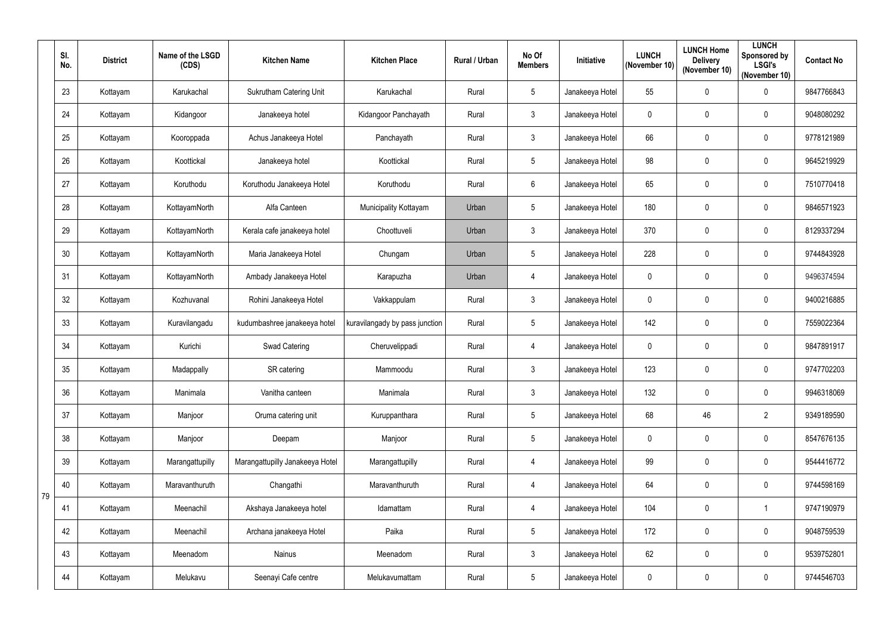| Sl. No. | District | Name of the LSGD (CDS) | Kitchen Name | Kitchen Place | Rural / Urban | No Of Members | Initiative | LUNCH (November 10) | LUNCH Home Delivery (November 10) | LUNCH Sponsored by LSGI's (November 10) | Contact No |
|---|---|---|---|---|---|---|---|---|---|---|---|
| 23 | Kottayam | Karukachal | Sukrutham Catering Unit | Karukachal | Rural | 5 | Janakeeya Hotel | 55 | 0 | 0 | 9847766843 |
| 24 | Kottayam | Kidangoor | Janakeeya hotel | Kidangoor Panchayath | Rural | 3 | Janakeeya Hotel | 0 | 0 | 0 | 9048080292 |
| 25 | Kottayam | Kooroppada | Achus Janakeeya Hotel | Panchayath | Rural | 3 | Janakeeya Hotel | 66 | 0 | 0 | 9778121989 |
| 26 | Kottayam | Koottickal | Janakeeya hotel | Koottickal | Rural | 5 | Janakeeya Hotel | 98 | 0 | 0 | 9645219929 |
| 27 | Kottayam | Koruthodu | Koruthodu Janakeeya Hotel | Koruthodu | Rural | 6 | Janakeeya Hotel | 65 | 0 | 0 | 7510770418 |
| 28 | Kottayam | KottayamNorth | Alfa Canteen | Municipality Kottayam | Urban | 5 | Janakeeya Hotel | 180 | 0 | 0 | 9846571923 |
| 29 | Kottayam | KottayamNorth | Kerala cafe janakeeya hotel | Choottuveli | Urban | 3 | Janakeeya Hotel | 370 | 0 | 0 | 8129337294 |
| 30 | Kottayam | KottayamNorth | Maria Janakeeya Hotel | Chungam | Urban | 5 | Janakeeya Hotel | 228 | 0 | 0 | 9744843928 |
| 31 | Kottayam | KottayamNorth | Ambady Janakeeya Hotel | Karapuzha | Urban | 4 | Janakeeya Hotel | 0 | 0 | 0 | 9496374594 |
| 32 | Kottayam | Kozhuvanal | Rohini Janakeeya Hotel | Vakkappulam | Rural | 3 | Janakeeya Hotel | 0 | 0 | 0 | 9400216885 |
| 33 | Kottayam | Kuravilangadu | kudumbashree janakeeya hotel | kuravilangady by pass junction | Rural | 5 | Janakeeya Hotel | 142 | 0 | 0 | 7559022364 |
| 34 | Kottayam | Kurichi | Swad Catering | Cheruvelippadi | Rural | 4 | Janakeeya Hotel | 0 | 0 | 0 | 9847891917 |
| 35 | Kottayam | Madappally | SR catering | Mammoodu | Rural | 3 | Janakeeya Hotel | 123 | 0 | 0 | 9747702203 |
| 36 | Kottayam | Manimala | Vanitha canteen | Manimala | Rural | 3 | Janakeeya Hotel | 132 | 0 | 0 | 9946318069 |
| 37 | Kottayam | Manjoor | Oruma catering unit | Kuruppanthara | Rural | 5 | Janakeeya Hotel | 68 | 46 | 2 | 9349189590 |
| 38 | Kottayam | Manjoor | Deepam | Manjoor | Rural | 5 | Janakeeya Hotel | 0 | 0 | 0 | 8547676135 |
| 39 | Kottayam | Marangattupilly | Marangattupilly Janakeeya Hotel | Marangattupilly | Rural | 4 | Janakeeya Hotel | 99 | 0 | 0 | 9544416772 |
| 40 | Kottayam | Maravanthuruth | Changathi | Maravanthuruth | Rural | 4 | Janakeeya Hotel | 64 | 0 | 0 | 9744598169 |
| 41 | Kottayam | Meenachil | Akshaya Janakeeya hotel | Idamattam | Rural | 4 | Janakeeya Hotel | 104 | 0 | 1 | 9747190979 |
| 42 | Kottayam | Meenachil | Archana janakeeya Hotel | Paika | Rural | 5 | Janakeeya Hotel | 172 | 0 | 0 | 9048759539 |
| 43 | Kottayam | Meenadom | Nainus | Meenadom | Rural | 3 | Janakeeya Hotel | 62 | 0 | 0 | 9539752801 |
| 44 | Kottayam | Melukavu | Seenayi Cafe centre | Melukavumattam | Rural | 5 | Janakeeya Hotel | 0 | 0 | 0 | 9744546703 |

79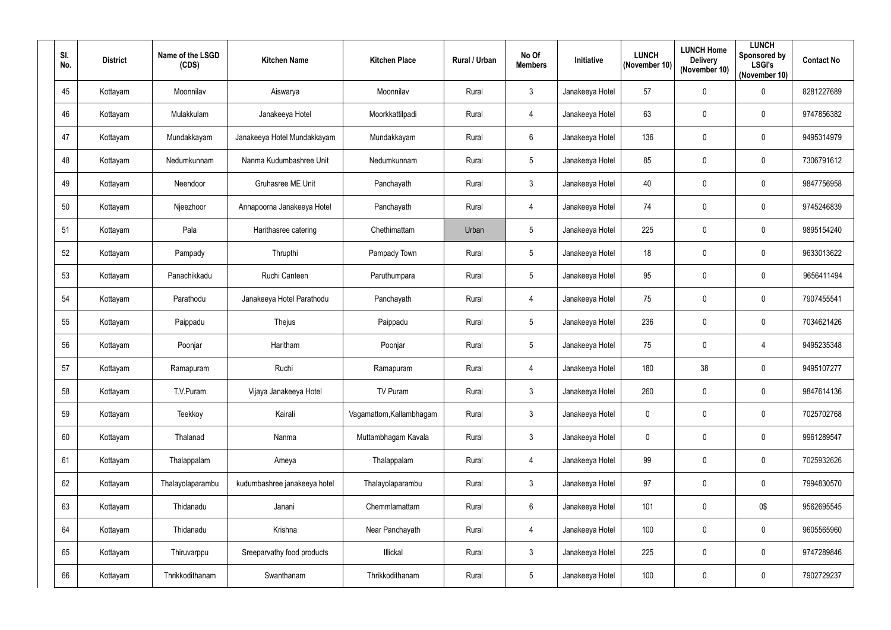| Sl. No. | District | Name of the LSGD (CDS) | Kitchen Name | Kitchen Place | Rural / Urban | No Of Members | Initiative | LUNCH (November 10) | LUNCH Home Delivery (November 10) | LUNCH Sponsored by LSGI's (November 10) | Contact No |
|---|---|---|---|---|---|---|---|---|---|---|---|
| 45 | Kottayam | Moonnilav | Aiswarya | Moonnilav | Rural | 3 | Janakeeya Hotel | 57 | 0 | 0 | 8281227689 |
| 46 | Kottayam | Mulakkulam | Janakeeya Hotel | Moorkkattilpadi | Rural | 4 | Janakeeya Hotel | 63 | 0 | 0 | 9747856382 |
| 47 | Kottayam | Mundakkayam | Janakeeya Hotel Mundakkayam | Mundakkayam | Rural | 6 | Janakeeya Hotel | 136 | 0 | 0 | 9495314979 |
| 48 | Kottayam | Nedumkunnam | Nanma Kudumbashree Unit | Nedumkunnam | Rural | 5 | Janakeeya Hotel | 85 | 0 | 0 | 7306791612 |
| 49 | Kottayam | Neendoor | Gruhasree ME Unit | Panchayath | Rural | 3 | Janakeeya Hotel | 40 | 0 | 0 | 9847756958 |
| 50 | Kottayam | Njeezhoor | Annapoorna Janakeeya Hotel | Panchayath | Rural | 4 | Janakeeya Hotel | 74 | 0 | 0 | 9745246839 |
| 51 | Kottayam | Pala | Harithasree catering | Chethimattam | Urban | 5 | Janakeeya Hotel | 225 | 0 | 0 | 9895154240 |
| 52 | Kottayam | Pampady | Thrupthi | Pampady Town | Rural | 5 | Janakeeya Hotel | 18 | 0 | 0 | 9633013622 |
| 53 | Kottayam | Panachikkadu | Ruchi Canteen | Paruthumpara | Rural | 5 | Janakeeya Hotel | 95 | 0 | 0 | 9656411494 |
| 54 | Kottayam | Parathodu | Janakeeya Hotel Parathodu | Panchayath | Rural | 4 | Janakeeya Hotel | 75 | 0 | 0 | 7907455541 |
| 55 | Kottayam | Paippadu | Thejus | Paippadu | Rural | 5 | Janakeeya Hotel | 236 | 0 | 0 | 7034621426 |
| 56 | Kottayam | Poonjar | Haritham | Poonjar | Rural | 5 | Janakeeya Hotel | 75 | 0 | 4 | 9495235348 |
| 57 | Kottayam | Ramapuram | Ruchi | Ramapuram | Rural | 4 | Janakeeya Hotel | 180 | 38 | 0 | 9495107277 |
| 58 | Kottayam | T.V.Puram | Vijaya Janakeeya Hotel | TV Puram | Rural | 3 | Janakeeya Hotel | 260 | 0 | 0 | 9847614136 |
| 59 | Kottayam | Teekkoy | Kairali | Vagamattom,Kallambhagam | Rural | 3 | Janakeeya Hotel | 0 | 0 | 0 | 7025702768 |
| 60 | Kottayam | Thalanad | Nanma | Muttambhagam Kavala | Rural | 3 | Janakeeya Hotel | 0 | 0 | 0 | 9961289547 |
| 61 | Kottayam | Thalappalam | Ameya | Thalappalam | Rural | 4 | Janakeeya Hotel | 99 | 0 | 0 | 7025932626 |
| 62 | Kottayam | Thalayolaparambu | kudumbashree janakeeya hotel | Thalayolaparambu | Rural | 3 | Janakeeya Hotel | 97 | 0 | 0 | 7994830570 |
| 63 | Kottayam | Thidanadu | Janani | Chemmlamattam | Rural | 6 | Janakeeya Hotel | 101 | 0 | 0$ | 9562695545 |
| 64 | Kottayam | Thidanadu | Krishna | Near Panchayath | Rural | 4 | Janakeeya Hotel | 100 | 0 | 0 | 9605565960 |
| 65 | Kottayam | Thiruvarppu | Sreeparvathy food products | Illickal | Rural | 3 | Janakeeya Hotel | 225 | 0 | 0 | 9747289846 |
| 66 | Kottayam | Thrikkodithanam | Swanthanam | Thrikkodithanam | Rural | 5 | Janakeeya Hotel | 100 | 0 | 0 | 7902729237 |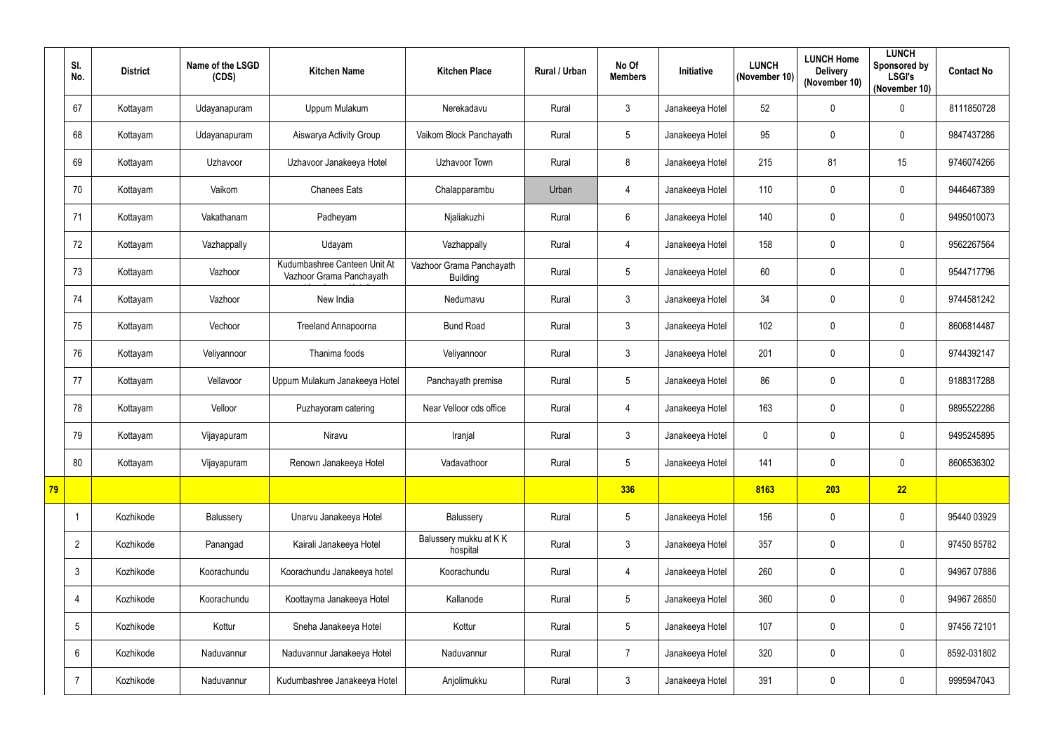| | Sl. No. | District | Name of the LSGD (CDS) | Kitchen Name | Kitchen Place | Rural / Urban | No Of Members | Initiative | LUNCH (November 10) | LUNCH Home Delivery (November 10) | LUNCH Sponsored by LSGI's (November 10) | Contact No |
|---|---|---|---|---|---|---|---|---|---|---|---|---|
| | 67 | Kottayam | Udayanapuram | Uppum Mulakum | Nerekadavu | Rural | 3 | Janakeeya Hotel | 52 | 0 | 0 | 8111850728 |
| | 68 | Kottayam | Udayanapuram | Aiswarya Activity Group | Vaikom Block Panchayath | Rural | 5 | Janakeeya Hotel | 95 | 0 | 0 | 9847437286 |
| | 69 | Kottayam | Uzhavoor | Uzhavoor Janakeeya Hotel | Uzhavoor Town | Rural | 8 | Janakeeya Hotel | 215 | 81 | 15 | 9746074266 |
| | 70 | Kottayam | Vaikom | Chanees Eats | Chalapparambu | Urban | 4 | Janakeeya Hotel | 110 | 0 | 0 | 9446467389 |
| | 71 | Kottayam | Vakathanam | Padheyam | Njaliakuzhi | Rural | 6 | Janakeeya Hotel | 140 | 0 | 0 | 9495010073 |
| | 72 | Kottayam | Vazhappally | Udayam | Vazhappally | Rural | 4 | Janakeeya Hotel | 158 | 0 | 0 | 9562267564 |
| | 73 | Kottayam | Vazhoor | Kudumbashree Canteen Unit At Vazhoor Grama Panchayath | Vazhoor Grama Panchayath Building | Rural | 5 | Janakeeya Hotel | 60 | 0 | 0 | 9544717796 |
| | 74 | Kottayam | Vazhoor | New India | Nedumavu | Rural | 3 | Janakeeya Hotel | 34 | 0 | 0 | 9744581242 |
| | 75 | Kottayam | Vechoor | Treeland Annapoorna | Bund Road | Rural | 3 | Janakeeya Hotel | 102 | 0 | 0 | 8606814487 |
| | 76 | Kottayam | Veliyannoor | Thanima foods | Veliyannoor | Rural | 3 | Janakeeya Hotel | 201 | 0 | 0 | 9744392147 |
| | 77 | Kottayam | Vellavoor | Uppum Mulakum Janakeeya Hotel | Panchayath premise | Rural | 5 | Janakeeya Hotel | 86 | 0 | 0 | 9188317288 |
| | 78 | Kottayam | Velloor | Puzhayoram catering | Near Velloor cds office | Rural | 4 | Janakeeya Hotel | 163 | 0 | 0 | 9895522286 |
| | 79 | Kottayam | Vijayapuram | Niravu | Iranjal | Rural | 3 | Janakeeya Hotel | 0 | 0 | 0 | 9495245895 |
| | 80 | Kottayam | Vijayapuram | Renown Janakeeya Hotel | Vadavathoor | Rural | 5 | Janakeeya Hotel | 141 | 0 | 0 | 8606536302 |
| **79** | | | | | | | **336** | | **8163** | **203** | **22** | |
| | 1 | Kozhikode | Balussery | Unarvu Janakeeya Hotel | Balussery | Rural | 5 | Janakeeya Hotel | 156 | 0 | 0 | 95440 03929 |
| | 2 | Kozhikode | Panangad | Kairali Janakeeya Hotel | Balussery mukku at K K hospital | Rural | 3 | Janakeeya Hotel | 357 | 0 | 0 | 97450 85782 |
| | 3 | Kozhikode | Koorachundu | Koorachundu Janakeeya hotel | Koorachundu | Rural | 4 | Janakeeya Hotel | 260 | 0 | 0 | 94967 07886 |
| | 4 | Kozhikode | Koorachundu | Koottayma Janakeeya Hotel | Kallanode | Rural | 5 | Janakeeya Hotel | 360 | 0 | 0 | 94967 26850 |
| | 5 | Kozhikode | Kottur | Sneha Janakeeya Hotel | Kottur | Rural | 5 | Janakeeya Hotel | 107 | 0 | 0 | 97456 72101 |
| | 6 | Kozhikode | Naduvannur | Naduvannur Janakeeya Hotel | Naduvannur | Rural | 7 | Janakeeya Hotel | 320 | 0 | 0 | 8592-031802 |
| | 7 | Kozhikode | Naduvannur | Kudumbashree Janakeeya Hotel | Anjolimukku | Rural | 3 | Janakeeya Hotel | 391 | 0 | 0 | 9995947043 |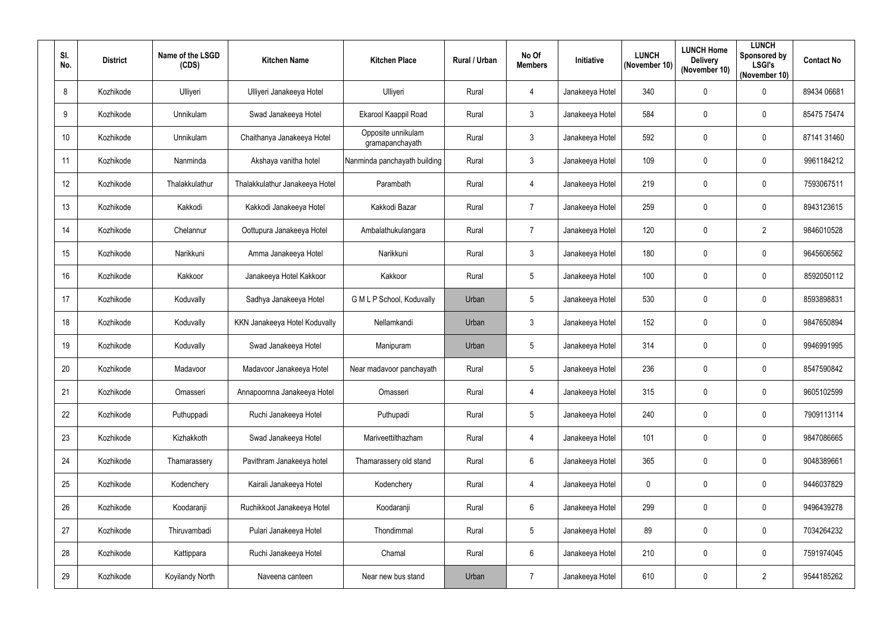| Sl. No. | District | Name of the LSGD (CDS) | Kitchen Name | Kitchen Place | Rural / Urban | No Of Members | Initiative | LUNCH (November 10) | LUNCH Home Delivery (November 10) | LUNCH Sponsored by LSGI's (November 10) | Contact No |
|---|---|---|---|---|---|---|---|---|---|---|---|
| 8 | Kozhikode | Ulliyeri | Ulliyeri Janakeeya Hotel | Ulliyeri | Rural | 4 | Janakeeya Hotel | 340 | 0 | 0 | 89434 06681 |
| 9 | Kozhikode | Unnikulam | Swad Janakeeya Hotel | Ekarool Kaappil Road | Rural | 3 | Janakeeya Hotel | 584 | 0 | 0 | 85475 75474 |
| 10 | Kozhikode | Unnikulam | Chaithanya Janakeeya Hotel | Opposite unnikulam gramapanchayath | Rural | 3 | Janakeeya Hotel | 592 | 0 | 0 | 87141 31460 |
| 11 | Kozhikode | Nanminda | Akshaya vanitha hotel | Nanminda panchayath building | Rural | 3 | Janakeeya Hotel | 109 | 0 | 0 | 9961184212 |
| 12 | Kozhikode | Thalakkulathur | Thalakkulathur Janakeeya Hotel | Parambath | Rural | 4 | Janakeeya Hotel | 219 | 0 | 0 | 7593067511 |
| 13 | Kozhikode | Kakkodi | Kakkodi Janakeeya Hotel | Kakkodi Bazar | Rural | 7 | Janakeeya Hotel | 259 | 0 | 0 | 8943123615 |
| 14 | Kozhikode | Chelannur | Oottupura Janakeeya Hotel | Ambalathukulangara | Rural | 7 | Janakeeya Hotel | 120 | 0 | 2 | 9846010528 |
| 15 | Kozhikode | Narikkuni | Amma Janakeeya Hotel | Narikkuni | Rural | 3 | Janakeeya Hotel | 180 | 0 | 0 | 9645606562 |
| 16 | Kozhikode | Kakkoor | Janakeeya Hotel Kakkoor | Kakkoor | Rural | 5 | Janakeeya Hotel | 100 | 0 | 0 | 8592050112 |
| 17 | Kozhikode | Koduvally | Sadhya Janakeeya Hotel | G M L P School, Koduvally | Urban | 5 | Janakeeya Hotel | 530 | 0 | 0 | 8593898831 |
| 18 | Kozhikode | Koduvally | KKN Janakeeya Hotel Koduvally | Nellamkandi | Urban | 3 | Janakeeya Hotel | 152 | 0 | 0 | 9847650894 |
| 19 | Kozhikode | Koduvally | Swad Janakeeya Hotel | Manipuram | Urban | 5 | Janakeeya Hotel | 314 | 0 | 0 | 9946991995 |
| 20 | Kozhikode | Madavoor | Madavoor Janakeeya Hotel | Near madavoor panchayath | Rural | 5 | Janakeeya Hotel | 236 | 0 | 0 | 8547590842 |
| 21 | Kozhikode | Omasseri | Annapoornna Janakeeya Hotel | Omasseri | Rural | 4 | Janakeeya Hotel | 315 | 0 | 0 | 9605102599 |
| 22 | Kozhikode | Puthuppadi | Ruchi Janakeeya Hotel | Puthupadi | Rural | 5 | Janakeeya Hotel | 240 | 0 | 0 | 7909113114 |
| 23 | Kozhikode | Kizhakkoth | Swad Janakeeya Hotel | Mariveettilthazham | Rural | 4 | Janakeeya Hotel | 101 | 0 | 0 | 9847086665 |
| 24 | Kozhikode | Thamarassery | Pavithram Janakeeya hotel | Thamarassery old stand | Rural | 6 | Janakeeya Hotel | 365 | 0 | 0 | 9048389661 |
| 25 | Kozhikode | Kodenchery | Kairali Janakeeya Hotel | Kodenchery | Rural | 4 | Janakeeya Hotel | 0 | 0 | 0 | 9446037829 |
| 26 | Kozhikode | Koodaranji | Ruchikkoot Janakeeya Hotel | Koodaranji | Rural | 6 | Janakeeya Hotel | 299 | 0 | 0 | 9496439278 |
| 27 | Kozhikode | Thiruvambadi | Pulari Janakeeya Hotel | Thondimmal | Rural | 5 | Janakeeya Hotel | 89 | 0 | 0 | 7034264232 |
| 28 | Kozhikode | Kattippara | Ruchi Janakeeya Hotel | Chamal | Rural | 6 | Janakeeya Hotel | 210 | 0 | 0 | 7591974045 |
| 29 | Kozhikode | Koyilandy North | Naveena canteen | Near new bus stand | Urban | 7 | Janakeeya Hotel | 610 | 0 | 2 | 9544185262 |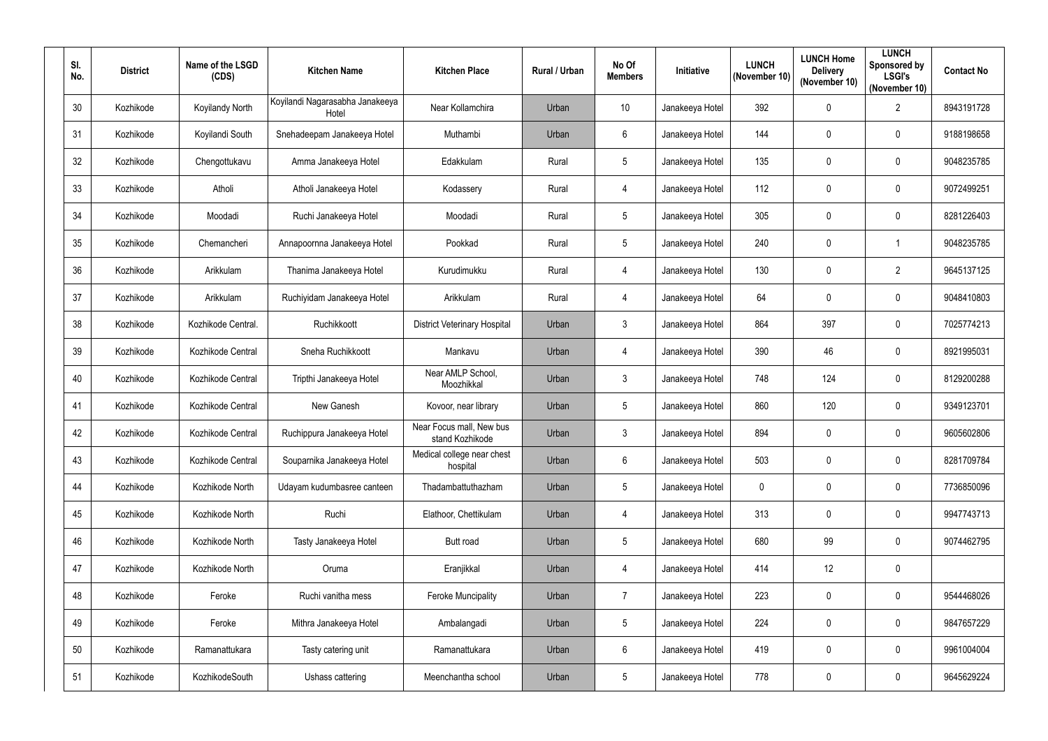| Sl. No. | District | Name of the LSGD (CDS) | Kitchen Name | Kitchen Place | Rural / Urban | No Of Members | Initiative | LUNCH (November 10) | LUNCH Home Delivery (November 10) | LUNCH Sponsored by LSGI's (November 10) | Contact No |
|---|---|---|---|---|---|---|---|---|---|---|---|
| 30 | Kozhikode | Koyilandy North | Koyilandi Nagarasabha Janakeeya Hotel | Near Kollamchira | Urban | 10 | Janakeeya Hotel | 392 | 0 | 2 | 8943191728 |
| 31 | Kozhikode | Koyilandi South | Snehadeepam Janakeeya Hotel | Muthambi | Urban | 6 | Janakeeya Hotel | 144 | 0 | 0 | 9188198658 |
| 32 | Kozhikode | Chengottukavu | Amma Janakeeya Hotel | Edakkulam | Rural | 5 | Janakeeya Hotel | 135 | 0 | 0 | 9048235785 |
| 33 | Kozhikode | Atholi | Atholi Janakeeya Hotel | Kodassery | Rural | 4 | Janakeeya Hotel | 112 | 0 | 0 | 9072499251 |
| 34 | Kozhikode | Moodadi | Ruchi Janakeeya Hotel | Moodadi | Rural | 5 | Janakeeya Hotel | 305 | 0 | 0 | 8281226403 |
| 35 | Kozhikode | Chemancheri | Annapoornna Janakeeya Hotel | Pookkad | Rural | 5 | Janakeeya Hotel | 240 | 0 | 1 | 9048235785 |
| 36 | Kozhikode | Arikkulam | Thanima Janakeeya Hotel | Kurudimukku | Rural | 4 | Janakeeya Hotel | 130 | 0 | 2 | 9645137125 |
| 37 | Kozhikode | Arikkulam | Ruchiyidam Janakeeya Hotel | Arikkulam | Rural | 4 | Janakeeya Hotel | 64 | 0 | 0 | 9048410803 |
| 38 | Kozhikode | Kozhikode Central. | Ruchikkoott | District Veterinary Hospital | Urban | 3 | Janakeeya Hotel | 864 | 397 | 0 | 7025774213 |
| 39 | Kozhikode | Kozhikode Central | Sneha Ruchikkoott | Mankavu | Urban | 4 | Janakeeya Hotel | 390 | 46 | 0 | 8921995031 |
| 40 | Kozhikode | Kozhikode Central | Tripthi Janakeeya Hotel | Near AMLP School, Moozhikkal | Urban | 3 | Janakeeya Hotel | 748 | 124 | 0 | 8129200288 |
| 41 | Kozhikode | Kozhikode Central | New Ganesh | Kovoor, near library | Urban | 5 | Janakeeya Hotel | 860 | 120 | 0 | 9349123701 |
| 42 | Kozhikode | Kozhikode Central | Ruchippura Janakeeya Hotel | Near Focus mall, New bus stand Kozhikode | Urban | 3 | Janakeeya Hotel | 894 | 0 | 0 | 9605602806 |
| 43 | Kozhikode | Kozhikode Central | Souparnika Janakeeya Hotel | Medical college near chest hospital | Urban | 6 | Janakeeya Hotel | 503 | 0 | 0 | 8281709784 |
| 44 | Kozhikode | Kozhikode North | Udayam kudumbasree canteen | Thadambattuthazham | Urban | 5 | Janakeeya Hotel | 0 | 0 | 0 | 7736850096 |
| 45 | Kozhikode | Kozhikode North | Ruchi | Elathoor, Chettikulam | Urban | 4 | Janakeeya Hotel | 313 | 0 | 0 | 9947743713 |
| 46 | Kozhikode | Kozhikode North | Tasty Janakeeya Hotel | Butt road | Urban | 5 | Janakeeya Hotel | 680 | 99 | 0 | 9074462795 |
| 47 | Kozhikode | Kozhikode North | Oruma | Eranjikkal | Urban | 4 | Janakeeya Hotel | 414 | 12 | 0 | |
| 48 | Kozhikode | Feroke | Ruchi vanitha mess | Feroke Muncipality | Urban | 7 | Janakeeya Hotel | 223 | 0 | 0 | 9544468026 |
| 49 | Kozhikode | Feroke | Mithra Janakeeya Hotel | Ambalangadi | Urban | 5 | Janakeeya Hotel | 224 | 0 | 0 | 9847657229 |
| 50 | Kozhikode | Ramanattukara | Tasty catering unit | Ramanattukara | Urban | 6 | Janakeeya Hotel | 419 | 0 | 0 | 9961004004 |
| 51 | Kozhikode | KozhikodeSouth | Ushass cattering | Meenchantha school | Urban | 5 | Janakeeya Hotel | 778 | 0 | 0 | 9645629224 |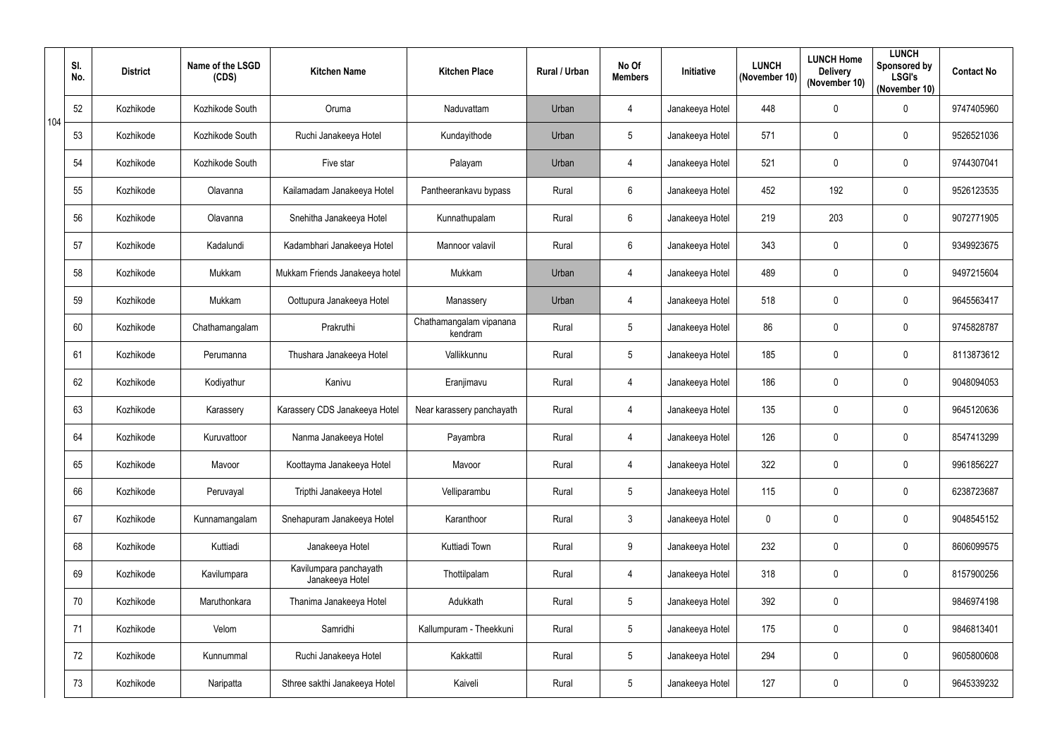| Sl. No. | District | Name of the LSGD (CDS) | Kitchen Name | Kitchen Place | Rural / Urban | No Of Members | Initiative | LUNCH (November 10) | LUNCH Home Delivery (November 10) | LUNCH Sponsored by LSGI's (November 10) | Contact No |
|---|---|---|---|---|---|---|---|---|---|---|---|
| 52 | Kozhikode | Kozhikode South | Oruma | Naduvattam | Urban | 4 | Janakeeya Hotel | 448 | 0 | 0 | 9747405960 |
| 53 | Kozhikode | Kozhikode South | Ruchi Janakeeya Hotel | Kundayithode | Urban | 5 | Janakeeya Hotel | 571 | 0 | 0 | 9526521036 |
| 54 | Kozhikode | Kozhikode South | Five star | Palayam | Urban | 4 | Janakeeya Hotel | 521 | 0 | 0 | 9744307041 |
| 55 | Kozhikode | Olavanna | Kailamadam Janakeeya Hotel | Pantheerankavu bypass | Rural | 6 | Janakeeya Hotel | 452 | 192 | 0 | 9526123535 |
| 56 | Kozhikode | Olavanna | Snehitha Janakeeya Hotel | Kunnathupalam | Rural | 6 | Janakeeya Hotel | 219 | 203 | 0 | 9072771905 |
| 57 | Kozhikode | Kadalundi | Kadambhari Janakeeya Hotel | Mannoor valavil | Rural | 6 | Janakeeya Hotel | 343 | 0 | 0 | 9349923675 |
| 58 | Kozhikode | Mukkam | Mukkam Friends Janakeeya hotel | Mukkam | Urban | 4 | Janakeeya Hotel | 489 | 0 | 0 | 9497215604 |
| 59 | Kozhikode | Mukkam | Oottupura Janakeeya Hotel | Manassery | Urban | 4 | Janakeeya Hotel | 518 | 0 | 0 | 9645563417 |
| 60 | Kozhikode | Chathamangalam | Prakruthi | Chathamangalam vipanana kendram | Rural | 5 | Janakeeya Hotel | 86 | 0 | 0 | 9745828787 |
| 61 | Kozhikode | Perumanna | Thushara Janakeeya Hotel | Vallikkunnu | Rural | 5 | Janakeeya Hotel | 185 | 0 | 0 | 8113873612 |
| 62 | Kozhikode | Kodiyathur | Kanivu | Eranjimavu | Rural | 4 | Janakeeya Hotel | 186 | 0 | 0 | 9048094053 |
| 63 | Kozhikode | Karassery | Karassery CDS Janakeeya Hotel | Near karassery panchayath | Rural | 4 | Janakeeya Hotel | 135 | 0 | 0 | 9645120636 |
| 64 | Kozhikode | Kuruvattoor | Nanma Janakeeya Hotel | Payambra | Rural | 4 | Janakeeya Hotel | 126 | 0 | 0 | 8547413299 |
| 65 | Kozhikode | Mavoor | Koottayma Janakeeya Hotel | Mavoor | Rural | 4 | Janakeeya Hotel | 322 | 0 | 0 | 9961856227 |
| 66 | Kozhikode | Peruvayal | Tripthi Janakeeya Hotel | Velliparambu | Rural | 5 | Janakeeya Hotel | 115 | 0 | 0 | 6238723687 |
| 67 | Kozhikode | Kunnamangalam | Snehapuram Janakeeya Hotel | Karanthoor | Rural | 3 | Janakeeya Hotel | 0 | 0 | 0 | 9048545152 |
| 68 | Kozhikode | Kuttiadi | Janakeeya Hotel | Kuttiadi Town | Rural | 9 | Janakeeya Hotel | 232 | 0 | 0 | 8606099575 |
| 69 | Kozhikode | Kavilumpara | Kavilumpara panchayath Janakeeya Hotel | Thottilpalam | Rural | 4 | Janakeeya Hotel | 318 | 0 | 0 | 8157900256 |
| 70 | Kozhikode | Maruthonkara | Thanima Janakeeya Hotel | Adukkath | Rural | 5 | Janakeeya Hotel | 392 | 0 | | 9846974198 |
| 71 | Kozhikode | Velom | Samridhi | Kallumpuram - Theekkuni | Rural | 5 | Janakeeya Hotel | 175 | 0 | 0 | 9846813401 |
| 72 | Kozhikode | Kunnummal | Ruchi Janakeeya Hotel | Kakkattil | Rural | 5 | Janakeeya Hotel | 294 | 0 | 0 | 9605800608 |
| 73 | Kozhikode | Naripatta | Sthree sakthi Janakeeya Hotel | Kaiveli | Rural | 5 | Janakeeya Hotel | 127 | 0 | 0 | 9645339232 |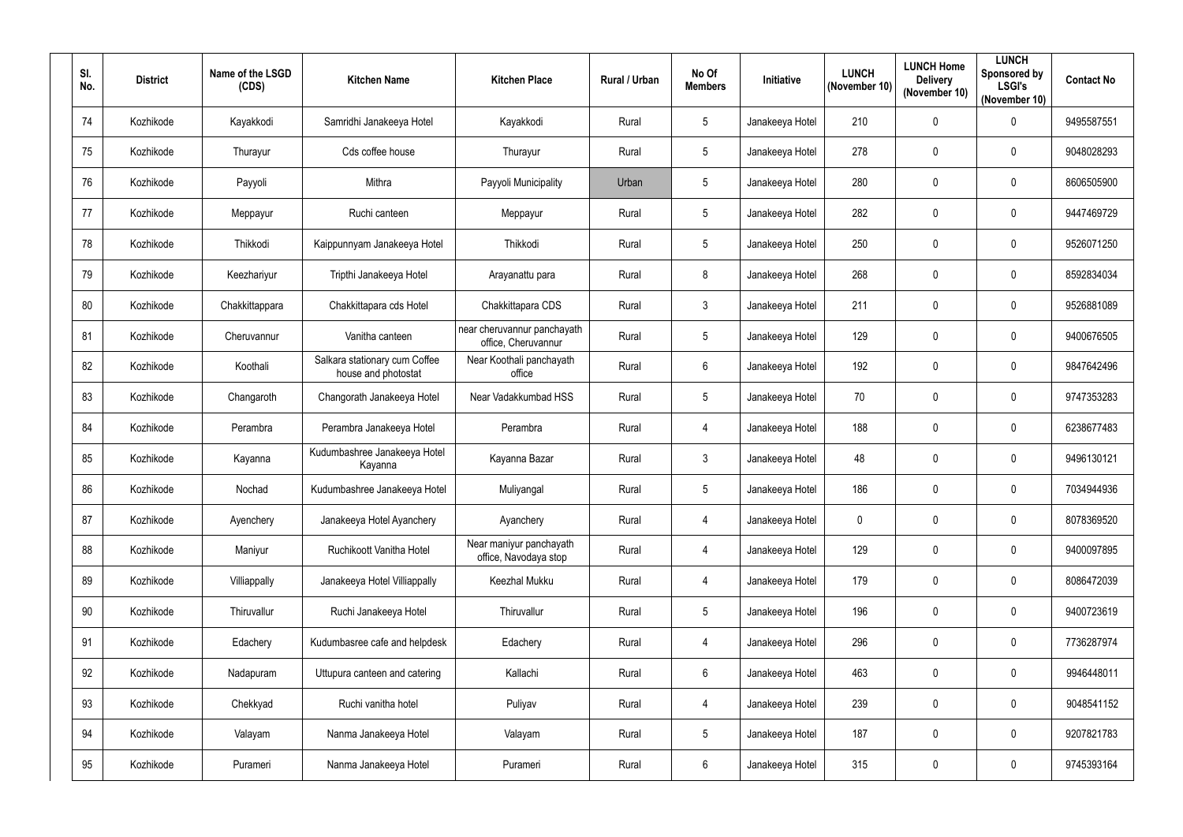| Sl. No. | District | Name of the LSGD (CDS) | Kitchen Name | Kitchen Place | Rural / Urban | No Of Members | Initiative | LUNCH (November 10) | LUNCH Home Delivery (November 10) | LUNCH Sponsored by LSGI's (November 10) | Contact No |
|---|---|---|---|---|---|---|---|---|---|---|---|
| 74 | Kozhikode | Kayakkodi | Samridhi Janakeeya Hotel | Kayakkodi | Rural | 5 | Janakeeya Hotel | 210 | 0 | 0 | 9495587551 |
| 75 | Kozhikode | Thurayur | Cds coffee house | Thurayur | Rural | 5 | Janakeeya Hotel | 278 | 0 | 0 | 9048028293 |
| 76 | Kozhikode | Payyoli | Mithra | Payyoli Municipality | Urban | 5 | Janakeeya Hotel | 280 | 0 | 0 | 8606505900 |
| 77 | Kozhikode | Meppayur | Ruchi canteen | Meppayur | Rural | 5 | Janakeeya Hotel | 282 | 0 | 0 | 9447469729 |
| 78 | Kozhikode | Thikkodi | Kaippunnyam Janakeeya Hotel | Thikkodi | Rural | 5 | Janakeeya Hotel | 250 | 0 | 0 | 9526071250 |
| 79 | Kozhikode | Keezhariyur | Tripthi Janakeeya Hotel | Arayanattu para | Rural | 8 | Janakeeya Hotel | 268 | 0 | 0 | 8592834034 |
| 80 | Kozhikode | Chakkittappara | Chakkittapara cds Hotel | Chakkittapara CDS | Rural | 3 | Janakeeya Hotel | 211 | 0 | 0 | 9526881089 |
| 81 | Kozhikode | Cheruvannur | Vanitha canteen | near cheruvannur panchayath office, Cheruvannur | Rural | 5 | Janakeeya Hotel | 129 | 0 | 0 | 9400676505 |
| 82 | Kozhikode | Koothali | Salkara stationary cum Coffee house and photostat | Near Koothali panchayath office | Rural | 6 | Janakeeya Hotel | 192 | 0 | 0 | 9847642496 |
| 83 | Kozhikode | Changaroth | Changorath Janakeeya Hotel | Near Vadakkumbad HSS | Rural | 5 | Janakeeya Hotel | 70 | 0 | 0 | 9747353283 |
| 84 | Kozhikode | Perambra | Perambra Janakeeya Hotel | Perambra | Rural | 4 | Janakeeya Hotel | 188 | 0 | 0 | 6238677483 |
| 85 | Kozhikode | Kayanna | Kudumbashree Janakeeya Hotel Kayanna | Kayanna Bazar | Rural | 3 | Janakeeya Hotel | 48 | 0 | 0 | 9496130121 |
| 86 | Kozhikode | Nochad | Kudumbashree Janakeeya Hotel | Muliyangal | Rural | 5 | Janakeeya Hotel | 186 | 0 | 0 | 7034944936 |
| 87 | Kozhikode | Ayenchery | Janakeeya Hotel Ayanchery | Ayanchery | Rural | 4 | Janakeeya Hotel | 0 | 0 | 0 | 8078369520 |
| 88 | Kozhikode | Maniyur | Ruchikoott Vanitha Hotel | Near maniyur panchayath office, Navodaya stop | Rural | 4 | Janakeeya Hotel | 129 | 0 | 0 | 9400097895 |
| 89 | Kozhikode | Villiappally | Janakeeya Hotel Villiappally | Keezhal Mukku | Rural | 4 | Janakeeya Hotel | 179 | 0 | 0 | 8086472039 |
| 90 | Kozhikode | Thiruvallur | Ruchi Janakeeya Hotel | Thiruvallur | Rural | 5 | Janakeeya Hotel | 196 | 0 | 0 | 9400723619 |
| 91 | Kozhikode | Edachery | Kudumbasree cafe and helpdesk | Edachery | Rural | 4 | Janakeeya Hotel | 296 | 0 | 0 | 7736287974 |
| 92 | Kozhikode | Nadapuram | Uttupura canteen and catering | Kallachi | Rural | 6 | Janakeeya Hotel | 463 | 0 | 0 | 9946448011 |
| 93 | Kozhikode | Chekkyad | Ruchi vanitha hotel | Puliyav | Rural | 4 | Janakeeya Hotel | 239 | 0 | 0 | 9048541152 |
| 94 | Kozhikode | Valayam | Nanma Janakeeya Hotel | Valayam | Rural | 5 | Janakeeya Hotel | 187 | 0 | 0 | 9207821783 |
| 95 | Kozhikode | Purameri | Nanma Janakeeya Hotel | Purameri | Rural | 6 | Janakeeya Hotel | 315 | 0 | 0 | 9745393164 |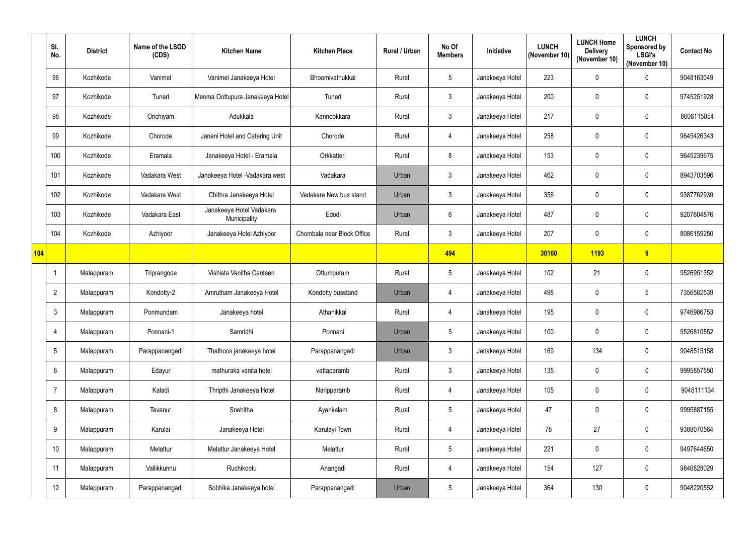| | Sl. No. | District | Name of the LSGD (CDS) | Kitchen Name | Kitchen Place | Rural / Urban | No Of Members | Initiative | LUNCH (November 10) | LUNCH Home Delivery (November 10) | LUNCH Sponsored by LSGI's (November 10) | Contact No |
|---|---|---|---|---|---|---|---|---|---|---|---|---|
| | 96 | Kozhikode | Vanimel | Vanimel Janakeeya Hotel | Bhoomivathukkal | Rural | 5 | Janakeeya Hotel | 223 | 0 | 0 | 9048163049 |
| | 97 | Kozhikode | Tuneri | Menma Oottupura Janakeeya Hotel | Tuneri | Rural | 3 | Janakeeya Hotel | 200 | 0 | 0 | 9745251928 |
| | 98 | Kozhikode | Onchiyam | Adukkala | Kannookkara | Rural | 3 | Janakeeya Hotel | 217 | 0 | 0 | 8606115054 |
| | 99 | Kozhikode | Chorode | Janani Hotel and Catering Unit | Chorode | Rural | 4 | Janakeeya Hotel | 258 | 0 | 0 | 9645426343 |
| | 100 | Kozhikode | Eramala | Janakeeya Hotel - Eramala | Orkkatteri | Rural | 8 | Janakeeya Hotel | 153 | 0 | 0 | 9645239675 |
| | 101 | Kozhikode | Vadakara West | Janakeeya Hotel -Vadakara west | Vadakara | Urban | 3 | Janakeeya Hotel | 462 | 0 | 0 | 8943703596 |
| | 102 | Kozhikode | Vadakara West | Chithra Janakeeya Hotel | Vadakara New bus stand | Urban | 3 | Janakeeya Hotel | 356 | 0 | 0 | 9387762939 |
| | 103 | Kozhikode | Vadakara East | Janakeeya Hotel Vadakara Municipality | Edodi | Urban | 6 | Janakeeya Hotel | 487 | 0 | 0 | 9207604876 |
| | 104 | Kozhikode | Azhiyoor | Janakeeya Hotel Azhiyoor | Chombala near Block Office | Rural | 3 | Janakeeya Hotel | 207 | 0 | 0 | 8086159250 |
| **104** | | | | | | | **494** | | **30160** | **1193** | **9** | |
| | 1 | Malappuram | Triprangode | Vishista Vanitha Canteen | Ottumpuram | Rural | 5 | Janakeeya Hotel | 102 | 21 | 0 | 9526951352 |
| | 2 | Malappuram | Kondotty-2 | Amrutham Janakeeya Hotel | Kondotty busstand | Urban | 4 | Janakeeya Hotel | 498 | 0 | 5 | 7356582539 |
| | 3 | Malappuram | Ponmundam | Janakeeya hotel | Athanikkal | Rural | 4 | Janakeeya Hotel | 195 | 0 | 0 | 9746986753 |
| | 4 | Malappuram | Ponnani-1 | Samridhi | Ponnani | Urban | 5 | Janakeeya Hotel | 100 | 0 | 0 | 9526810552 |
| | 5 | Malappuram | Parappanangadi | Thathoos janakeeya hotel | Parappanangadi | Urban | 3 | Janakeeya Hotel | 169 | 134 | 0 | 9048515158 |
| | 6 | Malappuram | Edayur | mathuraka vanita hotel | vattaparamb | Rural | 3 | Janakeeya Hotel | 135 | 0 | 0 | 9995857550 |
| | 7 | Malappuram | Kaladi | Thripthi Janakeeya Hotel | Narripparamb | Rural | 4 | Janakeeya Hotel | 105 | 0 | 0 | 9048111134 |
| | 8 | Malappuram | Tavanur | Snehitha | Ayankalam | Rural | 5 | Janakeeya Hotel | 47 | 0 | 0 | 9995887155 |
| | 9 | Malappuram | Karulai | Janakeeya Hotel | Karulayi Town | Rural | 4 | Janakeeya Hotel | 78 | 27 | 0 | 9388070564 |
| | 10 | Malappuram | Melattur | Melattur Janakeeya Hotel | Melattur | Rural | 5 | Janakeeya Hotel | 221 | 0 | 0 | 9497644650 |
| | 11 | Malappuram | Vallikkunnu | Ruchikootu | Anangadi | Rural | 4 | Janakeeya Hotel | 154 | 127 | 0 | 9846828029 |
| | 12 | Malappuram | Parappanangadi | Sobhika Janakeeya hotel | Parappanangadi | Urban | 5 | Janakeeya Hotel | 364 | 130 | 0 | 9048220552 |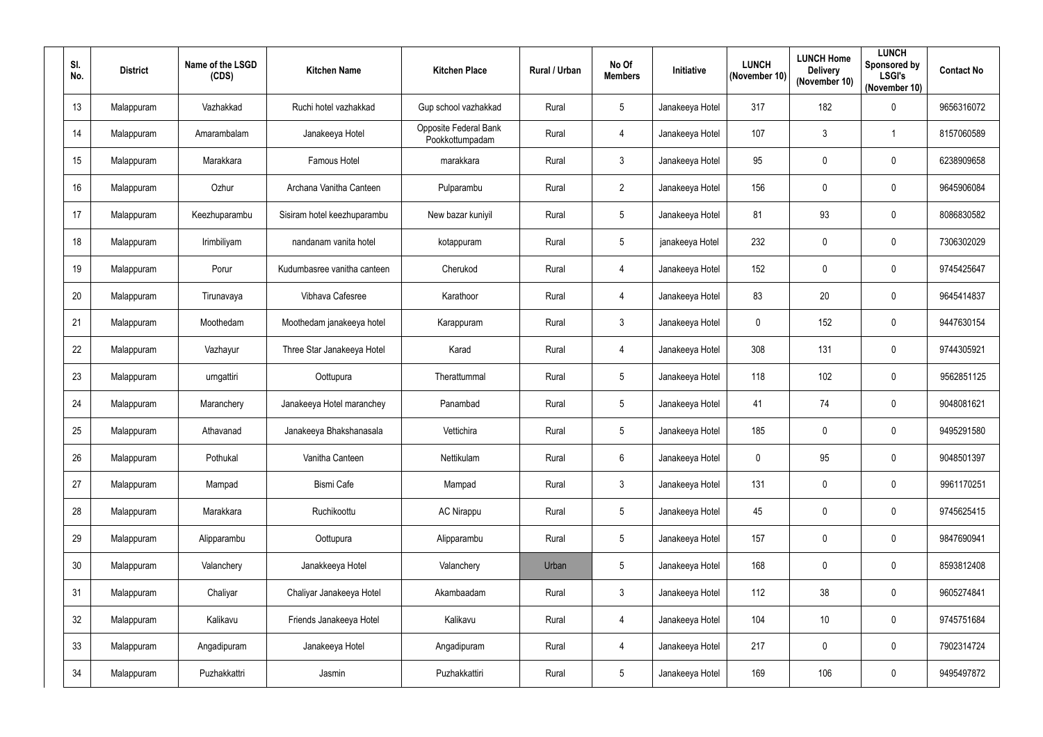| Sl. No. | District | Name of the LSGD (CDS) | Kitchen Name | Kitchen Place | Rural / Urban | No Of Members | Initiative | LUNCH (November 10) | LUNCH Home Delivery (November 10) | LUNCH Sponsored by LSGI's (November 10) | Contact No |
|---|---|---|---|---|---|---|---|---|---|---|---|
| 13 | Malappuram | Vazhakkad | Ruchi hotel vazhakkad | Gup school vazhakkad | Rural | 5 | Janakeeya Hotel | 317 | 182 | 0 | 9656316072 |
| 14 | Malappuram | Amarambalam | Janakeeya Hotel | Opposite Federal Bank Pookkottumpadam | Rural | 4 | Janakeeya Hotel | 107 | 3 | 1 | 8157060589 |
| 15 | Malappuram | Marakkara | Famous Hotel | marakkara | Rural | 3 | Janakeeya Hotel | 95 | 0 | 0 | 6238909658 |
| 16 | Malappuram | Ozhur | Archana Vanitha Canteen | Pulparambu | Rural | 2 | Janakeeya Hotel | 156 | 0 | 0 | 9645906084 |
| 17 | Malappuram | Keezhuparambu | Sisiram hotel keezhuparambu | New bazar kuniyil | Rural | 5 | Janakeeya Hotel | 81 | 93 | 0 | 8086830582 |
| 18 | Malappuram | Irimbiliyam | nandanam vanita hotel | kotappuram | Rural | 5 | janakeeya Hotel | 232 | 0 | 0 | 7306302029 |
| 19 | Malappuram | Porur | Kudumbasree vanitha canteen | Cherukod | Rural | 4 | Janakeeya Hotel | 152 | 0 | 0 | 9745425647 |
| 20 | Malappuram | Tirunavaya | Vibhava Cafesree | Karathoor | Rural | 4 | Janakeeya Hotel | 83 | 20 | 0 | 9645414837 |
| 21 | Malappuram | Moothedam | Moothedam janakeeya hotel | Karappuram | Rural | 3 | Janakeeya Hotel | 0 | 152 | 0 | 9447630154 |
| 22 | Malappuram | Vazhayur | Three Star Janakeeya Hotel | Karad | Rural | 4 | Janakeeya Hotel | 308 | 131 | 0 | 9744305921 |
| 23 | Malappuram | urngattiri | Oottupura | Therattummal | Rural | 5 | Janakeeya Hotel | 118 | 102 | 0 | 9562851125 |
| 24 | Malappuram | Maranchery | Janakeeya Hotel maranchey | Panambad | Rural | 5 | Janakeeya Hotel | 41 | 74 | 0 | 9048081621 |
| 25 | Malappuram | Athavanad | Janakeeya Bhakshanasala | Vettichira | Rural | 5 | Janakeeya Hotel | 185 | 0 | 0 | 9495291580 |
| 26 | Malappuram | Pothukal | Vanitha Canteen | Nettikulam | Rural | 6 | Janakeeya Hotel | 0 | 95 | 0 | 9048501397 |
| 27 | Malappuram | Mampad | Bismi Cafe | Mampad | Rural | 3 | Janakeeya Hotel | 131 | 0 | 0 | 9961170251 |
| 28 | Malappuram | Marakkara | Ruchikoottu | AC Nirappu | Rural | 5 | Janakeeya Hotel | 45 | 0 | 0 | 9745625415 |
| 29 | Malappuram | Alipparambu | Oottupura | Alipparambu | Rural | 5 | Janakeeya Hotel | 157 | 0 | 0 | 9847690941 |
| 30 | Malappuram | Valanchery | Janakkeeya Hotel | Valanchery | Urban | 5 | Janakeeya Hotel | 168 | 0 | 0 | 8593812408 |
| 31 | Malappuram | Chaliyar | Chaliyar Janakeeya Hotel | Akambaadam | Rural | 3 | Janakeeya Hotel | 112 | 38 | 0 | 9605274841 |
| 32 | Malappuram | Kalikavu | Friends Janakeeya Hotel | Kalikavu | Rural | 4 | Janakeeya Hotel | 104 | 10 | 0 | 9745751684 |
| 33 | Malappuram | Angadipuram | Janakeeya Hotel | Angadipuram | Rural | 4 | Janakeeya Hotel | 217 | 0 | 0 | 7902314724 |
| 34 | Malappuram | Puzhakkattri | Jasmin | Puzhakkattiri | Rural | 5 | Janakeeya Hotel | 169 | 106 | 0 | 9495497872 |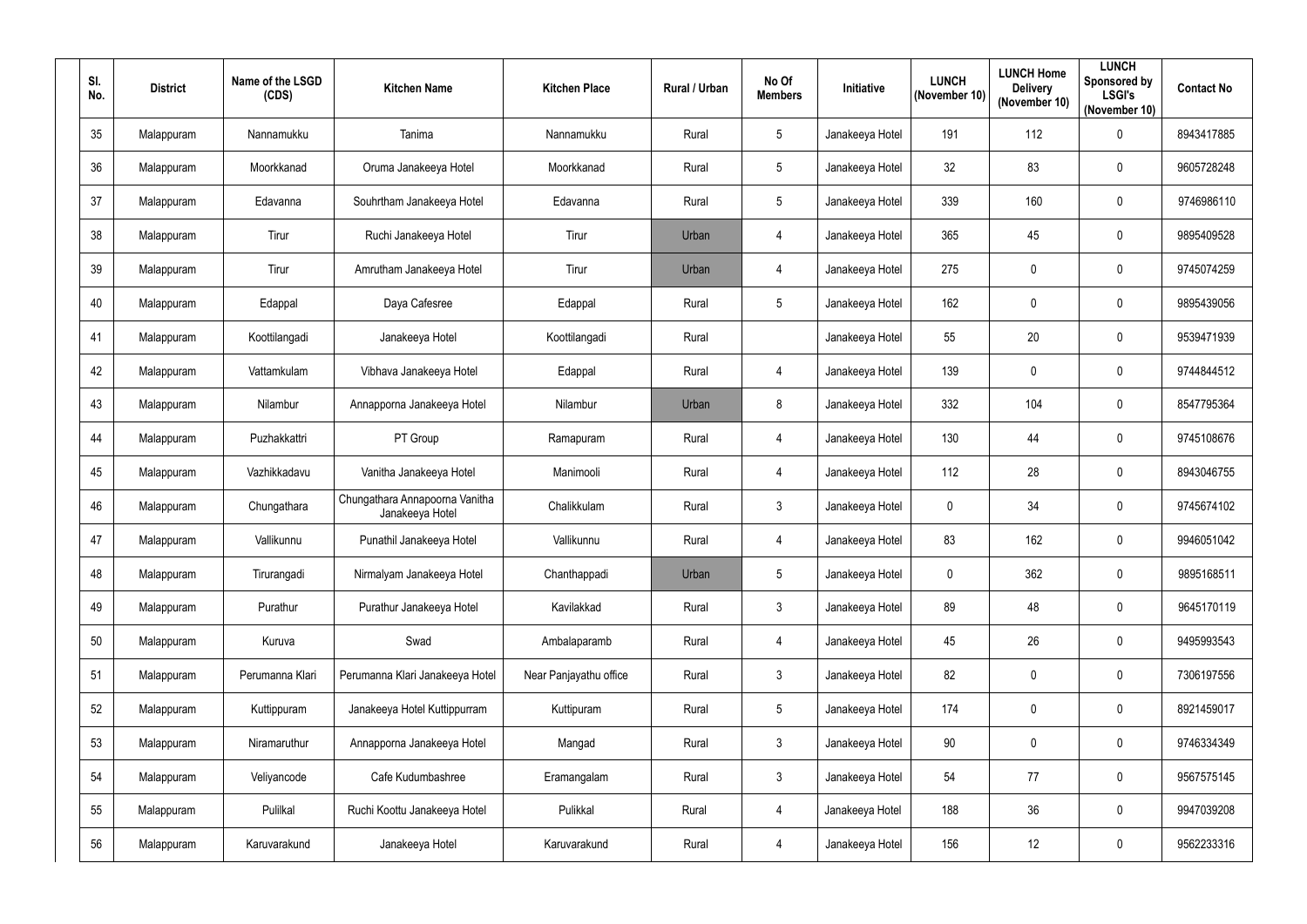| Sl. No. | District | Name of the LSGD (CDS) | Kitchen Name | Kitchen Place | Rural / Urban | No Of Members | Initiative | LUNCH (November 10) | LUNCH Home Delivery (November 10) | LUNCH Sponsored by LSGI's (November 10) | Contact No |
|---|---|---|---|---|---|---|---|---|---|---|---|
| 35 | Malappuram | Nannamukku | Tanima | Nannamukku | Rural | 5 | Janakeeya Hotel | 191 | 112 | 0 | 8943417885 |
| 36 | Malappuram | Moorkkanad | Oruma Janakeeya Hotel | Moorkkanad | Rural | 5 | Janakeeya Hotel | 32 | 83 | 0 | 9605728248 |
| 37 | Malappuram | Edavanna | Souhrtham Janakeeya Hotel | Edavanna | Rural | 5 | Janakeeya Hotel | 339 | 160 | 0 | 9746986110 |
| 38 | Malappuram | Tirur | Ruchi Janakeeya Hotel | Tirur | Urban | 4 | Janakeeya Hotel | 365 | 45 | 0 | 9895409528 |
| 39 | Malappuram | Tirur | Amrutham Janakeeya Hotel | Tirur | Urban | 4 | Janakeeya Hotel | 275 | 0 | 0 | 9745074259 |
| 40 | Malappuram | Edappal | Daya Cafesree | Edappal | Rural | 5 | Janakeeya Hotel | 162 | 0 | 0 | 9895439056 |
| 41 | Malappuram | Koottilangadi | Janakeeya Hotel | Koottilangadi | Rural | | Janakeeya Hotel | 55 | 20 | 0 | 9539471939 |
| 42 | Malappuram | Vattamkulam | Vibhava Janakeeya Hotel | Edappal | Rural | 4 | Janakeeya Hotel | 139 | 0 | 0 | 9744844512 |
| 43 | Malappuram | Nilambur | Annapporna Janakeeya Hotel | Nilambur | Urban | 8 | Janakeeya Hotel | 332 | 104 | 0 | 8547795364 |
| 44 | Malappuram | Puzhakkattri | PT Group | Ramapuram | Rural | 4 | Janakeeya Hotel | 130 | 44 | 0 | 9745108676 |
| 45 | Malappuram | Vazhikkadavu | Vanitha Janakeeya Hotel | Manimooli | Rural | 4 | Janakeeya Hotel | 112 | 28 | 0 | 8943046755 |
| 46 | Malappuram | Chungathara | Chungathara Annapoorna Vanitha Janakeeya Hotel | Chalikkulam | Rural | 3 | Janakeeya Hotel | 0 | 34 | 0 | 9745674102 |
| 47 | Malappuram | Vallikunnu | Punathil Janakeeya Hotel | Vallikunnu | Rural | 4 | Janakeeya Hotel | 83 | 162 | 0 | 9946051042 |
| 48 | Malappuram | Tirurangadi | Nirmalyam Janakeeya Hotel | Chanthappadi | Urban | 5 | Janakeeya Hotel | 0 | 362 | 0 | 9895168511 |
| 49 | Malappuram | Purathur | Purathur Janakeeya Hotel | Kavilakkad | Rural | 3 | Janakeeya Hotel | 89 | 48 | 0 | 9645170119 |
| 50 | Malappuram | Kuruva | Swad | Ambalaparamb | Rural | 4 | Janakeeya Hotel | 45 | 26 | 0 | 9495993543 |
| 51 | Malappuram | Perumanna Klari | Perumanna Klari Janakeeya Hotel | Near Panjayathu office | Rural | 3 | Janakeeya Hotel | 82 | 0 | 0 | 7306197556 |
| 52 | Malappuram | Kuttippuram | Janakeeya Hotel Kuttippurram | Kuttipuram | Rural | 5 | Janakeeya Hotel | 174 | 0 | 0 | 8921459017 |
| 53 | Malappuram | Niramaruthur | Annapporna Janakeeya Hotel | Mangad | Rural | 3 | Janakeeya Hotel | 90 | 0 | 0 | 9746334349 |
| 54 | Malappuram | Veliyancode | Cafe Kudumbashree | Eramangalam | Rural | 3 | Janakeeya Hotel | 54 | 77 | 0 | 9567575145 |
| 55 | Malappuram | Pulilkal | Ruchi Koottu Janakeeya Hotel | Pulikkal | Rural | 4 | Janakeeya Hotel | 188 | 36 | 0 | 9947039208 |
| 56 | Malappuram | Karuvarakund | Janakeeya Hotel | Karuvarakund | Rural | 4 | Janakeeya Hotel | 156 | 12 | 0 | 9562233316 |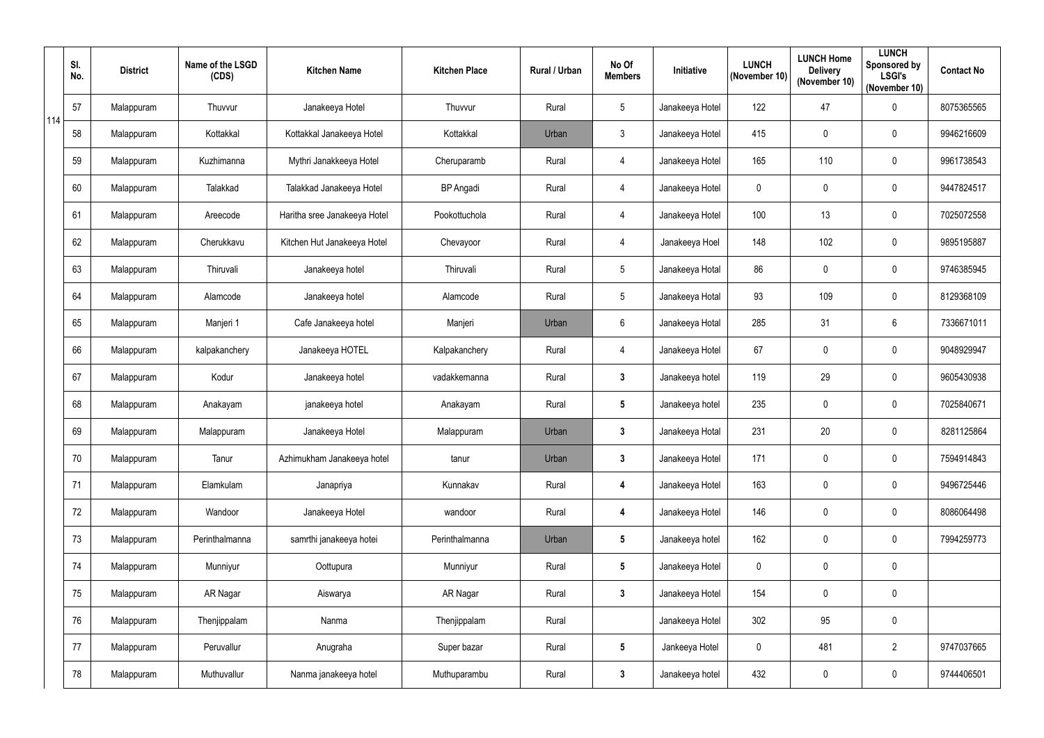| Sl. No. | District | Name of the LSGD (CDS) | Kitchen Name | Kitchen Place | Rural / Urban | No Of Members | Initiative | LUNCH (November 10) | LUNCH Home Delivery (November 10) | LUNCH Sponsored by LSGI's (November 10) | Contact No |
|---|---|---|---|---|---|---|---|---|---|---|---|
| 57 | Malappuram | Thuvvur | Janakeeya Hotel | Thuvvur | Rural | 5 | Janakeeya Hotel | 122 | 47 | 0 | 8075365565 |
| 58 | Malappuram | Kottakkal | Kottakkal Janakeeya Hotel | Kottakkal | Urban | 3 | Janakeeya Hotel | 415 | 0 | 0 | 9946216609 |
| 59 | Malappuram | Kuzhimanna | Mythri Janakkeeya Hotel | Cheruparamb | Rural | 4 | Janakeeya Hotel | 165 | 110 | 0 | 9961738543 |
| 60 | Malappuram | Talakkad | Talakkad Janakeeya Hotel | BP Angadi | Rural | 4 | Janakeeya Hotel | 0 | 0 | 0 | 9447824517 |
| 61 | Malappuram | Areecode | Haritha sree Janakeeya Hotel | Pookottuchola | Rural | 4 | Janakeeya Hotel | 100 | 13 | 0 | 7025072558 |
| 62 | Malappuram | Cherukkavu | Kitchen Hut Janakeeya Hotel | Chevayoor | Rural | 4 | Janakeeya Hoel | 148 | 102 | 0 | 9895195887 |
| 63 | Malappuram | Thiruvali | Janakeeya hotel | Thiruvali | Rural | 5 | Janakeeya Hotal | 86 | 0 | 0 | 9746385945 |
| 64 | Malappuram | Alamcode | Janakeeya hotel | Alamcode | Rural | 5 | Janakeeya Hotal | 93 | 109 | 0 | 8129368109 |
| 65 | Malappuram | Manjeri 1 | Cafe Janakeeya hotel | Manjeri | Urban | 6 | Janakeeya Hotal | 285 | 31 | 6 | 7336671011 |
| 66 | Malappuram | kalpakanchery | Janakeeya HOTEL | Kalpakanchery | Rural | 4 | Janakeeya Hotel | 67 | 0 | 0 | 9048929947 |
| 67 | Malappuram | Kodur | Janakeeya hotel | vadakkemanna | Rural | 3 | Janakeeya hotel | 119 | 29 | 0 | 9605430938 |
| 68 | Malappuram | Anakayam | janakeeya hotel | Anakayam | Rural | 5 | Janakeeya hotel | 235 | 0 | 0 | 7025840671 |
| 69 | Malappuram | Malappuram | Janakeeya Hotel | Malappuram | Urban | 3 | Janakeeya Hotal | 231 | 20 | 0 | 8281125864 |
| 70 | Malappuram | Tanur | Azhimukham Janakeeya hotel | tanur | Urban | 3 | Janakeeya Hotel | 171 | 0 | 0 | 7594914843 |
| 71 | Malappuram | Elamkulam | Janapriya | Kunnakav | Rural | 4 | Janakeeya Hotel | 163 | 0 | 0 | 9496725446 |
| 72 | Malappuram | Wandoor | Janakeeya Hotel | wandoor | Rural | 4 | Janakeeya Hotel | 146 | 0 | 0 | 8086064498 |
| 73 | Malappuram | Perinthalmanna | samrthi janakeeya hotei | Perinthalmanna | Urban | 5 | Janakeeya hotel | 162 | 0 | 0 | 7994259773 |
| 74 | Malappuram | Munniyur | Oottupura | Munniyur | Rural | 5 | Janakeeya Hotel | 0 | 0 | 0 | |
| 75 | Malappuram | AR Nagar | Aiswarya | AR Nagar | Rural | 3 | Janakeeya Hotel | 154 | 0 | 0 | |
| 76 | Malappuram | Thenjippalam | Nanma | Thenjippalam | Rural | | Janakeeya Hotel | 302 | 95 | 0 | |
| 77 | Malappuram | Peruvallur | Anugraha | Super bazar | Rural | 5 | Jankeeya Hotel | 0 | 481 | 2 | 9747037665 |
| 78 | Malappuram | Muthuvallur | Nanma janakeeya hotel | Muthuparambu | Rural | 3 | Janakeeya hotel | 432 | 0 | 0 | 9744406501 |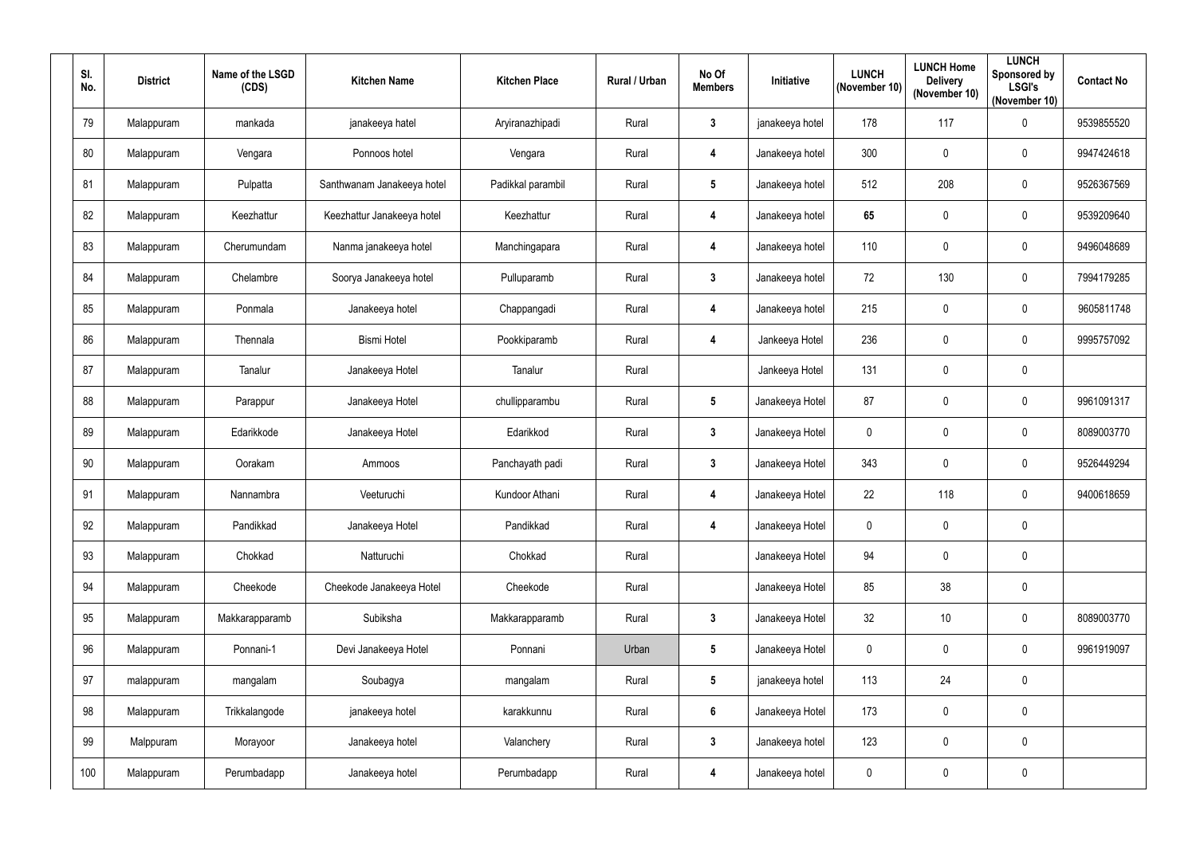| Sl. No. | District | Name of the LSGD (CDS) | Kitchen Name | Kitchen Place | Rural / Urban | No Of Members | Initiative | LUNCH (November 10) | LUNCH Home Delivery (November 10) | LUNCH Sponsored by LSGI's (November 10) | Contact No |
|---|---|---|---|---|---|---|---|---|---|---|---|
| 79 | Malappuram | mankada | janakeeya hatel | Aryiranazhipadi | Rural | 3 | janakeeya hotel | 178 | 117 | 0 | 9539855520 |
| 80 | Malappuram | Vengara | Ponnoos hotel | Vengara | Rural | 4 | Janakeeya hotel | 300 | 0 | 0 | 9947424618 |
| 81 | Malappuram | Pulpatta | Santhwanam Janakeeya hotel | Padikkal parambil | Rural | 5 | Janakeeya hotel | 512 | 208 | 0 | 9526367569 |
| 82 | Malappuram | Keezhattur | Keezhattur Janakeeya hotel | Keezhattur | Rural | 4 | Janakeeya hotel | 65 | 0 | 0 | 9539209640 |
| 83 | Malappuram | Cherumundam | Nanma janakeeya hotel | Manchingapara | Rural | 4 | Janakeeya hotel | 110 | 0 | 0 | 9496048689 |
| 84 | Malappuram | Chelambre | Soorya Janakeeya hotel | Pulluparamb | Rural | 3 | Janakeeya hotel | 72 | 130 | 0 | 7994179285 |
| 85 | Malappuram | Ponmala | Janakeeya hotel | Chappangadi | Rural | 4 | Janakeeya hotel | 215 | 0 | 0 | 9605811748 |
| 86 | Malappuram | Thennala | Bismi Hotel | Pookkiparamb | Rural | 4 | Jankeeya Hotel | 236 | 0 | 0 | 9995757092 |
| 87 | Malappuram | Tanalur | Janakeeya Hotel | Tanalur | Rural | | Jankeeya Hotel | 131 | 0 | 0 | |
| 88 | Malappuram | Parappur | Janakeeya Hotel | chullipparambu | Rural | 5 | Janakeeya Hotel | 87 | 0 | 0 | 9961091317 |
| 89 | Malappuram | Edarikkode | Janakeeya Hotel | Edarikkod | Rural | 3 | Janakeeya Hotel | 0 | 0 | 0 | 8089003770 |
| 90 | Malappuram | Oorakam | Ammoos | Panchayath padi | Rural | 3 | Janakeeya Hotel | 343 | 0 | 0 | 9526449294 |
| 91 | Malappuram | Nannambra | Veeturuchi | Kundoor Athani | Rural | 4 | Janakeeya Hotel | 22 | 118 | 0 | 9400618659 |
| 92 | Malappuram | Pandikkad | Janakeeya Hotel | Pandikkad | Rural | 4 | Janakeeya Hotel | 0 | 0 | 0 | |
| 93 | Malappuram | Chokkad | Natturuchi | Chokkad | Rural | | Janakeeya Hotel | 94 | 0 | 0 | |
| 94 | Malappuram | Cheekode | Cheekode Janakeeya Hotel | Cheekode | Rural | | Janakeeya Hotel | 85 | 38 | 0 | |
| 95 | Malappuram | Makkarapparamb | Subiksha | Makkarapparamb | Rural | 3 | Janakeeya Hotel | 32 | 10 | 0 | 8089003770 |
| 96 | Malappuram | Ponnani-1 | Devi Janakeeya Hotel | Ponnani | Urban | 5 | Janakeeya Hotel | 0 | 0 | 0 | 9961919097 |
| 97 | malappuram | mangalam | Soubagya | mangalam | Rural | 5 | janakeeya hotel | 113 | 24 | 0 | |
| 98 | Malappuram | Trikkalangode | janakeeya hotel | karakkunnu | Rural | 6 | Janakeeya Hotel | 173 | 0 | 0 | |
| 99 | Malppuram | Morayoor | Janakeeya hotel | Valanchery | Rural | 3 | Janakeeya hotel | 123 | 0 | 0 | |
| 100 | Malappuram | Perumbadapp | Janakeeya hotel | Perumbadapp | Rural | 4 | Janakeeya hotel | 0 | 0 | 0 | |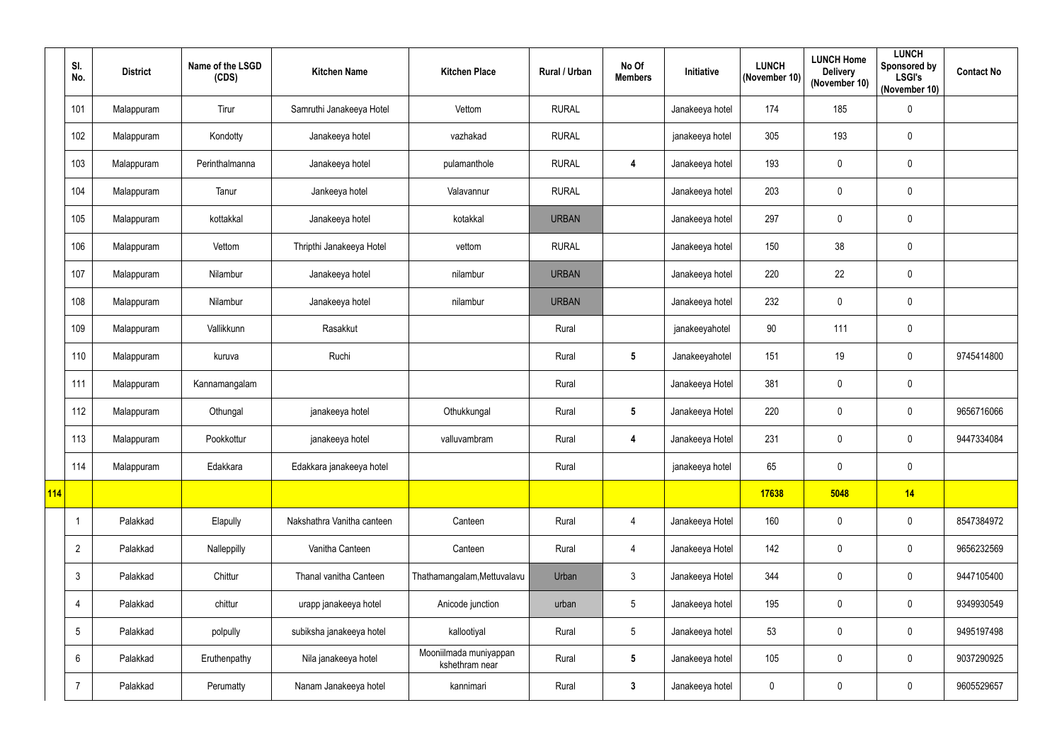| | Sl. No. | District | Name of the LSGD (CDS) | Kitchen Name | Kitchen Place | Rural / Urban | No Of Members | Initiative | LUNCH (November 10) | LUNCH Home Delivery (November 10) | LUNCH Sponsored by LSGI's (November 10) | Contact No |
|---|---|---|---|---|---|---|---|---|---|---|---|---|
| | 101 | Malappuram | Tirur | Samruthi Janakeeya Hotel | Vettom | RURAL | | Janakeeya hotel | 174 | 185 | 0 | |
| | 102 | Malappuram | Kondotty | Janakeeya hotel | vazhakad | RURAL | | janakeeya hotel | 305 | 193 | 0 | |
| | 103 | Malappuram | Perinthalmanna | Janakeeya hotel | pulamanthole | RURAL | 4 | Janakeeya hotel | 193 | 0 | 0 | |
| | 104 | Malappuram | Tanur | Jankeeya hotel | Valavannur | RURAL | | Janakeeya hotel | 203 | 0 | 0 | |
| | 105 | Malappuram | kottakkal | Janakeeya hotel | kotakkal | URBAN | | Janakeeya hotel | 297 | 0 | 0 | |
| | 106 | Malappuram | Vettom | Thripthi Janakeeya Hotel | vettom | RURAL | | Janakeeya hotel | 150 | 38 | 0 | |
| | 107 | Malappuram | Nilambur | Janakeeya hotel | nilambur | URBAN | | Janakeeya hotel | 220 | 22 | 0 | |
| | 108 | Malappuram | Nilambur | Janakeeya hotel | nilambur | URBAN | | Janakeeya hotel | 232 | 0 | 0 | |
| | 109 | Malappuram | Vallikkunn | Rasakkut | | Rural | | janakeeyahotel | 90 | 111 | 0 | |
| | 110 | Malappuram | kuruva | Ruchi | | Rural | 5 | Janakeeyahotel | 151 | 19 | 0 | 9745414800 |
| | 111 | Malappuram | Kannamangalam | | | Rural | | Janakeeya Hotel | 381 | 0 | 0 | |
| | 112 | Malappuram | Othungal | janakeeya hotel | Othukkungal | Rural | 5 | Janakeeya Hotel | 220 | 0 | 0 | 9656716066 |
| | 113 | Malappuram | Pookkottur | janakeeya hotel | valluvambram | Rural | 4 | Janakeeya Hotel | 231 | 0 | 0 | 9447334084 |
| | 114 | Malappuram | Edakkara | Edakkara janakeeya hotel | | Rural | | janakeeya hotel | 65 | 0 | 0 | |
| **114** | | | | | | | | | **17638** | **5048** | **14** | |
| | 1 | Palakkad | Elapully | Nakshathra Vanitha canteen | Canteen | Rural | 4 | Janakeeya Hotel | 160 | 0 | 0 | 8547384972 |
| | 2 | Palakkad | Nalleppilly | Vanitha Canteen | Canteen | Rural | 4 | Janakeeya Hotel | 142 | 0 | 0 | 9656232569 |
| | 3 | Palakkad | Chittur | Thanal vanitha Canteen | Thathamangalam,Mettuvalavu | Urban | 3 | Janakeeya Hotel | 344 | 0 | 0 | 9447105400 |
| | 4 | Palakkad | chittur | urapp janakeeya hotel | Anicode junction | urban | 5 | Janakeeya hotel | 195 | 0 | 0 | 9349930549 |
| | 5 | Palakkad | polpully | subiksha janakeeya hotel | kallootiyal | Rural | 5 | Janakeeya hotel | 53 | 0 | 0 | 9495197498 |
| | 6 | Palakkad | Eruthenpathy | Nila janakeeya hotel | Mooniilmada muniyappan kshethram near | Rural | 5 | Janakeeya hotel | 105 | 0 | 0 | 9037290925 |
| | 7 | Palakkad | Perumatty | Nanam Janakeeya hotel | kannimari | Rural | 3 | Janakeeya hotel | 0 | 0 | 0 | 9605529657 |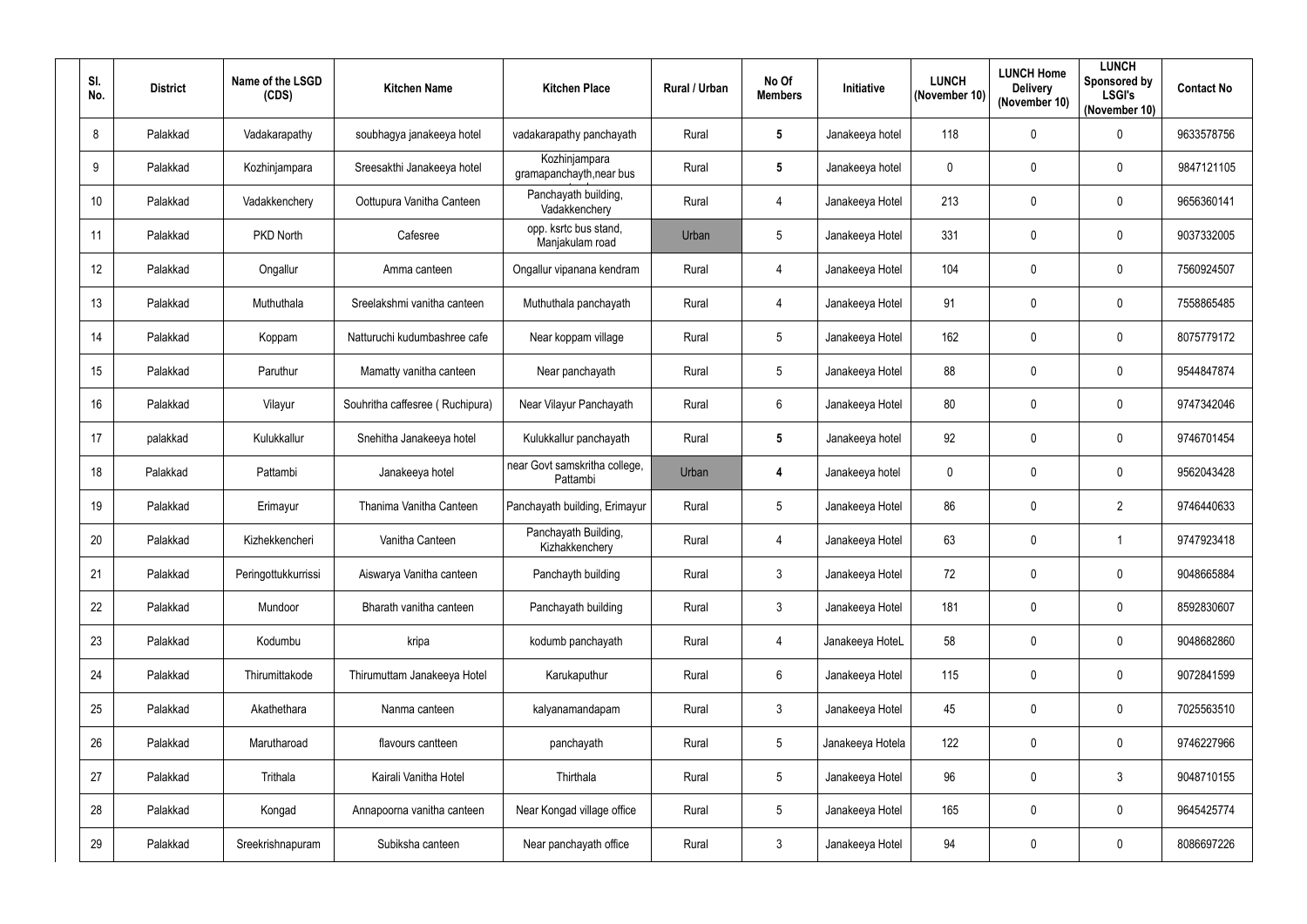| Sl. No. | District | Name of the LSGD (CDS) | Kitchen Name | Kitchen Place | Rural / Urban | No Of Members | Initiative | LUNCH (November 10) | LUNCH Home Delivery (November 10) | LUNCH Sponsored by LSGI's (November 10) | Contact No |
|---|---|---|---|---|---|---|---|---|---|---|---|
| 8 | Palakkad | Vadakarapathy | soubhagya janakeeya hotel | vadakarapathy panchayath | Rural | 5 | Janakeeya hotel | 118 | 0 | 0 | 9633578756 |
| 9 | Palakkad | Kozhinjampara | Sreesakthi Janakeeya hotel | Kozhinjampara gramapanchayth,near bus | Rural | 5 | Janakeeya hotel | 0 | 0 | 0 | 9847121105 |
| 10 | Palakkad | Vadakkenchery | Oottupura Vanitha Canteen | Panchayath building, Vadakkenchery | Rural | 4 | Janakeeya Hotel | 213 | 0 | 0 | 9656360141 |
| 11 | Palakkad | PKD North | Cafesree | opp. ksrtc bus stand, Manjakulam road | Urban | 5 | Janakeeya Hotel | 331 | 0 | 0 | 9037332005 |
| 12 | Palakkad | Ongallur | Amma canteen | Ongallur vipanana kendram | Rural | 4 | Janakeeya Hotel | 104 | 0 | 0 | 7560924507 |
| 13 | Palakkad | Muthuthala | Sreelakshmi vanitha canteen | Muthuthala panchayath | Rural | 4 | Janakeeya Hotel | 91 | 0 | 0 | 7558865485 |
| 14 | Palakkad | Koppam | Natturuchi kudumbashree cafe | Near koppam village | Rural | 5 | Janakeeya Hotel | 162 | 0 | 0 | 8075779172 |
| 15 | Palakkad | Paruthur | Mamatty vanitha canteen | Near panchayath | Rural | 5 | Janakeeya Hotel | 88 | 0 | 0 | 9544847874 |
| 16 | Palakkad | Vilayur | Souhritha caffesree ( Ruchipura) | Near Vilayur Panchayath | Rural | 6 | Janakeeya Hotel | 80 | 0 | 0 | 9747342046 |
| 17 | palakkad | Kulukkallur | Snehitha Janakeeya hotel | Kulukkallur panchayath | Rural | 5 | Janakeeya hotel | 92 | 0 | 0 | 9746701454 |
| 18 | Palakkad | Pattambi | Janakeeya hotel | near Govt samskritha college, Pattambi | Urban | 4 | Janakeeya hotel | 0 | 0 | 0 | 9562043428 |
| 19 | Palakkad | Erimayur | Thanima Vanitha Canteen | Panchayath building, Erimayur | Rural | 5 | Janakeeya Hotel | 86 | 0 | 2 | 9746440633 |
| 20 | Palakkad | Kizhekkencheri | Vanitha Canteen | Panchayath Building, Kizhakkenchery | Rural | 4 | Janakeeya Hotel | 63 | 0 | 1 | 9747923418 |
| 21 | Palakkad | Peringottukkurrissi | Aiswarya Vanitha canteen | Panchayth building | Rural | 3 | Janakeeya Hotel | 72 | 0 | 0 | 9048665884 |
| 22 | Palakkad | Mundoor | Bharath vanitha canteen | Panchayath building | Rural | 3 | Janakeeya Hotel | 181 | 0 | 0 | 8592830607 |
| 23 | Palakkad | Kodumbu | kripa | kodumb panchayath | Rural | 4 | Janakeeya HoteL | 58 | 0 | 0 | 9048682860 |
| 24 | Palakkad | Thirumittakode | Thirumuttam Janakeeya Hotel | Karukaputhur | Rural | 6 | Janakeeya Hotel | 115 | 0 | 0 | 9072841599 |
| 25 | Palakkad | Akathethara | Nanma canteen | kalyanamandapam | Rural | 3 | Janakeeya Hotel | 45 | 0 | 0 | 7025563510 |
| 26 | Palakkad | Marutharoad | flavours cantteen | panchayath | Rural | 5 | Janakeeya Hotela | 122 | 0 | 0 | 9746227966 |
| 27 | Palakkad | Trithala | Kairali Vanitha Hotel | Thirthala | Rural | 5 | Janakeeya Hotel | 96 | 0 | 3 | 9048710155 |
| 28 | Palakkad | Kongad | Annapoorna vanitha canteen | Near Kongad village office | Rural | 5 | Janakeeya Hotel | 165 | 0 | 0 | 9645425774 |
| 29 | Palakkad | Sreekrishnapuram | Subiksha canteen | Near panchayath office | Rural | 3 | Janakeeya Hotel | 94 | 0 | 0 | 8086697226 |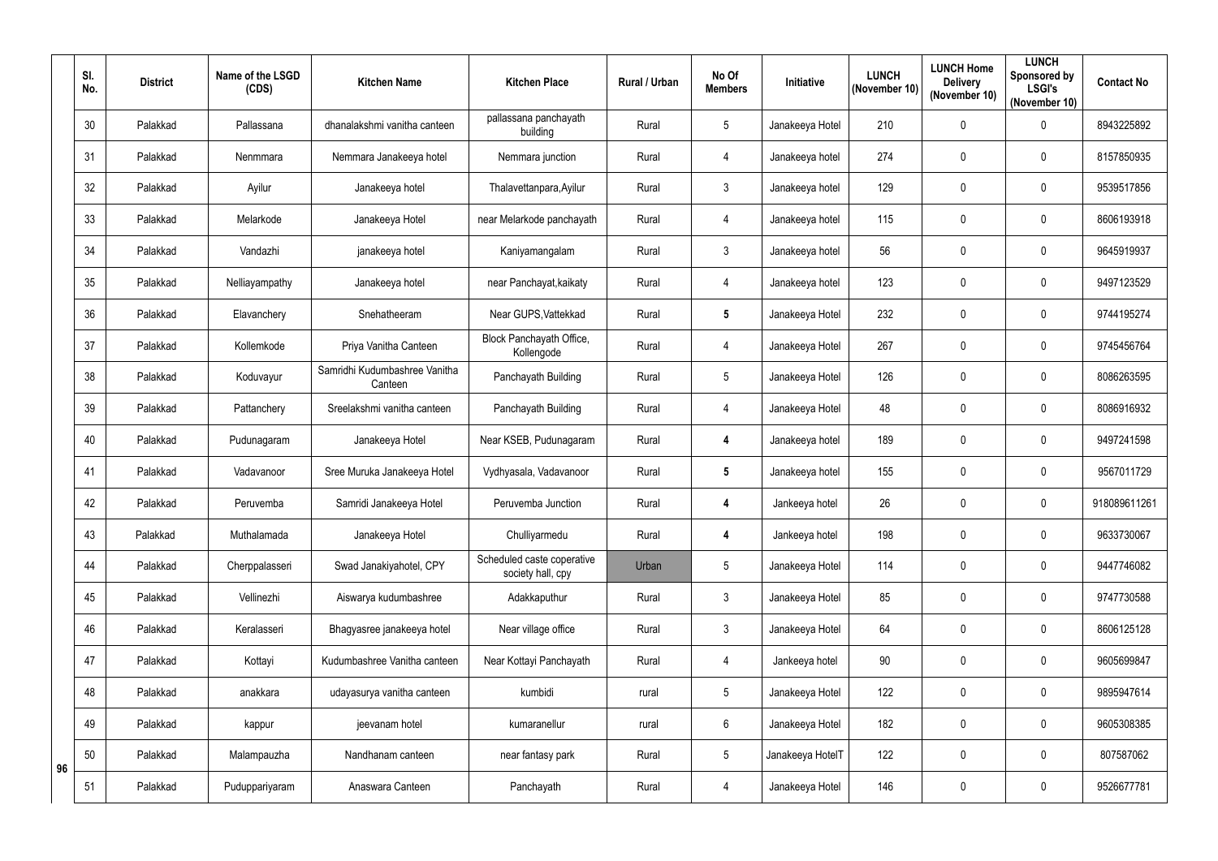| Sl. No. | District | Name of the LSGD (CDS) | Kitchen Name | Kitchen Place | Rural / Urban | No Of Members | Initiative | LUNCH (November 10) | LUNCH Home Delivery (November 10) | LUNCH Sponsored by LSGI's (November 10) | Contact No |
|---|---|---|---|---|---|---|---|---|---|---|---|
| 30 | Palakkad | Pallassana | dhanalakshmi vanitha canteen | pallassana panchayath building | Rural | 5 | Janakeeya Hotel | 210 | 0 | 0 | 8943225892 |
| 31 | Palakkad | Nenmmara | Nemmara Janakeeya hotel | Nemmara junction | Rural | 4 | Janakeeya hotel | 274 | 0 | 0 | 8157850935 |
| 32 | Palakkad | Ayilur | Janakeeya hotel | Thalavettanpara,Ayilur | Rural | 3 | Janakeeya hotel | 129 | 0 | 0 | 9539517856 |
| 33 | Palakkad | Melarkode | Janakeeya Hotel | near Melarkode panchayath | Rural | 4 | Janakeeya hotel | 115 | 0 | 0 | 8606193918 |
| 34 | Palakkad | Vandazhi | janakeeya hotel | Kaniyamangalam | Rural | 3 | Janakeeya hotel | 56 | 0 | 0 | 9645919937 |
| 35 | Palakkad | Nelliayampathy | Janakeeya hotel | near Panchayat,kaikaty | Rural | 4 | Janakeeya hotel | 123 | 0 | 0 | 9497123529 |
| 36 | Palakkad | Elavanchery | Snehatheeram | Near GUPS,Vattekkad | Rural | **5** | Janakeeya Hotel | 232 | 0 | 0 | 9744195274 |
| 37 | Palakkad | Kollemkode | Priya Vanitha Canteen | Block Panchayath Office, Kollengode | Rural | 4 | Janakeeya Hotel | 267 | 0 | 0 | 9745456764 |
| 38 | Palakkad | Koduvayur | Samridhi Kudumbashree Vanitha Canteen | Panchayath Building | Rural | 5 | Janakeeya Hotel | 126 | 0 | 0 | 8086263595 |
| 39 | Palakkad | Pattanchery | Sreelakshmi vanitha canteen | Panchayath Building | Rural | 4 | Janakeeya Hotel | 48 | 0 | 0 | 8086916932 |
| 40 | Palakkad | Pudunagaram | Janakeeya Hotel | Near KSEB, Pudunagaram | Rural | **4** | Janakeeya hotel | 189 | 0 | 0 | 9497241598 |
| 41 | Palakkad | Vadavanoor | Sree Muruka Janakeeya Hotel | Vydhyasala, Vadavanoor | Rural | **5** | Janakeeya hotel | 155 | 0 | 0 | 9567011729 |
| 42 | Palakkad | Peruvemba | Samridi Janakeeya Hotel | Peruvemba Junction | Rural | **4** | Jankeeya hotel | 26 | 0 | 0 | 918089611261 |
| 43 | Palakkad | Muthalamada | Janakeeya Hotel | Chulliyarmedu | Rural | **4** | Jankeeya hotel | 198 | 0 | 0 | 9633730067 |
| 44 | Palakkad | Cherppalasseri | Swad Janakiyahotel, CPY | Scheduled caste coperative society hall, cpy | Urban | 5 | Janakeeya Hotel | 114 | 0 | 0 | 9447746082 |
| 45 | Palakkad | Vellinezhi | Aiswarya kudumbashree | Adakkaputhur | Rural | 3 | Janakeeya Hotel | 85 | 0 | 0 | 9747730588 |
| 46 | Palakkad | Keralasseri | Bhagyasree janakeeya hotel | Near village office | Rural | 3 | Janakeeya Hotel | 64 | 0 | 0 | 8606125128 |
| 47 | Palakkad | Kottayi | Kudumbashree Vanitha canteen | Near Kottayi Panchayath | Rural | 4 | Jankeeya hotel | 90 | 0 | 0 | 9605699847 |
| 48 | Palakkad | anakkara | udayasurya vanitha canteen | kumbidi | rural | 5 | Janakeeya Hotel | 122 | 0 | 0 | 9895947614 |
| 49 | Palakkad | kappur | jeevanam hotel | kumaranellur | rural | 6 | Janakeeya Hotel | 182 | 0 | 0 | 9605308385 |
| 50 | Palakkad | Malampauzha | Nandhanam canteen | near fantasy park | Rural | 5 | Janakeeya HotelT | 122 | 0 | 0 | 807587062 |
| 51 | Palakkad | Puduppariyaram | Anaswara Canteen | Panchayath | Rural | 4 | Janakeeya Hotel | 146 | 0 | 0 | 9526677781 |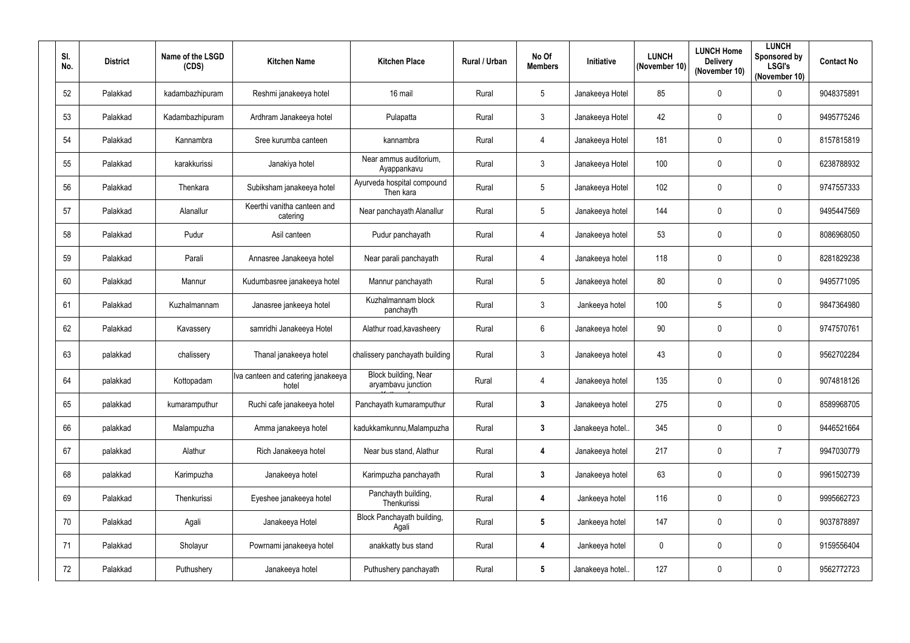| Sl. No. | District | Name of the LSGD (CDS) | Kitchen Name | Kitchen Place | Rural / Urban | No Of Members | Initiative | LUNCH (November 10) | LUNCH Home Delivery (November 10) | LUNCH Sponsored by LSGI's (November 10) | Contact No |
|---|---|---|---|---|---|---|---|---|---|---|---|
| 52 | Palakkad | kadambazhipuram | Reshmi janakeeya hotel | 16 mail | Rural | 5 | Janakeeya Hotel | 85 | 0 | 0 | 9048375891 |
| 53 | Palakkad | Kadambazhipuram | Ardhram Janakeeya hotel | Pulapatta | Rural | 3 | Janakeeya Hotel | 42 | 0 | 0 | 9495775246 |
| 54 | Palakkad | Kannambra | Sree kurumba canteen | kannambra | Rural | 4 | Janakeeya Hotel | 181 | 0 | 0 | 8157815819 |
| 55 | Palakkad | karakkurissi | Janakiya hotel | Near ammus auditorium, Ayappankavu | Rural | 3 | Janakeeya Hotel | 100 | 0 | 0 | 6238788932 |
| 56 | Palakkad | Thenkara | Subiksham janakeeya hotel | Ayurveda hospital compound Then kara | Rural | 5 | Janakeeya Hotel | 102 | 0 | 0 | 9747557333 |
| 57 | Palakkad | Alanallur | Keerthi vanitha canteen and catering | Near panchayath Alanallur | Rural | 5 | Janakeeya hotel | 144 | 0 | 0 | 9495447569 |
| 58 | Palakkad | Pudur | Asil canteen | Pudur panchayath | Rural | 4 | Janakeeya hotel | 53 | 0 | 0 | 8086968050 |
| 59 | Palakkad | Parali | Annasree Janakeeya hotel | Near parali panchayath | Rural | 4 | Janakeeya hotel | 118 | 0 | 0 | 8281829238 |
| 60 | Palakkad | Mannur | Kudumbasree janakeeya hotel | Mannur panchayath | Rural | 5 | Janakeeya hotel | 80 | 0 | 0 | 9495771095 |
| 61 | Palakkad | Kuzhalmannam | Janasree jankeeya hotel | Kuzhalmannam block panchayth | Rural | 3 | Jankeeya hotel | 100 | 5 | 0 | 9847364980 |
| 62 | Palakkad | Kavassery | samridhi Janakeeya Hotel | Alathur road,kavasheery | Rural | 6 | Janakeeya hotel | 90 | 0 | 0 | 9747570761 |
| 63 | palakkad | chalissery | Thanal janakeeya hotel | chalissery panchayath building | Rural | 3 | Janakeeya hotel | 43 | 0 | 0 | 9562702284 |
| 64 | palakkad | Kottopadam | Iva canteen and catering janakeeya hotel | Block building, Near aryambavu junction | Rural | 4 | Janakeeya hotel | 135 | 0 | 0 | 9074818126 |
| 65 | palakkad | kumaramputhur | Ruchi cafe janakeeya hotel | Panchayath kumaramputhur | Rural | 3 | Janakeeya hotel | 275 | 0 | 0 | 8589968705 |
| 66 | palakkad | Malampuzha | Amma janakeeya hotel | kadukkamkunnu,Malampuzha | Rural | 3 | Janakeeya hotel.. | 345 | 0 | 0 | 9446521664 |
| 67 | palakkad | Alathur | Rich Janakeeya hotel | Near bus stand, Alathur | Rural | 4 | Janakeeya hotel | 217 | 0 | 7 | 9947030779 |
| 68 | palakkad | Karimpuzha | Janakeeya hotel | Karimpuzha panchayath | Rural | 3 | Janakeeya hotel | 63 | 0 | 0 | 9961502739 |
| 69 | Palakkad | Thenkurissi | Eyeshee janakeeya hotel | Panchayth building, Thenkurissi | Rural | 4 | Jankeeya hotel | 116 | 0 | 0 | 9995662723 |
| 70 | Palakkad | Agali | Janakeeya Hotel | Block Panchayath building, Agali | Rural | 5 | Jankeeya hotel | 147 | 0 | 0 | 9037878897 |
| 71 | Palakkad | Sholayur | Powrnami janakeeya hotel | anakkatty bus stand | Rural | 4 | Jankeeya hotel | 0 | 0 | 0 | 9159556404 |
| 72 | Palakkad | Puthushery | Janakeeya hotel | Puthushery panchayath | Rural | 5 | Janakeeya hotel.. | 127 | 0 | 0 | 9562772723 |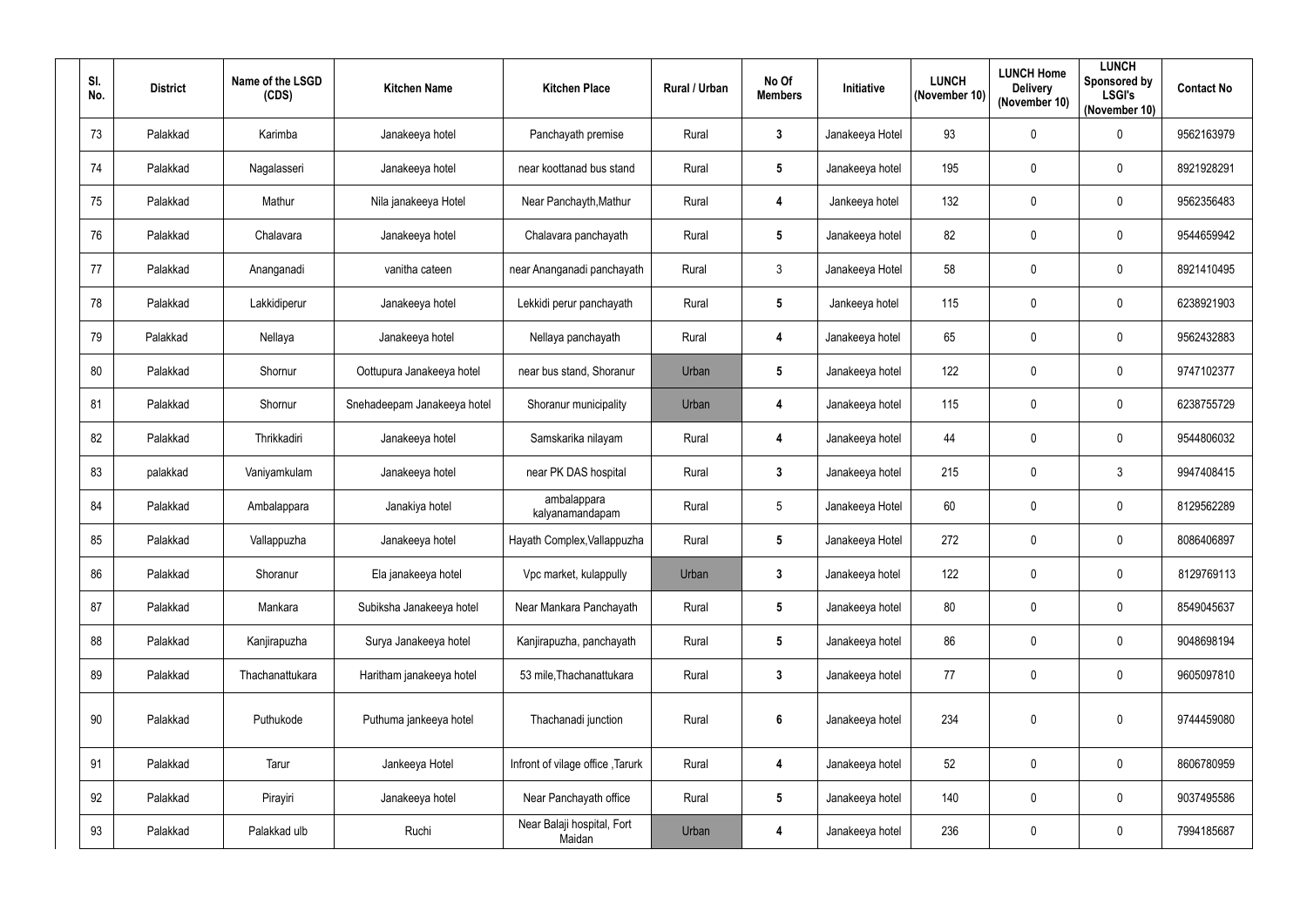| Sl. No. | District | Name of the LSGD (CDS) | Kitchen Name | Kitchen Place | Rural / Urban | No Of Members | Initiative | LUNCH (November 10) | LUNCH Home Delivery (November 10) | LUNCH Sponsored by LSGI's (November 10) | Contact No |
|---|---|---|---|---|---|---|---|---|---|---|---|
| 73 | Palakkad | Karimba | Janakeeya hotel | Panchayath premise | Rural | 3 | Janakeeya Hotel | 93 | 0 | 0 | 9562163979 |
| 74 | Palakkad | Nagalasseri | Janakeeya hotel | near koottanad bus stand | Rural | 5 | Janakeeya hotel | 195 | 0 | 0 | 8921928291 |
| 75 | Palakkad | Mathur | Nila janakeeya Hotel | Near Panchayth,Mathur | Rural | 4 | Jankeeya hotel | 132 | 0 | 0 | 9562356483 |
| 76 | Palakkad | Chalavara | Janakeeya hotel | Chalavara panchayath | Rural | 5 | Janakeeya hotel | 82 | 0 | 0 | 9544659942 |
| 77 | Palakkad | Ananganadi | vanitha cateen | near Ananganadi panchayath | Rural | 3 | Janakeeya Hotel | 58 | 0 | 0 | 8921410495 |
| 78 | Palakkad | Lakkidiperur | Janakeeya hotel | Lekkidi perur panchayath | Rural | 5 | Jankeeya hotel | 115 | 0 | 0 | 6238921903 |
| 79 | Palakkad | Nellaya | Janakeeya hotel | Nellaya panchayath | Rural | 4 | Janakeeya hotel | 65 | 0 | 0 | 9562432883 |
| 80 | Palakkad | Shornur | Oottupura Janakeeya hotel | near bus stand, Shoranur | Urban | 5 | Janakeeya hotel | 122 | 0 | 0 | 9747102377 |
| 81 | Palakkad | Shornur | Snehadeepam Janakeeya hotel | Shoranur municipality | Urban | 4 | Janakeeya hotel | 115 | 0 | 0 | 6238755729 |
| 82 | Palakkad | Thrikkadiri | Janakeeya hotel | Samskarika nilayam | Rural | 4 | Janakeeya hotel | 44 | 0 | 0 | 9544806032 |
| 83 | palakkad | Vaniyamkulam | Janakeeya hotel | near PK DAS hospital | Rural | 3 | Janakeeya hotel | 215 | 0 | 3 | 9947408415 |
| 84 | Palakkad | Ambalappara | Janakiya hotel | ambalappara kalyanamandapam | Rural | 5 | Janakeeya Hotel | 60 | 0 | 0 | 8129562289 |
| 85 | Palakkad | Vallappuzha | Janakeeya hotel | Hayath Complex,Vallappuzha | Rural | 5 | Janakeeya Hotel | 272 | 0 | 0 | 8086406897 |
| 86 | Palakkad | Shoranur | Ela janakeeya hotel | Vpc market, kulappully | Urban | 3 | Janakeeya hotel | 122 | 0 | 0 | 8129769113 |
| 87 | Palakkad | Mankara | Subiksha Janakeeya hotel | Near Mankara Panchayath | Rural | 5 | Janakeeya hotel | 80 | 0 | 0 | 8549045637 |
| 88 | Palakkad | Kanjirapuzha | Surya Janakeeya hotel | Kanjirapuzha, panchayath | Rural | 5 | Janakeeya hotel | 86 | 0 | 0 | 9048698194 |
| 89 | Palakkad | Thachanattukara | Haritham janakeeya hotel | 53 mile,Thachanattukara | Rural | 3 | Janakeeya hotel | 77 | 0 | 0 | 9605097810 |
| 90 | Palakkad | Puthukode | Puthuma jankeeya hotel | Thachanadi junction | Rural | 6 | Janakeeya hotel | 234 | 0 | 0 | 9744459080 |
| 91 | Palakkad | Tarur | Jankeeya Hotel | Infront of vilage office ,Tarurk | Rural | 4 | Janakeeya hotel | 52 | 0 | 0 | 8606780959 |
| 92 | Palakkad | Pirayiri | Janakeeya hotel | Near Panchayath office | Rural | 5 | Janakeeya hotel | 140 | 0 | 0 | 9037495586 |
| 93 | Palakkad | Palakkad ulb | Ruchi | Near Balaji hospital, Fort Maidan | Urban | 4 | Janakeeya hotel | 236 | 0 | 0 | 7994185687 |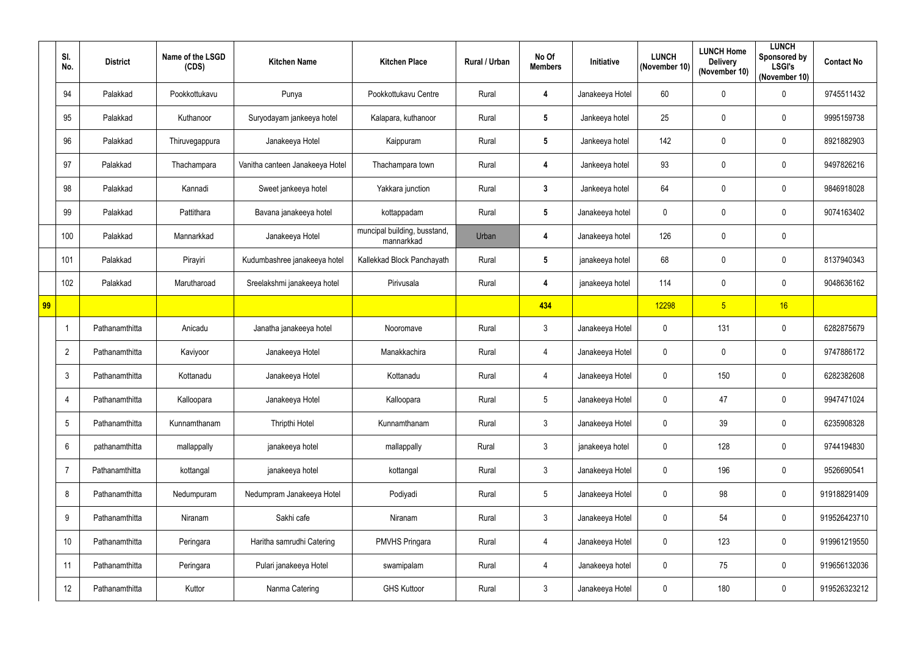| | Sl. No. | District | Name of the LSGD (CDS) | Kitchen Name | Kitchen Place | Rural / Urban | No Of Members | Initiative | LUNCH (November 10) | LUNCH Home Delivery (November 10) | LUNCH Sponsored by LSGI's (November 10) | Contact No |
|---|---|---|---|---|---|---|---|---|---|---|---|---|
| | 94 | Palakkad | Pookkottukavu | Punya | Pookkottukavu Centre | Rural | 4 | Janakeeya Hotel | 60 | 0 | 0 | 9745511432 |
| | 95 | Palakkad | Kuthanoor | Suryodayam jankeeya hotel | Kalapara, kuthanoor | Rural | 5 | Jankeeya hotel | 25 | 0 | 0 | 9995159738 |
| | 96 | Palakkad | Thiruvegappura | Janakeeya Hotel | Kaippuram | Rural | 5 | Jankeeya hotel | 142 | 0 | 0 | 8921882903 |
| | 97 | Palakkad | Thachampara | Vanitha canteen Janakeeya Hotel | Thachampara town | Rural | 4 | Jankeeya hotel | 93 | 0 | 0 | 9497826216 |
| | 98 | Palakkad | Kannadi | Sweet jankeeya hotel | Yakkara junction | Rural | 3 | Jankeeya hotel | 64 | 0 | 0 | 9846918028 |
| | 99 | Palakkad | Pattithara | Bavana janakeeya hotel | kottappadam | Rural | 5 | Janakeeya hotel | 0 | 0 | 0 | 9074163402 |
| | 100 | Palakkad | Mannarkkad | Janakeeya Hotel | muncipal building, busstand, mannarkkad | Urban | 4 | Janakeeya hotel | 126 | 0 | 0 | |
| | 101 | Palakkad | Pirayiri | Kudumbashree janakeeya hotel | Kallekkad Block Panchayath | Rural | 5 | janakeeya hotel | 68 | 0 | 0 | 8137940343 |
| | 102 | Palakkad | Marutharoad | Sreelakshmi janakeeya hotel | Pirivusala | Rural | 4 | janakeeya hotel | 114 | 0 | 0 | 9048636162 |
| 99 | | | | | | | 434 | | 12298 | 5 | 16 | |
| | 1 | Pathanamthitta | Anicadu | Janatha janakeeya hotel | Nooromave | Rural | 3 | Janakeeya Hotel | 0 | 131 | 0 | 6282875679 |
| | 2 | Pathanamthitta | Kaviyoor | Janakeeya Hotel | Manakkachira | Rural | 4 | Janakeeya Hotel | 0 | 0 | 0 | 9747886172 |
| | 3 | Pathanamthitta | Kottanadu | Janakeeya Hotel | Kottanadu | Rural | 4 | Janakeeya Hotel | 0 | 150 | 0 | 6282382608 |
| | 4 | Pathanamthitta | Kalloopara | Janakeeya Hotel | Kalloopara | Rural | 5 | Janakeeya Hotel | 0 | 47 | 0 | 9947471024 |
| | 5 | Pathanamthitta | Kunnamthanam | Thripthi Hotel | Kunnamthanam | Rural | 3 | Janakeeya Hotel | 0 | 39 | 0 | 6235908328 |
| | 6 | pathanamthitta | mallappally | janakeeya hotel | mallappally | Rural | 3 | janakeeya hotel | 0 | 128 | 0 | 9744194830 |
| | 7 | Pathanamthitta | kottangal | janakeeya hotel | kottangal | Rural | 3 | Janakeeya Hotel | 0 | 196 | 0 | 9526690541 |
| | 8 | Pathanamthitta | Nedumpuram | Nedumpram Janakeeya Hotel | Podiyadi | Rural | 5 | Janakeeya Hotel | 0 | 98 | 0 | 919188291409 |
| | 9 | Pathanamthitta | Niranam | Sakhi cafe | Niranam | Rural | 3 | Janakeeya Hotel | 0 | 54 | 0 | 919526423710 |
| | 10 | Pathanamthitta | Peringara | Haritha samrudhi Catering | PMVHS Pringara | Rural | 4 | Janakeeya Hotel | 0 | 123 | 0 | 919961219550 |
| | 11 | Pathanamthitta | Peringara | Pulari janakeeya Hotel | swamipalam | Rural | 4 | Janakeeya hotel | 0 | 75 | 0 | 919656132036 |
| | 12 | Pathanamthitta | Kuttor | Nanma Catering | GHS Kuttoor | Rural | 3 | Janakeeya Hotel | 0 | 180 | 0 | 919526323212 |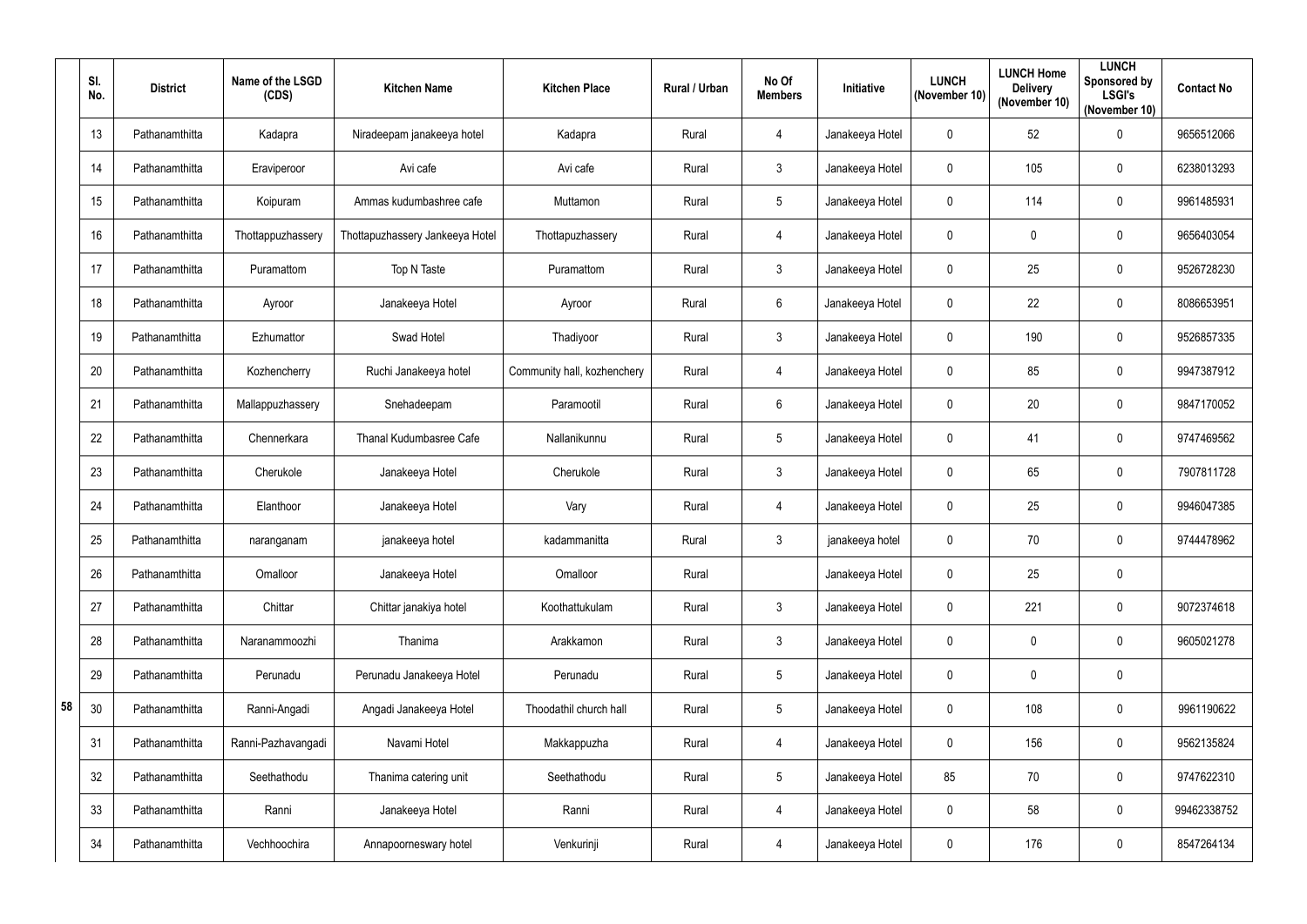| | Sl. No. | District | Name of the LSGD (CDS) | Kitchen Name | Kitchen Place | Rural / Urban | No Of Members | Initiative | LUNCH (November 10) | LUNCH Home Delivery (November 10) | LUNCH Sponsored by LSGI's (November 10) | Contact No |
|---|---|---|---|---|---|---|---|---|---|---|---|---|
| | 13 | Pathanamthitta | Kadapra | Niradeepam janakeeya hotel | Kadapra | Rural | 4 | Janakeeya Hotel | 0 | 52 | 0 | 9656512066 |
| | 14 | Pathanamthitta | Eraviperoor | Avi cafe | Avi cafe | Rural | 3 | Janakeeya Hotel | 0 | 105 | 0 | 6238013293 |
| | 15 | Pathanamthitta | Koipuram | Ammas kudumbashree cafe | Muttamon | Rural | 5 | Janakeeya Hotel | 0 | 114 | 0 | 9961485931 |
| | 16 | Pathanamthitta | Thottappuzhassery | Thottapuzhassery Jankeeya Hotel | Thottapuzhassery | Rural | 4 | Janakeeya Hotel | 0 | 0 | 0 | 9656403054 |
| | 17 | Pathanamthitta | Puramattom | Top N Taste | Puramattom | Rural | 3 | Janakeeya Hotel | 0 | 25 | 0 | 9526728230 |
| | 18 | Pathanamthitta | Ayroor | Janakeeya Hotel | Ayroor | Rural | 6 | Janakeeya Hotel | 0 | 22 | 0 | 8086653951 |
| | 19 | Pathanamthitta | Ezhumattor | Swad Hotel | Thadiyoor | Rural | 3 | Janakeeya Hotel | 0 | 190 | 0 | 9526857335 |
| | 20 | Pathanamthitta | Kozhencherry | Ruchi Janakeeya hotel | Community hall, kozhenchery | Rural | 4 | Janakeeya Hotel | 0 | 85 | 0 | 9947387912 |
| | 21 | Pathanamthitta | Mallappuzhassery | Snehadeepam | Paramootil | Rural | 6 | Janakeeya Hotel | 0 | 20 | 0 | 9847170052 |
| | 22 | Pathanamthitta | Chennerkara | Thanal Kudumbasree Cafe | Nallanikunnu | Rural | 5 | Janakeeya Hotel | 0 | 41 | 0 | 9747469562 |
| | 23 | Pathanamthitta | Cherukole | Janakeeya Hotel | Cherukole | Rural | 3 | Janakeeya Hotel | 0 | 65 | 0 | 7907811728 |
| | 24 | Pathanamthitta | Elanthoor | Janakeeya Hotel | Vary | Rural | 4 | Janakeeya Hotel | 0 | 25 | 0 | 9946047385 |
| | 25 | Pathanamthitta | naranganam | janakeeya hotel | kadammanitta | Rural | 3 | janakeeya hotel | 0 | 70 | 0 | 9744478962 |
| | 26 | Pathanamthitta | Omalloor | Janakeeya Hotel | Omalloor | Rural | | Janakeeya Hotel | 0 | 25 | 0 | |
| | 27 | Pathanamthitta | Chittar | Chittar janakiya hotel | Koothattukulam | Rural | 3 | Janakeeya Hotel | 0 | 221 | 0 | 9072374618 |
| | 28 | Pathanamthitta | Naranammoozhi | Thanima | Arakkamon | Rural | 3 | Janakeeya Hotel | 0 | 0 | 0 | 9605021278 |
| | 29 | Pathanamthitta | Perunadu | Perunadu Janakeeya Hotel | Perunadu | Rural | 5 | Janakeeya Hotel | 0 | 0 | 0 | |
| 58 | 30 | Pathanamthitta | Ranni-Angadi | Angadi Janakeeya Hotel | Thoodathil church hall | Rural | 5 | Janakeeya Hotel | 0 | 108 | 0 | 9961190622 |
| | 31 | Pathanamthitta | Ranni-Pazhavangadi | Navami Hotel | Makkappuzha | Rural | 4 | Janakeeya Hotel | 0 | 156 | 0 | 9562135824 |
| | 32 | Pathanamthitta | Seethathodu | Thanima catering unit | Seethathodu | Rural | 5 | Janakeeya Hotel | 85 | 70 | 0 | 9747622310 |
| | 33 | Pathanamthitta | Ranni | Janakeeya Hotel | Ranni | Rural | 4 | Janakeeya Hotel | 0 | 58 | 0 | 99462338752 |
| | 34 | Pathanamthitta | Vechhoochira | Annapoorneswary hotel | Venkurinji | Rural | 4 | Janakeeya Hotel | 0 | 176 | 0 | 8547264134 |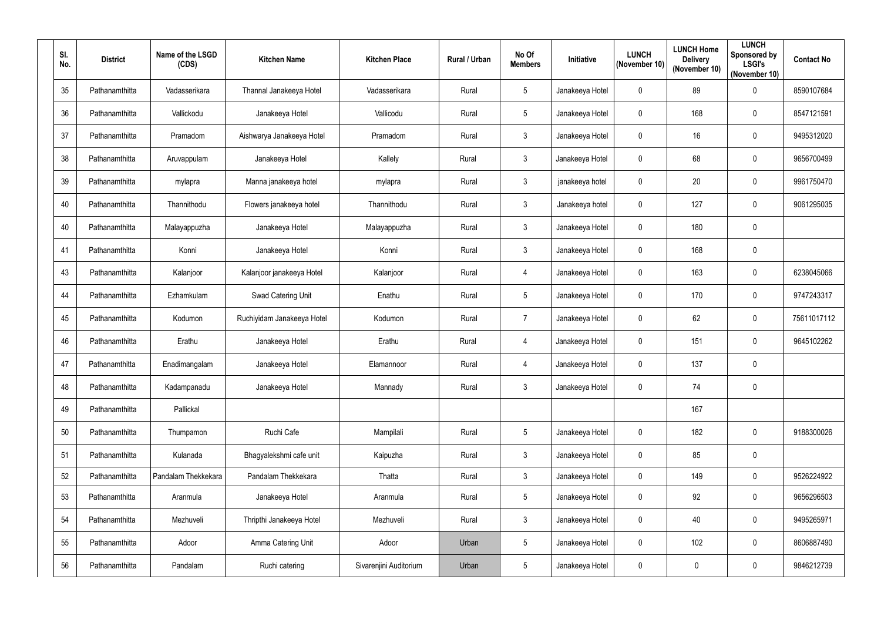| Sl. No. | District | Name of the LSGD (CDS) | Kitchen Name | Kitchen Place | Rural / Urban | No Of Members | Initiative | LUNCH (November 10) | LUNCH Home Delivery (November 10) | LUNCH Sponsored by LSGI's (November 10) | Contact No |
|---|---|---|---|---|---|---|---|---|---|---|---|
| 35 | Pathanamthitta | Vadasserikara | Thannal Janakeeya Hotel | Vadasserikara | Rural | 5 | Janakeeya Hotel | 0 | 89 | 0 | 8590107684 |
| 36 | Pathanamthitta | Vallickodu | Janakeeya Hotel | Vallicodu | Rural | 5 | Janakeeya Hotel | 0 | 168 | 0 | 8547121591 |
| 37 | Pathanamthitta | Pramadom | Aishwarya Janakeeya Hotel | Pramadom | Rural | 3 | Janakeeya Hotel | 0 | 16 | 0 | 9495312020 |
| 38 | Pathanamthitta | Aruvappulam | Janakeeya Hotel | Kallely | Rural | 3 | Janakeeya Hotel | 0 | 68 | 0 | 9656700499 |
| 39 | Pathanamthitta | mylapra | Manna janakeeya hotel | mylapra | Rural | 3 | janakeeya hotel | 0 | 20 | 0 | 9961750470 |
| 40 | Pathanamthitta | Thannithodu | Flowers janakeeya hotel | Thannithodu | Rural | 3 | Janakeeya hotel | 0 | 127 | 0 | 9061295035 |
| 40 | Pathanamthitta | Malayappuzha | Janakeeya Hotel | Malayappuzha | Rural | 3 | Janakeeya Hotel | 0 | 180 | 0 | |
| 41 | Pathanamthitta | Konni | Janakeeya Hotel | Konni | Rural | 3 | Janakeeya Hotel | 0 | 168 | 0 | |
| 43 | Pathanamthitta | Kalanjoor | Kalanjoor janakeeya Hotel | Kalanjoor | Rural | 4 | Janakeeya Hotel | 0 | 163 | 0 | 6238045066 |
| 44 | Pathanamthitta | Ezhamkulam | Swad Catering Unit | Enathu | Rural | 5 | Janakeeya Hotel | 0 | 170 | 0 | 9747243317 |
| 45 | Pathanamthitta | Kodumon | Ruchiyidam Janakeeya Hotel | Kodumon | Rural | 7 | Janakeeya Hotel | 0 | 62 | 0 | 75611017112 |
| 46 | Pathanamthitta | Erathu | Janakeeya Hotel | Erathu | Rural | 4 | Janakeeya Hotel | 0 | 151 | 0 | 9645102262 |
| 47 | Pathanamthitta | Enadimangalam | Janakeeya Hotel | Elamannoor | Rural | 4 | Janakeeya Hotel | 0 | 137 | 0 | |
| 48 | Pathanamthitta | Kadampanadu | Janakeeya Hotel | Mannady | Rural | 3 | Janakeeya Hotel | 0 | 74 | 0 | |
| 49 | Pathanamthitta | Pallickal | | | | | | | 167 | | |
| 50 | Pathanamthitta | Thumpamon | Ruchi Cafe | Mampilali | Rural | 5 | Janakeeya Hotel | 0 | 182 | 0 | 9188300026 |
| 51 | Pathanamthitta | Kulanada | Bhagyalekshmi cafe unit | Kaipuzha | Rural | 3 | Janakeeya Hotel | 0 | 85 | 0 | |
| 52 | Pathanamthitta | Pandalam Thekkekara | Pandalam Thekkekara | Thatta | Rural | 3 | Janakeeya Hotel | 0 | 149 | 0 | 9526224922 |
| 53 | Pathanamthitta | Aranmula | Janakeeya Hotel | Aranmula | Rural | 5 | Janakeeya Hotel | 0 | 92 | 0 | 9656296503 |
| 54 | Pathanamthitta | Mezhuveli | Thripthi Janakeeya Hotel | Mezhuveli | Rural | 3 | Janakeeya Hotel | 0 | 40 | 0 | 9495265971 |
| 55 | Pathanamthitta | Adoor | Amma Catering Unit | Adoor | Urban | 5 | Janakeeya Hotel | 0 | 102 | 0 | 8606887490 |
| 56 | Pathanamthitta | Pandalam | Ruchi catering | Sivarenjini Auditorium | Urban | 5 | Janakeeya Hotel | 0 | 0 | 0 | 9846212739 |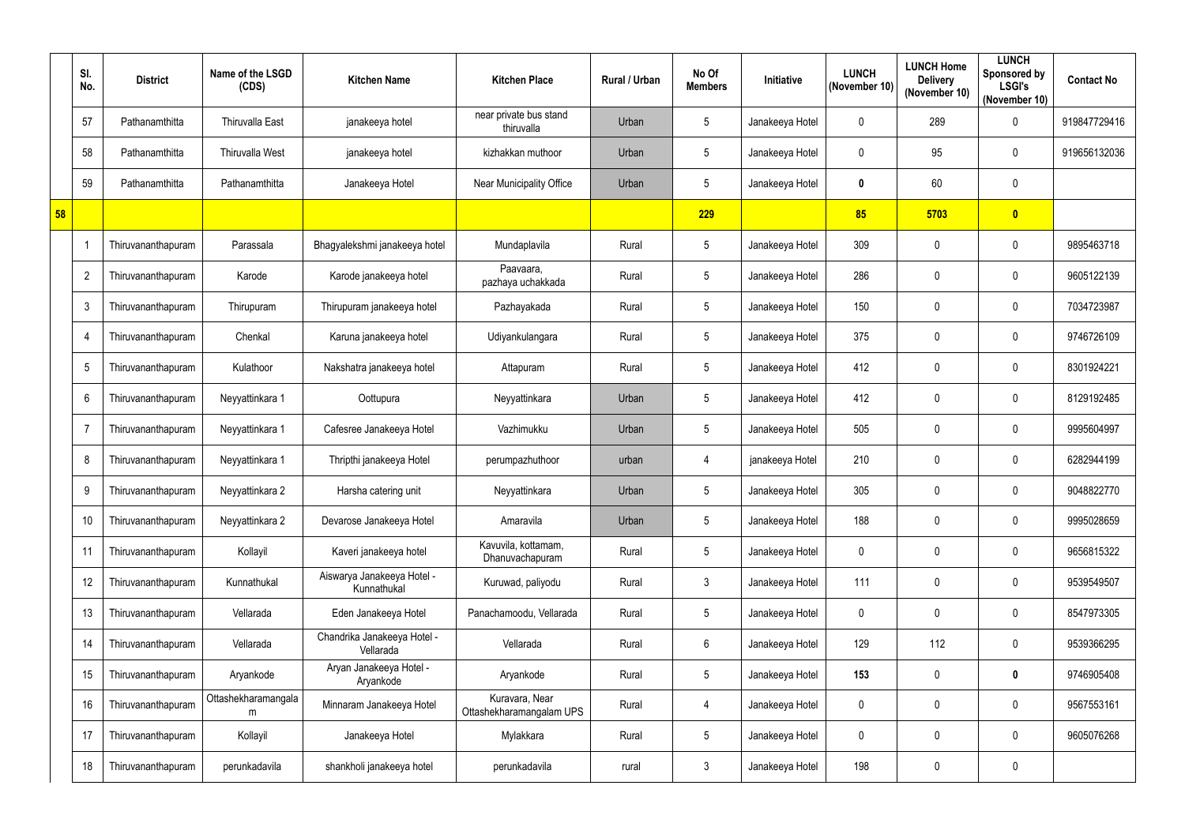| | Sl. No. | District | Name of the LSGD (CDS) | Kitchen Name | Kitchen Place | Rural / Urban | No Of Members | Initiative | LUNCH (November 10) | LUNCH Home Delivery (November 10) | LUNCH Sponsored by LSGI's (November 10) | Contact No |
|---|---|---|---|---|---|---|---|---|---|---|---|---|
| | 57 | Pathanamthitta | Thiruvalla East | janakeeya hotel | near private bus stand thiruvalla | Urban | 5 | Janakeeya Hotel | 0 | 289 | 0 | 919847729416 |
| | 58 | Pathanamthitta | Thiruvalla West | janakeeya hotel | kizhakkan muthoor | Urban | 5 | Janakeeya Hotel | 0 | 95 | 0 | 919656132036 |
| | 59 | Pathanamthitta | Pathanamthitta | Janakeeya Hotel | Near Municipality Office | Urban | 5 | Janakeeya Hotel | **0** | 60 | 0 | |
| **58** | | | | | | | **229** | | **85** | **5703** | **0** | |
| | 1 | Thiruvananthapuram | Parassala | Bhagyalekshmi janakeeya hotel | Mundaplavila | Rural | 5 | Janakeeya Hotel | 309 | 0 | 0 | 9895463718 |
| | 2 | Thiruvananthapuram | Karode | Karode janakeeya hotel | Paavaara, pazhaya uchakkada | Rural | 5 | Janakeeya Hotel | 286 | 0 | 0 | 9605122139 |
| | 3 | Thiruvananthapuram | Thirupuram | Thirupuram janakeeya hotel | Pazhayakada | Rural | 5 | Janakeeya Hotel | 150 | 0 | 0 | 7034723987 |
| | 4 | Thiruvananthapuram | Chenkal | Karuna janakeeya hotel | Udiyankulangara | Rural | 5 | Janakeeya Hotel | 375 | 0 | 0 | 9746726109 |
| | 5 | Thiruvananthapuram | Kulathoor | Nakshatra janakeeya hotel | Attapuram | Rural | 5 | Janakeeya Hotel | 412 | 0 | 0 | 8301924221 |
| | 6 | Thiruvananthapuram | Neyyattinkara 1 | Oottupura | Neyyattinkara | Urban | 5 | Janakeeya Hotel | 412 | 0 | 0 | 8129192485 |
| | 7 | Thiruvananthapuram | Neyyattinkara 1 | Cafesree Janakeeya Hotel | Vazhimukku | Urban | 5 | Janakeeya Hotel | 505 | 0 | 0 | 9995604997 |
| | 8 | Thiruvananthapuram | Neyyattinkara 1 | Thripthi janakeeya Hotel | perumpazhuthoor | urban | 4 | janakeeya Hotel | 210 | 0 | 0 | 6282944199 |
| | 9 | Thiruvananthapuram | Neyyattinkara 2 | Harsha catering unit | Neyyattinkara | Urban | 5 | Janakeeya Hotel | 305 | 0 | 0 | 9048822770 |
| | 10 | Thiruvananthapuram | Neyyattinkara 2 | Devarose Janakeeya Hotel | Amaravila | Urban | 5 | Janakeeya Hotel | 188 | 0 | 0 | 9995028659 |
| | 11 | Thiruvananthapuram | Kollayil | Kaveri janakeeya hotel | Kavuvila, kottamam, Dhanuvachapuram | Rural | 5 | Janakeeya Hotel | 0 | 0 | 0 | 9656815322 |
| | 12 | Thiruvananthapuram | Kunnathukal | Aiswarya Janakeeya Hotel - Kunnathukal | Kuruwad, paliyodu | Rural | 3 | Janakeeya Hotel | 111 | 0 | 0 | 9539549507 |
| | 13 | Thiruvananthapuram | Vellarada | Eden Janakeeya Hotel | Panachamoodu, Vellarada | Rural | 5 | Janakeeya Hotel | 0 | 0 | 0 | 8547973305 |
| | 14 | Thiruvananthapuram | Vellarada | Chandrika Janakeeya Hotel - Vellarada | Vellarada | Rural | 6 | Janakeeya Hotel | 129 | 112 | 0 | 9539366295 |
| | 15 | Thiruvananthapuram | Aryankode | Aryan Janakeeya Hotel - Aryankode | Aryankode | Rural | 5 | Janakeeya Hotel | **153** | 0 | **0** | 9746905408 |
| | 16 | Thiruvananthapuram | Ottashekharamangalam | Minnaram Janakeeya Hotel | Kuravara, Near Ottashekharamangalam UPS | Rural | 4 | Janakeeya Hotel | 0 | 0 | 0 | 9567553161 |
| | 17 | Thiruvananthapuram | Kollayil | Janakeeya Hotel | Mylakkara | Rural | 5 | Janakeeya Hotel | 0 | 0 | 0 | 9605076268 |
| | 18 | Thiruvananthapuram | perunkadavila | shankholi janakeeya hotel | perunkadavila | rural | 3 | Janakeeya Hotel | 198 | 0 | 0 | |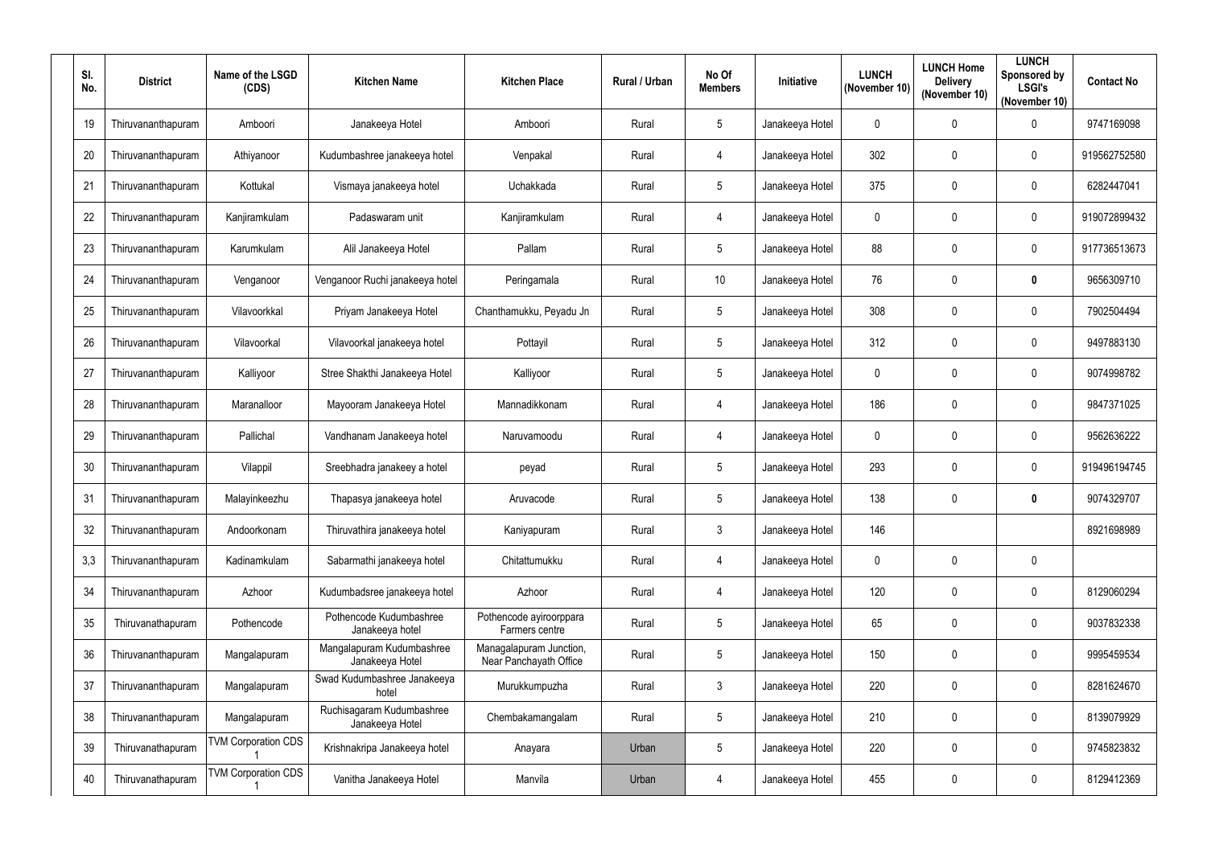| Sl. No. | District | Name of the LSGD (CDS) | Kitchen Name | Kitchen Place | Rural / Urban | No Of Members | Initiative | LUNCH (November 10) | LUNCH Home Delivery (November 10) | LUNCH Sponsored by LSGI's (November 10) | Contact No |
|---|---|---|---|---|---|---|---|---|---|---|---|
| 19 | Thiruvananthapuram | Amboori | Janakeeya Hotel | Amboori | Rural | 5 | Janakeeya Hotel | 0 | 0 | 0 | 9747169098 |
| 20 | Thiruvananthapuram | Athiyanoor | Kudumbashree janakeeya hotel | Venpakal | Rural | 4 | Janakeeya Hotel | 302 | 0 | 0 | 919562752580 |
| 21 | Thiruvananthapuram | Kottukal | Vismaya janakeeya hotel | Uchakkada | Rural | 5 | Janakeeya Hotel | 375 | 0 | 0 | 6282447041 |
| 22 | Thiruvananthapuram | Kanjiramkulam | Padaswaram unit | Kanjiramkulam | Rural | 4 | Janakeeya Hotel | 0 | 0 | 0 | 919072899432 |
| 23 | Thiruvananthapuram | Karumkulam | Alil Janakeeya Hotel | Pallam | Rural | 5 | Janakeeya Hotel | 88 | 0 | 0 | 917736513673 |
| 24 | Thiruvananthapuram | Venganoor | Venganoor Ruchi janakeeya hotel | Peringamala | Rural | 10 | Janakeeya Hotel | 76 | 0 | **0** | 9656309710 |
| 25 | Thiruvananthapuram | Vilavoorkkal | Priyam Janakeeya Hotel | Chanthamukku, Peyadu Jn | Rural | 5 | Janakeeya Hotel | 308 | 0 | 0 | 7902504494 |
| 26 | Thiruvananthapuram | Vilavoorkal | Vilavoorkal janakeeya hotel | Pottayil | Rural | 5 | Janakeeya Hotel | 312 | 0 | 0 | 9497883130 |
| 27 | Thiruvananthapuram | Kalliyoor | Stree Shakthi Janakeeya Hotel | Kalliyoor | Rural | 5 | Janakeeya Hotel | 0 | 0 | 0 | 9074998782 |
| 28 | Thiruvananthapuram | Maranalloor | Mayooram Janakeeya Hotel | Mannadikkonam | Rural | 4 | Janakeeya Hotel | 186 | 0 | 0 | 9847371025 |
| 29 | Thiruvananthapuram | Pallichal | Vandhanam Janakeeya hotel | Naruvamoodu | Rural | 4 | Janakeeya Hotel | 0 | 0 | 0 | 9562636222 |
| 30 | Thiruvananthapuram | Vilappil | Sreebhadra janakeey a hotel | peyad | Rural | 5 | Janakeeya Hotel | 293 | 0 | 0 | 919496194745 |
| 31 | Thiruvananthapuram | Malayinkeezhu | Thapasya janakeeya hotel | Aruvacode | Rural | 5 | Janakeeya Hotel | 138 | 0 | **0** | 9074329707 |
| 32 | Thiruvananthapuram | Andoorkonam | Thiruvathira janakeeya hotel | Kaniyapuram | Rural | 3 | Janakeeya Hotel | 146 | | | 8921698989 |
| 3,3 | Thiruvananthapuram | Kadinamkulam | Sabarmathi janakeeya hotel | Chitattumukku | Rural | 4 | Janakeeya Hotel | 0 | 0 | 0 | |
| 34 | Thiruvananthapuram | Azhoor | Kudumbadsree janakeeya hotel | Azhoor | Rural | 4 | Janakeeya Hotel | 120 | 0 | 0 | 8129060294 |
| 35 | Thiruvanathapuram | Pothencode | Pothencode Kudumbashree Janakeeya hotel | Pothencode ayiroorppara Farmers centre | Rural | 5 | Janakeeya Hotel | 65 | 0 | 0 | 9037832338 |
| 36 | Thiruvanathapuram | Mangalapuram | Mangalapuram Kudumbashree Janakeeya Hotel | Managalapuram Junction, Near Panchayath Office | Rural | 5 | Janakeeya Hotel | 150 | 0 | 0 | 9995459534 |
| 37 | Thiruvanathapuram | Mangalapuram | Swad Kudumbashree Janakeeya hotel | Murukkumpuzha | Rural | 3 | Janakeeya Hotel | 220 | 0 | 0 | 8281624670 |
| 38 | Thiruvanathapuram | Mangalapuram | Ruchisagaram Kudumbashree Janakeeya Hotel | Chembakamangalam | Rural | 5 | Janakeeya Hotel | 210 | 0 | 0 | 8139079929 |
| 39 | Thiruvanathapuram | TVM Corporation CDS 1 | Krishnakripa Janakeeya hotel | Anayara | Urban | 5 | Janakeeya Hotel | 220 | 0 | 0 | 9745823832 |
| 40 | Thiruvanathapuram | TVM Corporation CDS 1 | Vanitha Janakeeya Hotel | Manvila | Urban | 4 | Janakeeya Hotel | 455 | 0 | 0 | 8129412369 |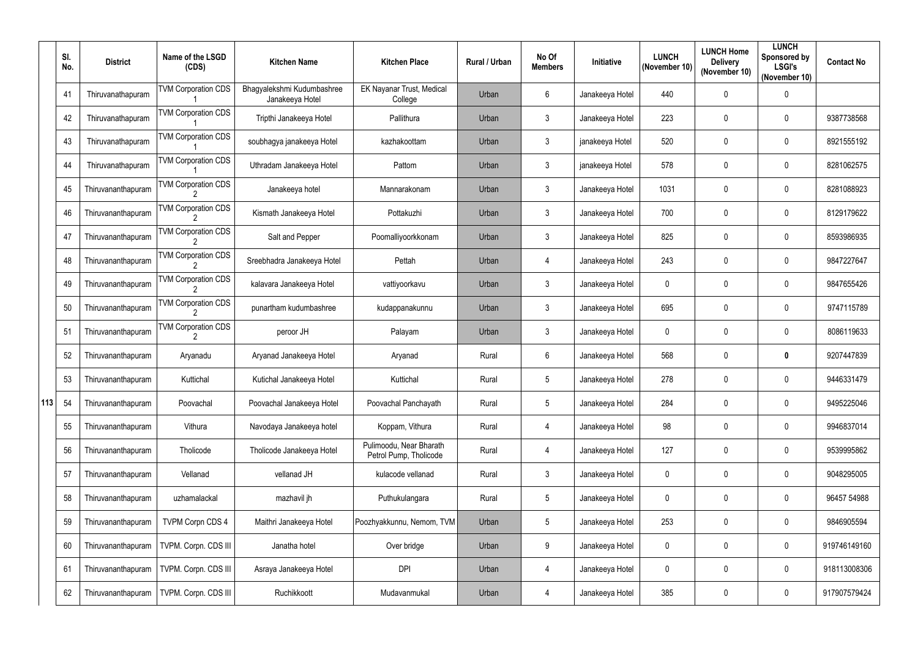| | Sl. No. | District | Name of the LSGD (CDS) | Kitchen Name | Kitchen Place | Rural / Urban | No Of Members | Initiative | LUNCH (November 10) | LUNCH Home Delivery (November 10) | LUNCH Sponsored by LSGI's (November 10) | Contact No |
|---|---|---|---|---|---|---|---|---|---|---|---|---|
| 113 | 41 | Thiruvanathapuram | TVM Corporation CDS 1 | Bhagyalekshmi Kudumbashree Janakeeya Hotel | EK Nayanar Trust, Medical College | Urban | 6 | Janakeeya Hotel | 440 | 0 | 0 | |
| | 42 | Thiruvanathapuram | TVM Corporation CDS 1 | Tripthi Janakeeya Hotel | Pallithura | Urban | 3 | Janakeeya Hotel | 223 | 0 | 0 | 9387738568 |
| | 43 | Thiruvanathapuram | TVM Corporation CDS 1 | soubhagya janakeeya Hotel | kazhakoottam | Urban | 3 | janakeeya Hotel | 520 | 0 | 0 | 8921555192 |
| | 44 | Thiruvanathapuram | TVM Corporation CDS 1 | Uthradam Janakeeya Hotel | Pattom | Urban | 3 | janakeeya Hotel | 578 | 0 | 0 | 8281062575 |
| | 45 | Thiruvananthapuram | TVM Corporation CDS 2 | Janakeeya hotel | Mannarakonam | Urban | 3 | Janakeeya Hotel | 1031 | 0 | 0 | 8281088923 |
| | 46 | Thiruvananthapuram | TVM Corporation CDS 2 | Kismath Janakeeya Hotel | Pottakuzhi | Urban | 3 | Janakeeya Hotel | 700 | 0 | 0 | 8129179622 |
| | 47 | Thiruvananthapuram | TVM Corporation CDS 2 | Salt and Pepper | Poomalliyoorkkonam | Urban | 3 | Janakeeya Hotel | 825 | 0 | 0 | 8593986935 |
| | 48 | Thiruvananthapuram | TVM Corporation CDS 2 | Sreebhadra Janakeeya Hotel | Pettah | Urban | 4 | Janakeeya Hotel | 243 | 0 | 0 | 9847227647 |
| | 49 | Thiruvananthapuram | TVM Corporation CDS 2 | kalavara Janakeeya Hotel | vattiyoorkavu | Urban | 3 | Janakeeya Hotel | 0 | 0 | 0 | 9847655426 |
| | 50 | Thiruvananthapuram | TVM Corporation CDS 2 | punartham kudumbashree | kudappanakunnu | Urban | 3 | Janakeeya Hotel | 695 | 0 | 0 | 9747115789 |
| | 51 | Thiruvananthapuram | TVM Corporation CDS 2 | peroor JH | Palayam | Urban | 3 | Janakeeya Hotel | 0 | 0 | 0 | 8086119633 |
| | 52 | Thiruvananthapuram | Aryanadu | Aryanad Janakeeya Hotel | Aryanad | Rural | 6 | Janakeeya Hotel | 568 | 0 | **0** | 9207447839 |
| | 53 | Thiruvananthapuram | Kuttichal | Kutichal Janakeeya Hotel | Kuttichal | Rural | 5 | Janakeeya Hotel | 278 | 0 | 0 | 9446331479 |
| | 54 | Thiruvananthapuram | Poovachal | Poovachal Janakeeya Hotel | Poovachal Panchayath | Rural | 5 | Janakeeya Hotel | 284 | 0 | 0 | 9495225046 |
| | 55 | Thiruvananthapuram | Vithura | Navodaya Janakeeya hotel | Koppam, Vithura | Rural | 4 | Janakeeya Hotel | 98 | 0 | 0 | 9946837014 |
| | 56 | Thiruvananthapuram | Tholicode | Tholicode Janakeeya Hotel | Pulimoodu, Near Bharath Petrol Pump, Tholicode | Rural | 4 | Janakeeya Hotel | 127 | 0 | 0 | 9539995862 |
| | 57 | Thiruvananthapuram | Vellanad | vellanad JH | kulacode vellanad | Rural | 3 | Janakeeya Hotel | 0 | 0 | 0 | 9048295005 |
| | 58 | Thiruvananthapuram | uzhamalackal | mazhavil jh | Puthukulangara | Rural | 5 | Janakeeya Hotel | 0 | 0 | 0 | 96457 54988 |
| | 59 | Thiruvananthapuram | TVPM Corpn CDS 4 | Maithri Janakeeya Hotel | Poozhyakkunnu, Nemom, TVM | Urban | 5 | Janakeeya Hotel | 253 | 0 | 0 | 9846905594 |
| | 60 | Thiruvananthapuram | TVPM. Corpn. CDS III | Janatha hotel | Over bridge | Urban | 9 | Janakeeya Hotel | 0 | 0 | 0 | 919746149160 |
| | 61 | Thiruvananthapuram | TVPM. Corpn. CDS III | Asraya Janakeeya Hotel | DPI | Urban | 4 | Janakeeya Hotel | 0 | 0 | 0 | 918113008306 |
| | 62 | Thiruvananthapuram | TVPM. Corpn. CDS III | Ruchikkoott | Mudavanmukal | Urban | 4 | Janakeeya Hotel | 385 | 0 | 0 | 917907579424 |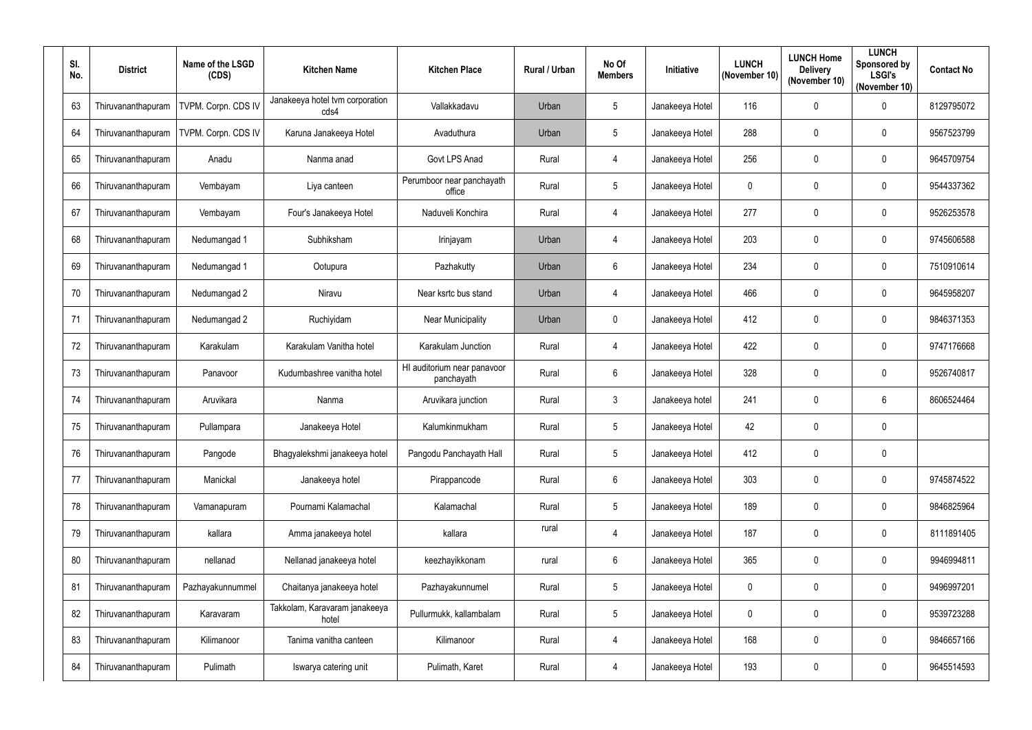| Sl. No. | District | Name of the LSGD (CDS) | Kitchen Name | Kitchen Place | Rural / Urban | No Of Members | Initiative | LUNCH (November 10) | LUNCH Home Delivery (November 10) | LUNCH Sponsored by LSGI's (November 10) | Contact No |
|---|---|---|---|---|---|---|---|---|---|---|---|
| 63 | Thiruvananthapuram | TVPM. Corpn. CDS IV | Janakeeya hotel tvm corporation cds4 | Vallakkadavu | Urban | 5 | Janakeeya Hotel | 116 | 0 | 0 | 8129795072 |
| 64 | Thiruvananthapuram | TVPM. Corpn. CDS IV | Karuna Janakeeya Hotel | Avaduthura | Urban | 5 | Janakeeya Hotel | 288 | 0 | 0 | 9567523799 |
| 65 | Thiruvananthapuram | Anadu | Nanma anad | Govt LPS Anad | Rural | 4 | Janakeeya Hotel | 256 | 0 | 0 | 9645709754 |
| 66 | Thiruvananthapuram | Vembayam | Liya canteen | Perumboor near panchayath office | Rural | 5 | Janakeeya Hotel | 0 | 0 | 0 | 9544337362 |
| 67 | Thiruvananthapuram | Vembayam | Four's Janakeeya Hotel | Naduveli Konchira | Rural | 4 | Janakeeya Hotel | 277 | 0 | 0 | 9526253578 |
| 68 | Thiruvananthapuram | Nedumangad 1 | Subhiksham | Irinjayam | Urban | 4 | Janakeeya Hotel | 203 | 0 | 0 | 9745606588 |
| 69 | Thiruvananthapuram | Nedumangad 1 | Ootupura | Pazhakutty | Urban | 6 | Janakeeya Hotel | 234 | 0 | 0 | 7510910614 |
| 70 | Thiruvananthapuram | Nedumangad 2 | Niravu | Near ksrtc bus stand | Urban | 4 | Janakeeya Hotel | 466 | 0 | 0 | 9645958207 |
| 71 | Thiruvananthapuram | Nedumangad 2 | Ruchiyidam | Near Municipality | Urban | 0 | Janakeeya Hotel | 412 | 0 | 0 | 9846371353 |
| 72 | Thiruvananthapuram | Karakulam | Karakulam Vanitha hotel | Karakulam Junction | Rural | 4 | Janakeeya Hotel | 422 | 0 | 0 | 9747176668 |
| 73 | Thiruvananthapuram | Panavoor | Kudumbashree vanitha hotel | HI auditorium near panavoor panchayath | Rural | 6 | Janakeeya Hotel | 328 | 0 | 0 | 9526740817 |
| 74 | Thiruvananthapuram | Aruvikara | Nanma | Aruvikara junction | Rural | 3 | Janakeeya hotel | 241 | 0 | 6 | 8606524464 |
| 75 | Thiruvananthapuram | Pullampara | Janakeeya Hotel | Kalumkinmukham | Rural | 5 | Janakeeya Hotel | 42 | 0 | 0 | |
| 76 | Thiruvananthapuram | Pangode | Bhagyalekshmi janakeeya hotel | Pangodu Panchayath Hall | Rural | 5 | Janakeeya Hotel | 412 | 0 | 0 | |
| 77 | Thiruvananthapuram | Manickal | Janakeeya hotel | Pirappancode | Rural | 6 | Janakeeya Hotel | 303 | 0 | 0 | 9745874522 |
| 78 | Thiruvananthapuram | Vamanapuram | Pournami Kalamachal | Kalamachal | Rural | 5 | Janakeeya Hotel | 189 | 0 | 0 | 9846825964 |
| 79 | Thiruvananthapuram | kallara | Amma janakeeya hotel | kallara | rural | 4 | Janakeeya Hotel | 187 | 0 | 0 | 8111891405 |
| 80 | Thiruvananthapuram | nellanad | Nellanad janakeeya hotel | keezhayikkonam | rural | 6 | Janakeeya Hotel | 365 | 0 | 0 | 9946994811 |
| 81 | Thiruvananthapuram | Pazhayakunnummel | Chaitanya janakeeya hotel | Pazhayakunnumel | Rural | 5 | Janakeeya Hotel | 0 | 0 | 0 | 9496997201 |
| 82 | Thiruvananthapuram | Karavaram | Takkolam, Karavaram janakeeya hotel | Pullurmukk, kallambalam | Rural | 5 | Janakeeya Hotel | 0 | 0 | 0 | 9539723288 |
| 83 | Thiruvananthapuram | Kilimanoor | Tanima vanitha canteen | Kilimanoor | Rural | 4 | Janakeeya Hotel | 168 | 0 | 0 | 9846657166 |
| 84 | Thiruvananthapuram | Pulimath | Iswarya catering unit | Pulimath, Karet | Rural | 4 | Janakeeya Hotel | 193 | 0 | 0 | 9645514593 |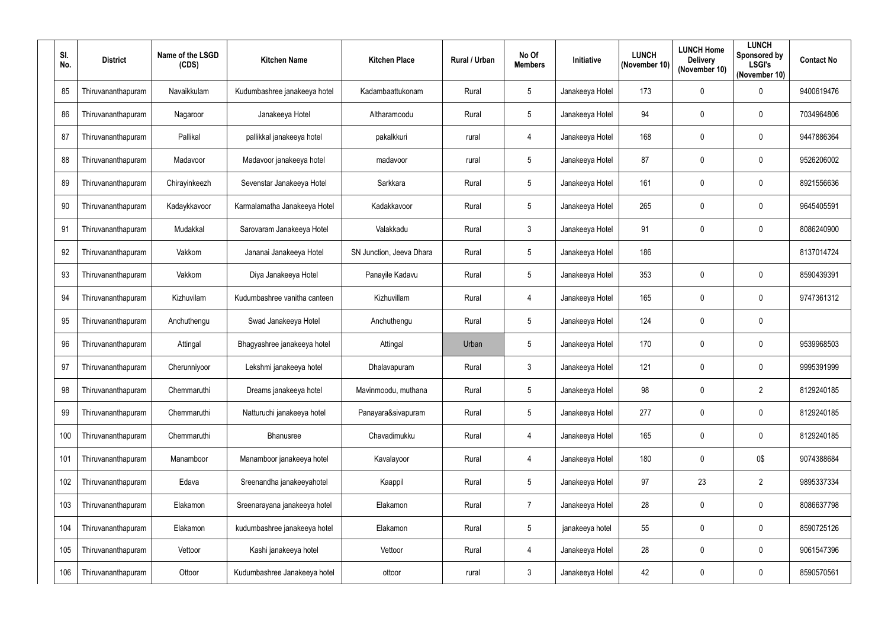| Sl. No. | District | Name of the LSGD (CDS) | Kitchen Name | Kitchen Place | Rural / Urban | No Of Members | Initiative | LUNCH (November 10) | LUNCH Home Delivery (November 10) | LUNCH Sponsored by LSGI's (November 10) | Contact No |
|---|---|---|---|---|---|---|---|---|---|---|---|
| 85 | Thiruvananthapuram | Navaikkulam | Kudumbashree janakeeya hotel | Kadambaattukonam | Rural | 5 | Janakeeya Hotel | 173 | 0 | 0 | 9400619476 |
| 86 | Thiruvananthapuram | Nagaroor | Janakeeya Hotel | Altharamoodu | Rural | 5 | Janakeeya Hotel | 94 | 0 | 0 | 7034964806 |
| 87 | Thiruvananthapuram | Pallikal | pallikkal janakeeya hotel | pakalkkuri | rural | 4 | Janakeeya Hotel | 168 | 0 | 0 | 9447886364 |
| 88 | Thiruvananthapuram | Madavoor | Madavoor janakeeya hotel | madavoor | rural | 5 | Janakeeya Hotel | 87 | 0 | 0 | 9526206002 |
| 89 | Thiruvananthapuram | Chirayinkeezh | Sevenstar Janakeeya Hotel | Sarkkara | Rural | 5 | Janakeeya Hotel | 161 | 0 | 0 | 8921556636 |
| 90 | Thiruvananthapuram | Kadaykkavoor | Karmalamatha Janakeeya Hotel | Kadakkavoor | Rural | 5 | Janakeeya Hotel | 265 | 0 | 0 | 9645405591 |
| 91 | Thiruvananthapuram | Mudakkal | Sarovaram Janakeeya Hotel | Valakkadu | Rural | 3 | Janakeeya Hotel | 91 | 0 | 0 | 8086240900 |
| 92 | Thiruvananthapuram | Vakkom | Jananai Janakeeya Hotel | SN Junction, Jeeva Dhara | Rural | 5 | Janakeeya Hotel | 186 | | | 8137014724 |
| 93 | Thiruvananthapuram | Vakkom | Diya Janakeeya Hotel | Panayile Kadavu | Rural | 5 | Janakeeya Hotel | 353 | 0 | 0 | 8590439391 |
| 94 | Thiruvananthapuram | Kizhuvilam | Kudumbashree vanitha canteen | Kizhuvillam | Rural | 4 | Janakeeya Hotel | 165 | 0 | 0 | 9747361312 |
| 95 | Thiruvananthapuram | Anchuthengu | Swad Janakeeya Hotel | Anchuthengu | Rural | 5 | Janakeeya Hotel | 124 | 0 | 0 | |
| 96 | Thiruvananthapuram | Attingal | Bhagyashree janakeeya hotel | Attingal | Urban | 5 | Janakeeya Hotel | 170 | 0 | 0 | 9539968503 |
| 97 | Thiruvananthapuram | Cherunniyoor | Lekshmi janakeeya hotel | Dhalavapuram | Rural | 3 | Janakeeya Hotel | 121 | 0 | 0 | 9995391999 |
| 98 | Thiruvananthapuram | Chemmaruthi | Dreams janakeeya hotel | Mavinmoodu, muthana | Rural | 5 | Janakeeya Hotel | 98 | 0 | 2 | 8129240185 |
| 99 | Thiruvananthapuram | Chemmaruthi | Natturuchi janakeeya hotel | Panayara&sivapuram | Rural | 5 | Janakeeya Hotel | 277 | 0 | 0 | 8129240185 |
| 100 | Thiruvananthapuram | Chemmaruthi | Bhanusree | Chavadimukku | Rural | 4 | Janakeeya Hotel | 165 | 0 | 0 | 8129240185 |
| 101 | Thiruvananthapuram | Manamboor | Manamboor janakeeya hotel | Kavalayoor | Rural | 4 | Janakeeya Hotel | 180 | 0 | 0$ | 9074388684 |
| 102 | Thiruvananthapuram | Edava | Sreenandha janakeeyahotel | Kaappil | Rural | 5 | Janakeeya Hotel | 97 | 23 | 2 | 9895337334 |
| 103 | Thiruvananthapuram | Elakamon | Sreenarayana janakeeya hotel | Elakamon | Rural | 7 | Janakeeya Hotel | 28 | 0 | 0 | 8086637798 |
| 104 | Thiruvananthapuram | Elakamon | kudumbashree janakeeya hotel | Elakamon | Rural | 5 | janakeeya hotel | 55 | 0 | 0 | 8590725126 |
| 105 | Thiruvananthapuram | Vettoor | Kashi janakeeya hotel | Vettoor | Rural | 4 | Janakeeya Hotel | 28 | 0 | 0 | 9061547396 |
| 106 | Thiruvananthapuram | Ottoor | Kudumbashree Janakeeya hotel | ottoor | rural | 3 | Janakeeya Hotel | 42 | 0 | 0 | 8590570561 |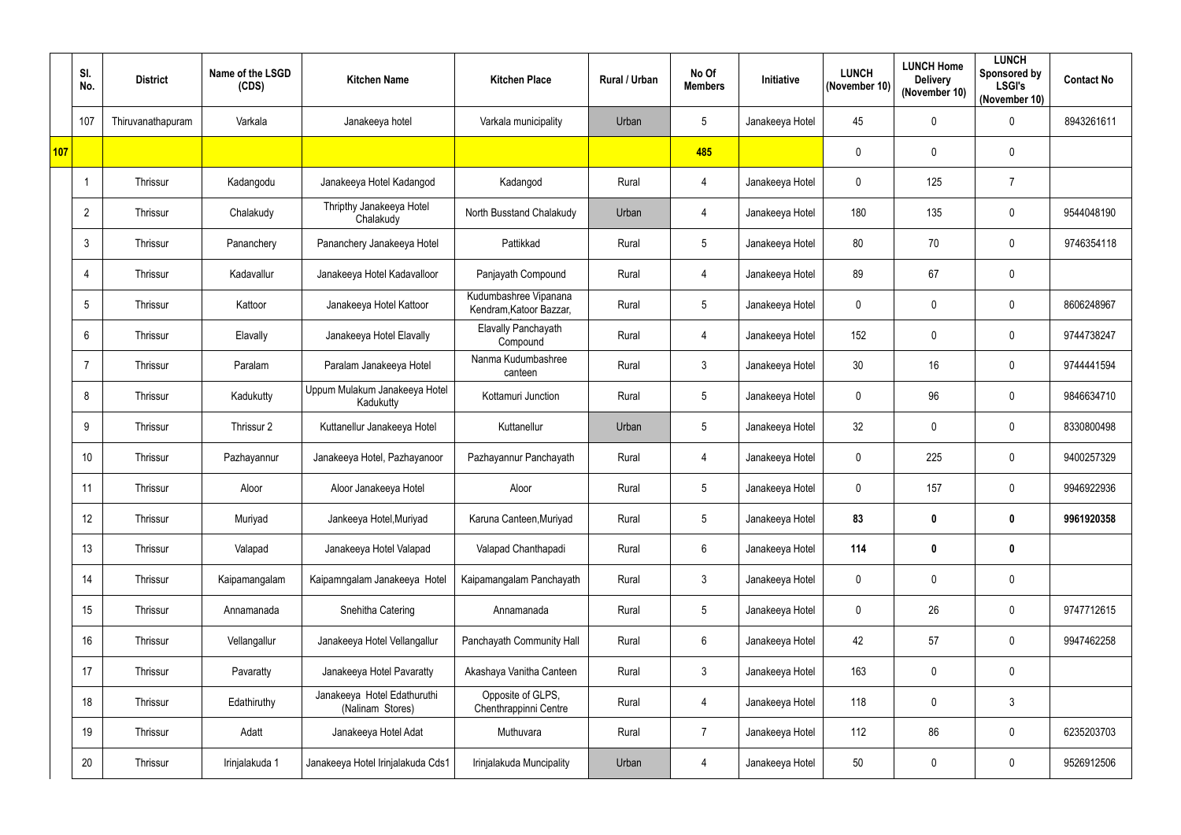| | Sl. No. | District | Name of the LSGD (CDS) | Kitchen Name | Kitchen Place | Rural / Urban | No Of Members | Initiative | LUNCH (November 10) | LUNCH Home Delivery (November 10) | LUNCH Sponsored by LSGI's (November 10) | Contact No |
|---|---|---|---|---|---|---|---|---|---|---|---|---|
| | 107 | Thiruvanathapuram | Varkala | Janakeeya hotel | Varkala municipality | Urban | 5 | Janakeeya Hotel | 45 | 0 | 0 | 8943261611 |
| 107 | | | | | | | 485 | | 0 | 0 | 0 | |
| | 1 | Thrissur | Kadangodu | Janakeeya Hotel Kadangod | Kadangod | Rural | 4 | Janakeeya Hotel | 0 | 125 | 7 | |
| | 2 | Thrissur | Chalakudy | Thripthy Janakeeya Hotel Chalakudy | North Busstand Chalakudy | Urban | 4 | Janakeeya Hotel | 180 | 135 | 0 | 9544048190 |
| | 3 | Thrissur | Pananchery | Pananchery Janakeeya Hotel | Pattikkad | Rural | 5 | Janakeeya Hotel | 80 | 70 | 0 | 9746354118 |
| | 4 | Thrissur | Kadavallur | Janakeeya Hotel Kadavalloor | Panjayath Compound | Rural | 4 | Janakeeya Hotel | 89 | 67 | 0 | |
| | 5 | Thrissur | Kattoor | Janakeeya Hotel Kattoor | Kudumbashree Vipanana Kendram,Katoor Bazzar, | Rural | 5 | Janakeeya Hotel | 0 | 0 | 0 | 8606248967 |
| | 6 | Thrissur | Elavally | Janakeeya Hotel Elavally | Elavally Panchayath Compound | Rural | 4 | Janakeeya Hotel | 152 | 0 | 0 | 9744738247 |
| | 7 | Thrissur | Paralam | Paralam Janakeeya Hotel | Nanma Kudumbashree canteen | Rural | 3 | Janakeeya Hotel | 30 | 16 | 0 | 9744441594 |
| | 8 | Thrissur | Kadukutty | Uppum Mulakum Janakeeya Hotel Kadukutty | Kottamuri Junction | Rural | 5 | Janakeeya Hotel | 0 | 96 | 0 | 9846634710 |
| | 9 | Thrissur | Thrissur 2 | Kuttanellur Janakeeya Hotel | Kuttanellur | Urban | 5 | Janakeeya Hotel | 32 | 0 | 0 | 8330800498 |
| | 10 | Thrissur | Pazhayannur | Janakeeya Hotel, Pazhayanoor | Pazhayannur Panchayath | Rural | 4 | Janakeeya Hotel | 0 | 225 | 0 | 9400257329 |
| | 11 | Thrissur | Aloor | Aloor Janakeeya Hotel | Aloor | Rural | 5 | Janakeeya Hotel | 0 | 157 | 0 | 9946922936 |
| | 12 | Thrissur | Muriyad | Jankeeya Hotel,Muriyad | Karuna Canteen,Muriyad | Rural | 5 | Janakeeya Hotel | **83** | **0** | **0** | **9961920358** |
| | 13 | Thrissur | Valapad | Janakeeya Hotel Valapad | Valapad Chanthapadi | Rural | 6 | Janakeeya Hotel | **114** | **0** | **0** | |
| | 14 | Thrissur | Kaipamangalam | Kaipamngalam Janakeeya Hotel | Kaipamangalam Panchayath | Rural | 3 | Janakeeya Hotel | 0 | 0 | 0 | |
| | 15 | Thrissur | Annamanada | Snehitha Catering | Annamanada | Rural | 5 | Janakeeya Hotel | 0 | 26 | 0 | 9747712615 |
| | 16 | Thrissur | Vellangallur | Janakeeya Hotel Vellangallur | Panchayath Community Hall | Rural | 6 | Janakeeya Hotel | 42 | 57 | 0 | 9947462258 |
| | 17 | Thrissur | Pavaratty | Janakeeya Hotel Pavaratty | Akashaya Vanitha Canteen | Rural | 3 | Janakeeya Hotel | 163 | 0 | 0 | |
| | 18 | Thrissur | Edathiruthy | Janakeeya Hotel Edathuruthi (Nalinam Stores) | Opposite of GLPS, Chenthrappinni Centre | Rural | 4 | Janakeeya Hotel | 118 | 0 | 3 | |
| | 19 | Thrissur | Adatt | Janakeeya Hotel Adat | Muthuvara | Rural | 7 | Janakeeya Hotel | 112 | 86 | 0 | 6235203703 |
| | 20 | Thrissur | Irinjalakuda 1 | Janakeeya Hotel Irinjalakuda Cds1 | Irinjalakuda Muncipality | Urban | 4 | Janakeeya Hotel | 50 | 0 | 0 | 9526912506 |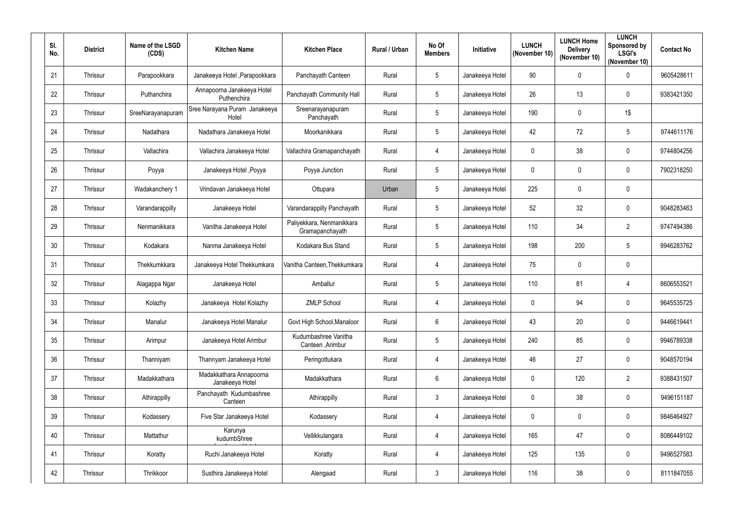| Sl. No. | District | Name of the LSGD (CDS) | Kitchen Name | Kitchen Place | Rural / Urban | No Of Members | Initiative | LUNCH (November 10) | LUNCH Home Delivery (November 10) | LUNCH Sponsored by LSGI's (November 10) | Contact No |
|---|---|---|---|---|---|---|---|---|---|---|---|
| 21 | Thrissur | Parapookkara | Janakeeya Hotel ,Parapookkara | Panchayath Canteen | Rural | 5 | Janakeeya Hotel | 90 | 0 | 0 | 9605428611 |
| 22 | Thrissur | Puthanchira | Annapoorna Janakeeya Hotel Puthenchira | Panchayath Community Hall | Rural | 5 | Janakeeya Hotel | 26 | 13 | 0 | 9383421350 |
| 23 | Thrissur | SreeNarayanapuram | Sree Narayana Puram Janakeeya Hotel | Sreenarayanapuram Panchayath | Rural | 5 | Janakeeya Hotel | 190 | 0 | 1$ | |
| 24 | Thrissur | Nadathara | Nadathara Janakeeya Hotel | Moorkanikkara | Rural | 5 | Janakeeya Hotel | 42 | 72 | 5 | 9744611176 |
| 25 | Thrissur | Vallachira | Vallachira Janakeeya Hotel | Vallachira Gramapanchayath | Rural | 4 | Janakeeya Hotel | 0 | 38 | 0 | 9744804256 |
| 26 | Thrissur | Poyya | Janakeeya Hotel ,Poyya | Poyya Junction | Rural | 5 | Janakeeya Hotel | 0 | 0 | 0 | 7902318250 |
| 27 | Thrissur | Wadakanchery 1 | Vrindavan Janakeeya Hotel | Ottupara | Urban | 5 | Janakeeya Hotel | 225 | 0 | 0 | |
| 28 | Thrissur | Varandarappilly | Janakeeya Hotel | Varandarappilly Panchayath | Rural | 5 | Janakeeya Hotel | 52 | 32 | 0 | 9048283463 |
| 29 | Thrissur | Nenmanikkara | Vanitha Janakeeya Hotel | Paliyekkara, Nenmanikkara Gramapanchayath | Rural | 5 | Janakeeya Hotel | 110 | 34 | 2 | 9747494386 |
| 30 | Thrissur | Kodakara | Nanma Janakeeya Hotel | Kodakara Bus Stand | Rural | 5 | Janakeeya Hotel | 198 | 200 | 5 | 9946283762 |
| 31 | Thrissur | Thekkumkkara | Janakeeya Hotel Thekkumkara | Vanitha Canteen,Thekkumkara | Rural | 4 | Janakeeya Hotel | 75 | 0 | 0 | |
| 32 | Thrissur | Alagappa Ngar | Janakeeya Hotel | Amballur | Rural | 5 | Janakeeya Hotel | 110 | 81 | 4 | 8606553521 |
| 33 | Thrissur | Kolazhy | Janakeeya Hotel Kolazhy | ZMLP School | Rural | 4 | Janakeeya Hotel | 0 | 94 | 0 | 9645535725 |
| 34 | Thrissur | Manalur | Janakeeya Hotel Manalur | Govt High School,Manaloor | Rural | 6 | Janakeeya Hotel | 43 | 20 | 0 | 9446619441 |
| 35 | Thrissur | Arimpur | Janakeeya Hotel Arimbur | Kudumbashree Vanitha Canteen ,Arimbur | Rural | 5 | Janakeeya Hotel | 240 | 85 | 0 | 9946789338 |
| 36 | Thrissur | Thanniyam | Thannyam Janakeeya Hotel | Peringottukara | Rural | 4 | Janakeeya Hotel | 46 | 27 | 0 | 9048570194 |
| 37 | Thrissur | Madakkathara | Madakkathara Annapoorna Janakeeya Hotel | Madakkathara | Rural | 6 | Janakeeya Hotel | 0 | 120 | 2 | 9388431507 |
| 38 | Thrissur | Athirappilly | Panchayath Kudumbashree Canteen | Athirappilly | Rural | 3 | Janakeeya Hotel | 0 | 38 | 0 | 9496151187 |
| 39 | Thrissur | Kodassery | Five Star Janakeeya Hotel | Kodassery | Rural | 4 | Janakeeya Hotel | 0 | 0 | 0 | 9846464927 |
| 40 | Thrissur | Mattathur | Karunya kudumbShree | Vellikkulangara | Rural | 4 | Janakeeya Hotel | 165 | 47 | 0 | 8086449102 |
| 41 | Thrissur | Koratty | Ruchi Janakeeya Hotel | Koratty | Rural | 4 | Janakeeya Hotel | 125 | 135 | 0 | 9496527583 |
| 42 | Thrissur | Thrikkoor | Susthira Janakeeya Hotel | Alengaad | Rural | 3 | Janakeeya Hotel | 116 | 38 | 0 | 8111847055 |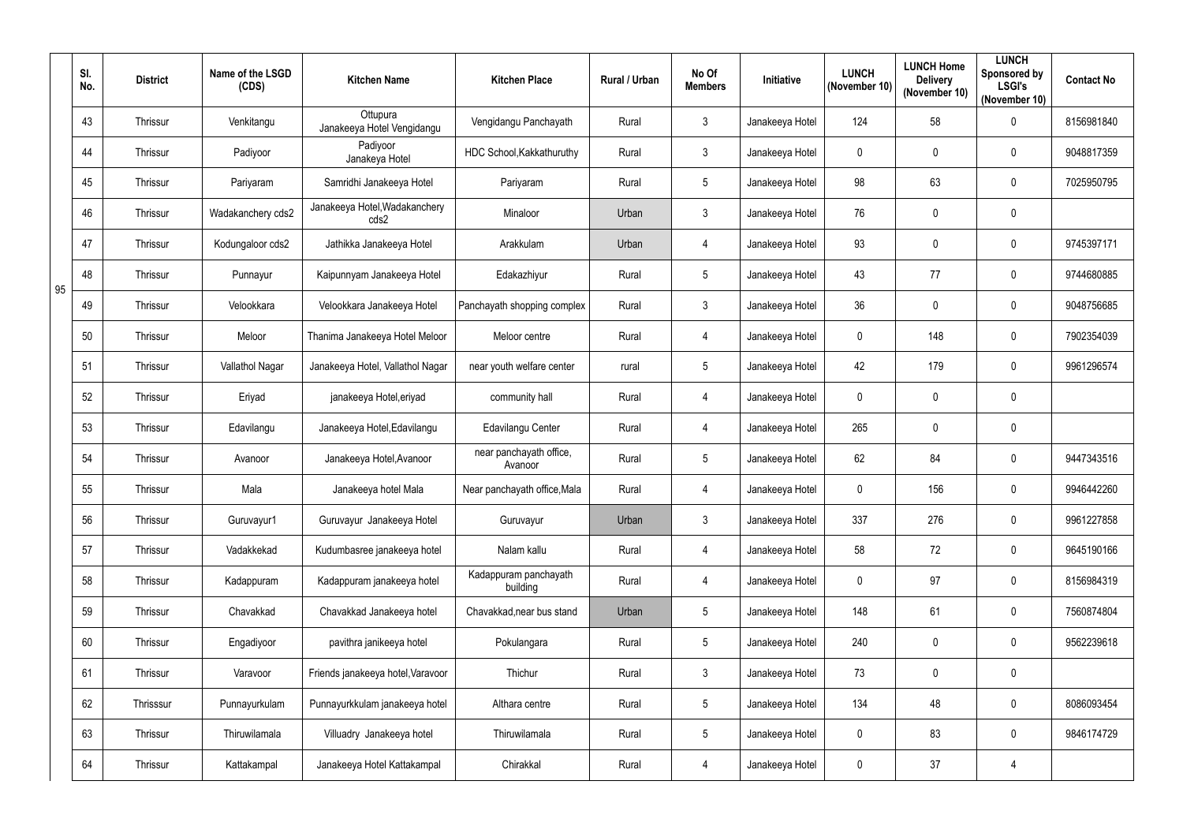| | Sl. No. | District | Name of the LSGD (CDS) | Kitchen Name | Kitchen Place | Rural / Urban | No Of Members | Initiative | LUNCH (November 10) | LUNCH Home Delivery (November 10) | LUNCH Sponsored by LSGI's (November 10) | Contact No |
|---|---|---|---|---|---|---|---|---|---|---|---|---|
| 95 | 43 | Thrissur | Venkitangu | Ottupura Janakeeya Hotel Vengidangu | Vengidangu Panchayath | Rural | 3 | Janakeeya Hotel | 124 | 58 | 0 | 8156981840 |
| | 44 | Thrissur | Padiyoor | Padiyoor Janakeya Hotel | HDC School,Kakkathuruthy | Rural | 3 | Janakeeya Hotel | 0 | 0 | 0 | 9048817359 |
| | 45 | Thrissur | Pariyaram | Samridhi Janakeeya Hotel | Pariyaram | Rural | 5 | Janakeeya Hotel | 98 | 63 | 0 | 7025950795 |
| | 46 | Thrissur | Wadakanchery cds2 | Janakeeya Hotel,Wadakanchery cds2 | Minaloor | Urban | 3 | Janakeeya Hotel | 76 | 0 | 0 | |
| | 47 | Thrissur | Kodungaloor cds2 | Jathikka Janakeeya Hotel | Arakkulam | Urban | 4 | Janakeeya Hotel | 93 | 0 | 0 | 9745397171 |
| | 48 | Thrissur | Punnayur | Kaipunnyam Janakeeya Hotel | Edakazhiyur | Rural | 5 | Janakeeya Hotel | 43 | 77 | 0 | 9744680885 |
| | 49 | Thrissur | Velookkara | Velookkara Janakeeya Hotel | Panchayath shopping complex | Rural | 3 | Janakeeya Hotel | 36 | 0 | 0 | 9048756685 |
| | 50 | Thrissur | Meloor | Thanima Janakeeya Hotel Meloor | Meloor centre | Rural | 4 | Janakeeya Hotel | 0 | 148 | 0 | 7902354039 |
| | 51 | Thrissur | Vallathol Nagar | Janakeeya Hotel, Vallathol Nagar | near youth welfare center | rural | 5 | Janakeeya Hotel | 42 | 179 | 0 | 9961296574 |
| | 52 | Thrissur | Eriyad | janakeeya Hotel,eriyad | community hall | Rural | 4 | Janakeeya Hotel | 0 | 0 | 0 | |
| | 53 | Thrissur | Edavilangu | Janakeeya Hotel,Edavilangu | Edavilangu Center | Rural | 4 | Janakeeya Hotel | 265 | 0 | 0 | |
| | 54 | Thrissur | Avanoor | Janakeeya Hotel,Avanoor | near panchayath office, Avanoor | Rural | 5 | Janakeeya Hotel | 62 | 84 | 0 | 9447343516 |
| | 55 | Thrissur | Mala | Janakeeya hotel Mala | Near panchayath office,Mala | Rural | 4 | Janakeeya Hotel | 0 | 156 | 0 | 9946442260 |
| | 56 | Thrissur | Guruvayur1 | Guruvayur Janakeeya Hotel | Guruvayur | Urban | 3 | Janakeeya Hotel | 337 | 276 | 0 | 9961227858 |
| | 57 | Thrissur | Vadakkekad | Kudumbasree janakeeya hotel | Nalam kallu | Rural | 4 | Janakeeya Hotel | 58 | 72 | 0 | 9645190166 |
| | 58 | Thrissur | Kadappuram | Kadappuram janakeeya hotel | Kadappuram panchayath building | Rural | 4 | Janakeeya Hotel | 0 | 97 | 0 | 8156984319 |
| | 59 | Thrissur | Chavakkad | Chavakkad Janakeeya hotel | Chavakkad,near bus stand | Urban | 5 | Janakeeya Hotel | 148 | 61 | 0 | 7560874804 |
| | 60 | Thrissur | Engadiyoor | pavithra janikeeya hotel | Pokulangara | Rural | 5 | Janakeeya Hotel | 240 | 0 | 0 | 9562239618 |
| | 61 | Thrissur | Varavoor | Friends janakeeya hotel,Varavoor | Thichur | Rural | 3 | Janakeeya Hotel | 73 | 0 | 0 | |
| | 62 | Thrisssur | Punnayurkulam | Punnayurkkulam janakeeya hotel | Althara centre | Rural | 5 | Janakeeya Hotel | 134 | 48 | 0 | 8086093454 |
| | 63 | Thrissur | Thiruwilamala | Villuadry Janakeeya hotel | Thiruwilamala | Rural | 5 | Janakeeya Hotel | 0 | 83 | 0 | 9846174729 |
| | 64 | Thrissur | Kattakampal | Janakeeya Hotel Kattakampal | Chirakkal | Rural | 4 | Janakeeya Hotel | 0 | 37 | 4 | |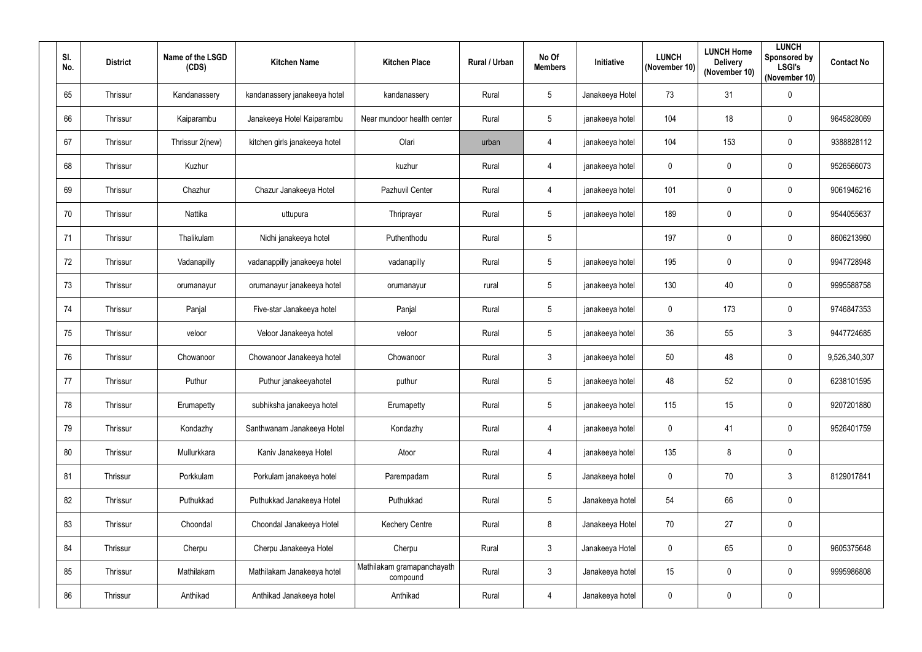| Sl. No. | District | Name of the LSGD (CDS) | Kitchen Name | Kitchen Place | Rural / Urban | No Of Members | Initiative | LUNCH (November 10) | LUNCH Home Delivery (November 10) | LUNCH Sponsored by LSGI's (November 10) | Contact No |
|---|---|---|---|---|---|---|---|---|---|---|---|
| 65 | Thrissur | Kandanassery | kandanassery janakeeya hotel | kandanassery | Rural | 5 | Janakeeya Hotel | 73 | 31 | 0 | |
| 66 | Thrissur | Kaiparambu | Janakeeya Hotel Kaiparambu | Near mundoor health center | Rural | 5 | janakeeya hotel | 104 | 18 | 0 | 9645828069 |
| 67 | Thrissur | Thrissur 2(new) | kitchen girls janakeeya hotel | Olari | urban | 4 | janakeeya hotel | 104 | 153 | 0 | 9388828112 |
| 68 | Thrissur | Kuzhur | | kuzhur | Rural | 4 | janakeeya hotel | 0 | 0 | 0 | 9526566073 |
| 69 | Thrissur | Chazhur | Chazur Janakeeya Hotel | Pazhuvil Center | Rural | 4 | janakeeya hotel | 101 | 0 | 0 | 9061946216 |
| 70 | Thrissur | Nattika | uttupura | Thriprayar | Rural | 5 | janakeeya hotel | 189 | 0 | 0 | 9544055637 |
| 71 | Thrissur | Thalikulam | Nidhi janakeeya hotel | Puthenthodu | Rural | 5 | | 197 | 0 | 0 | 8606213960 |
| 72 | Thrissur | Vadanapilly | vadanappilly janakeeya hotel | vadanapilly | Rural | 5 | janakeeya hotel | 195 | 0 | 0 | 9947728948 |
| 73 | Thrissur | orumanayur | orumanayur janakeeya hotel | orumanayur | rural | 5 | janakeeya hotel | 130 | 40 | 0 | 9995588758 |
| 74 | Thrissur | Panjal | Five-star Janakeeya hotel | Panjal | Rural | 5 | janakeeya hotel | 0 | 173 | 0 | 9746847353 |
| 75 | Thrissur | veloor | Veloor Janakeeya hotel | veloor | Rural | 5 | janakeeya hotel | 36 | 55 | 3 | 9447724685 |
| 76 | Thrissur | Chowanoor | Chowanoor Janakeeya hotel | Chowanoor | Rural | 3 | janakeeya hotel | 50 | 48 | 0 | 9,526,340,307 |
| 77 | Thrissur | Puthur | Puthur janakeeyahotel | puthur | Rural | 5 | janakeeya hotel | 48 | 52 | 0 | 6238101595 |
| 78 | Thrissur | Erumapetty | subhiksha janakeeya hotel | Erumapetty | Rural | 5 | janakeeya hotel | 115 | 15 | 0 | 9207201880 |
| 79 | Thrissur | Kondazhy | Santhwanam Janakeeya Hotel | Kondazhy | Rural | 4 | janakeeya hotel | 0 | 41 | 0 | 9526401759 |
| 80 | Thrissur | Mullurkkara | Kaniv Janakeeya Hotel | Atoor | Rural | 4 | janakeeya hotel | 135 | 8 | 0 | |
| 81 | Thrissur | Porkkulam | Porkulam janakeeya hotel | Parempadam | Rural | 5 | Janakeeya hotel | 0 | 70 | 3 | 8129017841 |
| 82 | Thrissur | Puthukkad | Puthukkad Janakeeya Hotel | Puthukkad | Rural | 5 | Janakeeya hotel | 54 | 66 | 0 | |
| 83 | Thrissur | Choondal | Choondal Janakeeya Hotel | Kechery Centre | Rural | 8 | Janakeeya Hotel | 70 | 27 | 0 | |
| 84 | Thrissur | Cherpu | Cherpu Janakeeya Hotel | Cherpu | Rural | 3 | Janakeeya Hotel | 0 | 65 | 0 | 9605375648 |
| 85 | Thrissur | Mathilakam | Mathilakam Janakeeya hotel | Mathilakam gramapanchayath compound | Rural | 3 | Janakeeya hotel | 15 | 0 | 0 | 9995986808 |
| 86 | Thrissur | Anthikad | Anthikad Janakeeya hotel | Anthikad | Rural | 4 | Janakeeya hotel | 0 | 0 | 0 | |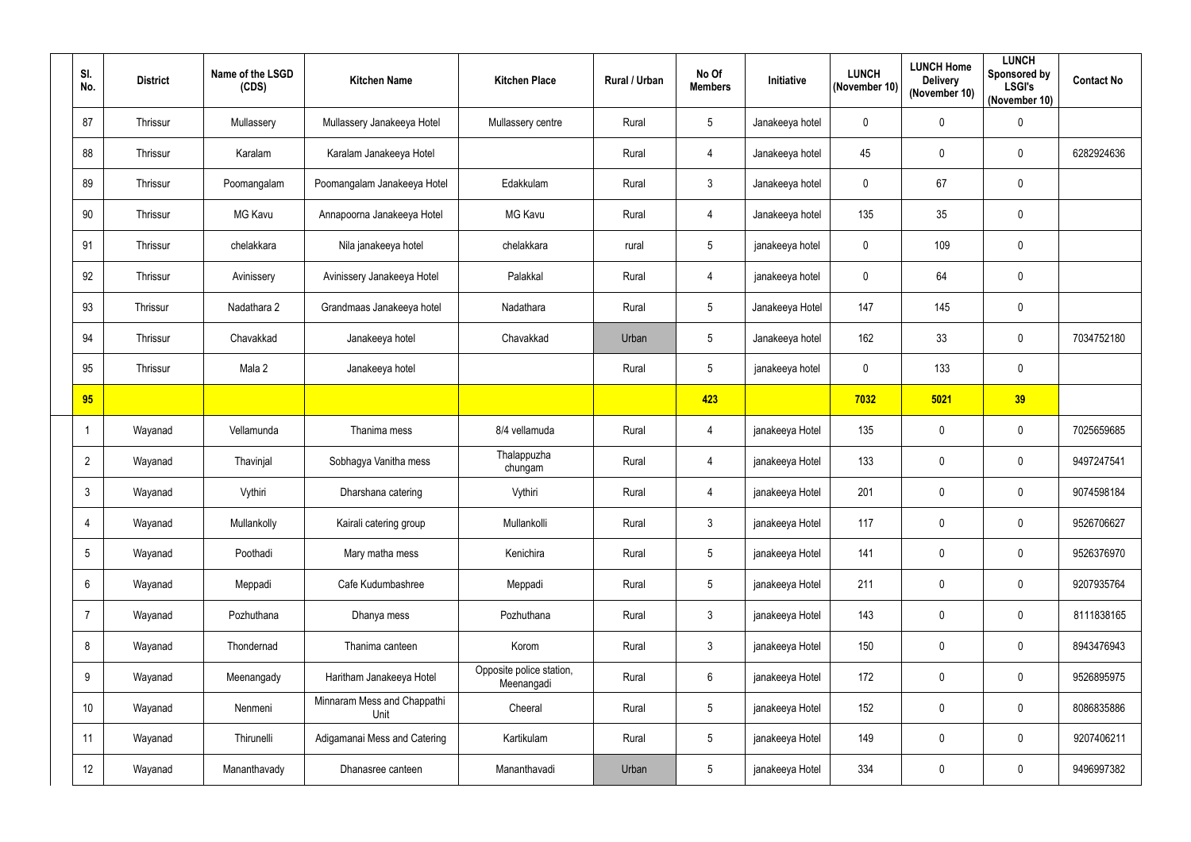| Sl. No. | District | Name of the LSGD (CDS) | Kitchen Name | Kitchen Place | Rural / Urban | No Of Members | Initiative | LUNCH (November 10) | LUNCH Home Delivery (November 10) | LUNCH Sponsored by LSGI's (November 10) | Contact No |
|---|---|---|---|---|---|---|---|---|---|---|---|
| 87 | Thrissur | Mullassery | Mullassery Janakeeya Hotel | Mullassery centre | Rural | 5 | Janakeeya hotel | 0 | 0 | 0 | |
| 88 | Thrissur | Karalam | Karalam Janakeeya Hotel | | Rural | 4 | Janakeeya hotel | 45 | 0 | 0 | 6282924636 |
| 89 | Thrissur | Poomangalam | Poomangalam Janakeeya Hotel | Edakkulam | Rural | 3 | Janakeeya hotel | 0 | 67 | 0 | |
| 90 | Thrissur | MG Kavu | Annapoorna Janakeeya Hotel | MG Kavu | Rural | 4 | Janakeeya hotel | 135 | 35 | 0 | |
| 91 | Thrissur | chelakkara | Nila janakeeya hotel | chelakkara | rural | 5 | janakeeya hotel | 0 | 109 | 0 | |
| 92 | Thrissur | Avinissery | Avinissery Janakeeya Hotel | Palakkal | Rural | 4 | janakeeya hotel | 0 | 64 | 0 | |
| 93 | Thrissur | Nadathara 2 | Grandmaas Janakeeya hotel | Nadathara | Rural | 5 | Janakeeya Hotel | 147 | 145 | 0 | |
| 94 | Thrissur | Chavakkad | Janakeeya hotel | Chavakkad | Urban | 5 | Janakeeya hotel | 162 | 33 | 0 | 7034752180 |
| 95 | Thrissur | Mala 2 | Janakeeya hotel | | Rural | 5 | janakeeya hotel | 0 | 133 | 0 | |
| **95** | | | | | | **423** | | **7032** | **5021** | **39** | |
| 1 | Wayanad | Vellamunda | Thanima mess | 8/4 vellamuda | Rural | 4 | janakeeya Hotel | 135 | 0 | 0 | 7025659685 |
| 2 | Wayanad | Thavinjal | Sobhagya Vanitha mess | Thalappuzha chungam | Rural | 4 | janakeeya Hotel | 133 | 0 | 0 | 9497247541 |
| 3 | Wayanad | Vythiri | Dharshana catering | Vythiri | Rural | 4 | janakeeya Hotel | 201 | 0 | 0 | 9074598184 |
| 4 | Wayanad | Mullankolly | Kairali catering group | Mullankolli | Rural | 3 | janakeeya Hotel | 117 | 0 | 0 | 9526706627 |
| 5 | Wayanad | Poothadi | Mary matha mess | Kenichira | Rural | 5 | janakeeya Hotel | 141 | 0 | 0 | 9526376970 |
| 6 | Wayanad | Meppadi | Cafe Kudumbashree | Meppadi | Rural | 5 | janakeeya Hotel | 211 | 0 | 0 | 9207935764 |
| 7 | Wayanad | Pozhuthana | Dhanya mess | Pozhuthana | Rural | 3 | janakeeya Hotel | 143 | 0 | 0 | 8111838165 |
| 8 | Wayanad | Thondernad | Thanima canteen | Korom | Rural | 3 | janakeeya Hotel | 150 | 0 | 0 | 8943476943 |
| 9 | Wayanad | Meenangady | Haritham Janakeeya Hotel | Opposite police station, Meenangadi | Rural | 6 | janakeeya Hotel | 172 | 0 | 0 | 9526895975 |
| 10 | Wayanad | Nenmeni | Minnaram Mess and Chappathi Unit | Cheeral | Rural | 5 | janakeeya Hotel | 152 | 0 | 0 | 8086835886 |
| 11 | Wayanad | Thirunelli | Adigamanai Mess and Catering | Kartikulam | Rural | 5 | janakeeya Hotel | 149 | 0 | 0 | 9207406211 |
| 12 | Wayanad | Mananthavady | Dhanasree canteen | Mananthavadi | Urban | 5 | janakeeya Hotel | 334 | 0 | 0 | 9496997382 |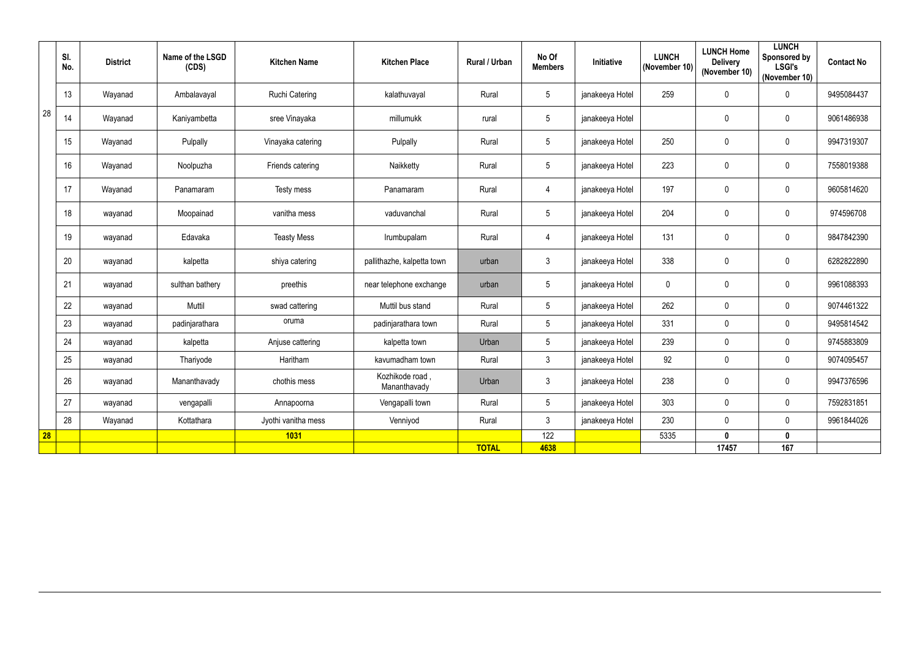| | Sl. No. | District | Name of the LSGD (CDS) | Kitchen Name | Kitchen Place | Rural / Urban | No Of Members | Initiative | LUNCH (November 10) | LUNCH Home Delivery (November 10) | LUNCH Sponsored by LSGI's (November 10) | Contact No |
|---|---|---|---|---|---|---|---|---|---|---|---|---|
| 28 | 13 | Wayanad | Ambalavayal | Ruchi Catering | kalathuvayal | Rural | 5 | janakeeya Hotel | 259 | 0 | 0 | 9495084437 |
| | 14 | Wayanad | Kaniyambetta | sree Vinayaka | millumukk | rural | 5 | janakeeya Hotel | | 0 | 0 | 9061486938 |
| | 15 | Wayanad | Pulpally | Vinayaka catering | Pulpally | Rural | 5 | janakeeya Hotel | 250 | 0 | 0 | 9947319307 |
| | 16 | Wayanad | Noolpuzha | Friends catering | Naikketty | Rural | 5 | janakeeya Hotel | 223 | 0 | 0 | 7558019388 |
| | 17 | Wayanad | Panamaram | Testy mess | Panamaram | Rural | 4 | janakeeya Hotel | 197 | 0 | 0 | 9605814620 |
| | 18 | wayanad | Moopainad | vanitha mess | vaduvanchal | Rural | 5 | janakeeya Hotel | 204 | 0 | 0 | 974596708 |
| | 19 | wayanad | Edavaka | Teasty Mess | Irumbupalam | Rural | 4 | janakeeya Hotel | 131 | 0 | 0 | 9847842390 |
| | 20 | wayanad | kalpetta | shiya catering | pallithazhe, kalpetta town | urban | 3 | janakeeya Hotel | 338 | 0 | 0 | 6282822890 |
| | 21 | wayanad | sulthan bathery | preethis | near telephone exchange | urban | 5 | janakeeya Hotel | 0 | 0 | 0 | 9961088393 |
| | 22 | wayanad | Muttil | swad cattering | Muttil bus stand | Rural | 5 | janakeeya Hotel | 262 | 0 | 0 | 9074461322 |
| | 23 | wayanad | padinjarathara | oruma | padinjarathara town | Rural | 5 | janakeeya Hotel | 331 | 0 | 0 | 9495814542 |
| | 24 | wayanad | kalpetta | Anjuse cattering | kalpetta town | Urban | 5 | janakeeya Hotel | 239 | 0 | 0 | 9745883809 |
| | 25 | wayanad | Thariyode | Haritham | kavumadham town | Rural | 3 | janakeeya Hotel | 92 | 0 | 0 | 9074095457 |
| | 26 | wayanad | Mananthavady | chothis mess | Kozhikode road , Mananthavady | Urban | 3 | janakeeya Hotel | 238 | 0 | 0 | 9947376596 |
| | 27 | wayanad | vengapalli | Annapoorna | Vengapalli town | Rural | 5 | janakeeya Hotel | 303 | 0 | 0 | 7592831851 |
| | 28 | Wayanad | Kottathara | Jyothi vanitha mess | Venniyod | Rural | 3 | janakeeya Hotel | 230 | 0 | 0 | 9961844026 |
| **28** | | | | **1031** | | | 122 | | 5335 | **0** | **0** | |
| | | | | | | **TOTAL** | **4638** | | | **17457** | **167** | |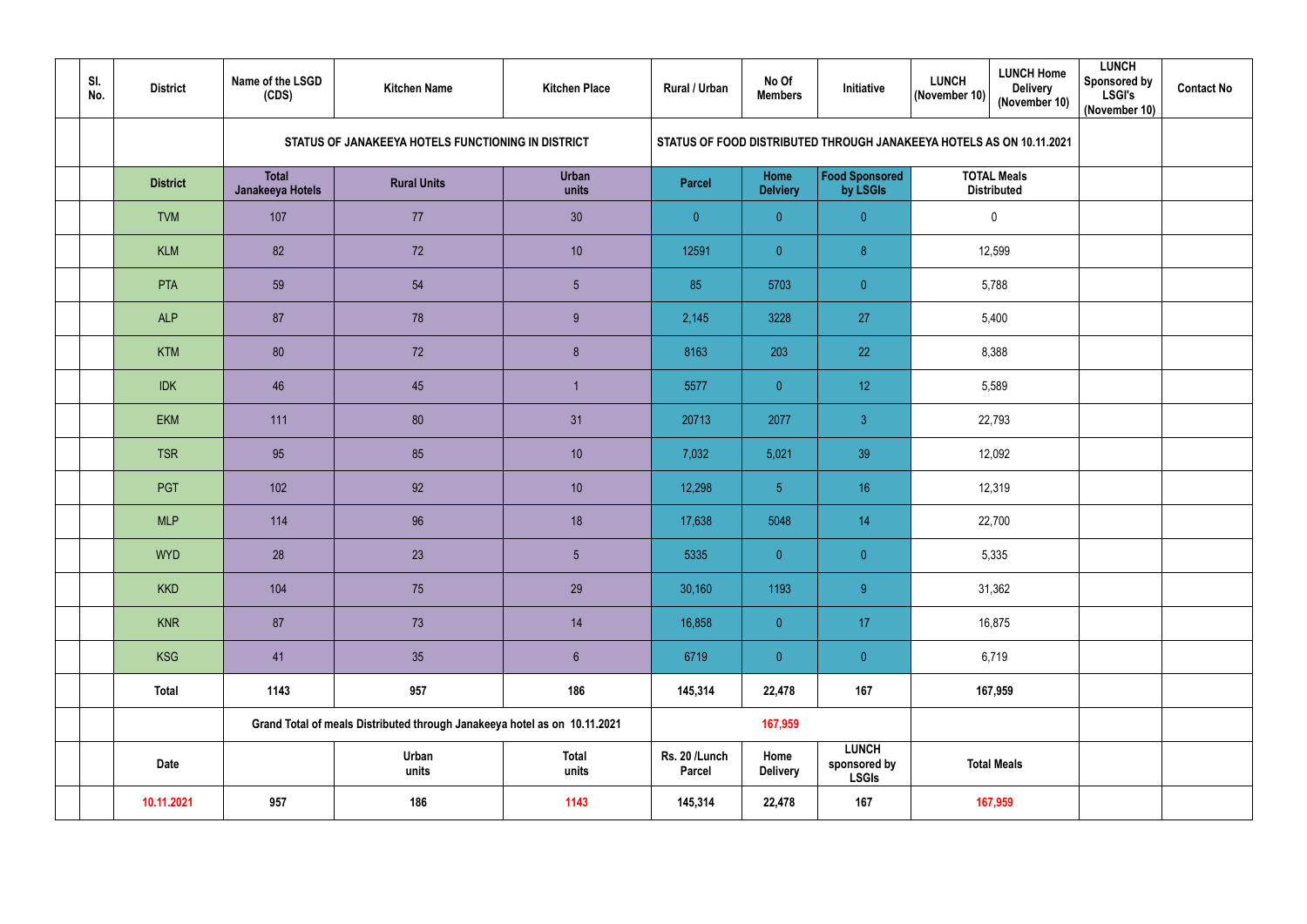| | Sl. No. | District | Name of the LSGD (CDS) | Kitchen Name | Kitchen Place | Rural / Urban | No Of Members | Initiative | LUNCH (November 10) | LUNCH Home Delivery (November 10) | LUNCH Sponsored by LSGI's (November 10) | Contact No |
|---|---|---|---|---|---|---|---|---|---|---|---|---|
| | | | STATUS OF JANAKEEYA HOTELS FUNCTIONING IN DISTRICT | | | STATUS OF FOOD DISTRIBUTED THROUGH JANAKEEYA HOTELS AS ON 10.11.2021 | | | | | | |
| | | District | Total Janakeeya Hotels | Rural Units | Urban units | Parcel | Home Delviery | Food Sponsored by LSGs | TOTAL Meals Distributed | | | |
| | | TVM | 107 | 77 | 30 | 0 | 0 | 0 | 0 | | | |
| | | KLM | 82 | 72 | 10 | 12591 | 0 | 8 | 12,599 | | | |
| | | PTA | 59 | 54 | 5 | 85 | 5703 | 0 | 5,788 | | | |
| | | ALP | 87 | 78 | 9 | 2,145 | 3228 | 27 | 5,400 | | | |
| | | KTM | 80 | 72 | 8 | 8163 | 203 | 22 | 8,388 | | | |
| | | IDK | 46 | 45 | 1 | 5577 | 0 | 12 | 5,589 | | | |
| | | EKM | 111 | 80 | 31 | 20713 | 2077 | 3 | 22,793 | | | |
| | | TSR | 95 | 85 | 10 | 7,032 | 5,021 | 39 | 12,092 | | | |
| | | PGT | 102 | 92 | 10 | 12,298 | 5 | 16 | 12,319 | | | |
| | | MLP | 114 | 96 | 18 | 17,638 | 5048 | 14 | 22,700 | | | |
| | | WYD | 28 | 23 | 5 | 5335 | 0 | 0 | 5,335 | | | |
| | | KKD | 104 | 75 | 29 | 30,160 | 1193 | 9 | 31,362 | | | |
| | | KNR | 87 | 73 | 14 | 16,858 | 0 | 17 | 16,875 | | | |
| | | KSG | 41 | 35 | 6 | 6719 | 0 | 0 | 6,719 | | | |
| | | Total | 1143 | 957 | 186 | 145,314 | 22,478 | 167 | 167,959 | | | |
| | | | Grand Total of meals Distributed through Janakeeya hotel as on 10.11.2021 | | | | 167,959 | | | | | |
| | | Date | | Urban units | Total units | Rs. 20 /Lunch Parcel | Home Delivery | LUNCH sponsored by LSGIs | Total Meals | | | |
| | | 10.11.2021 | 957 | 186 | 1143 | 145,314 | 22,478 | 167 | 167,959 | | | |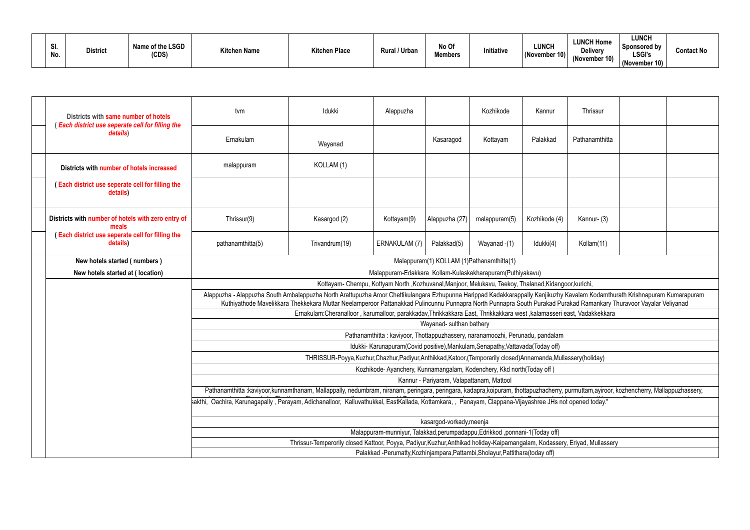| Sl. No. | District | Name of the LSGD (CDS) | Kitchen Name | Kitchen Place | Rural / Urban | No Of Members | Initiative | LUNCH (November 10) | LUNCH Home Delivery (November 10) | LUNCH Sponsored by LSGI's (November 10) | Contact No |
|---|---|---|---|---|---|---|---|---|---|---|---|

| | | | | | | | | | |
|---|---|---|---|---|---|---|---|---|---|
| Districts with same number of hotels ( *Each district use seperate cell for filling the details*) | tvm | Idukki | Alappuzha | | Kozhikode | Kannur | Thrissur | | |
| | Ernakulam | Wayanad | | Kasaragod | Kottayam | Palakkad | Pathanamthitta | | |
| Districts with number of hotels increased | malappuram | KOLLAM (1) | | | | | | | |
| ( Each district use seperate cell for filling the details) | | | | | | | | | |
| Districts with number of hotels with zero entry of meals | Thrissur(9) | Kasargod (2) | Kottayam(9) | Alappuzha (27) | malappuram(5) | Kozhikode (4) | Kannur- (3) | | |
| ( Each district use seperate cell for filling the details) | pathanamthitta(5) | Trivandrum(19) | ERNAKULAM (7) | Palakkad(5) | Wayanad -(1) | Idukki(4) | Kollam(11) | | |
| New hotels started ( numbers ) | Malappuram(1) KOLLAM (1)Pathanamthitta(1) | | | | | | | | |
| New hotels started at ( location) | Malappuram-Edakkara Kollam-Kulaskekharapuram(Puthiyakavu) | | | | | | | | |
| | Kottayam- Chempu, Kottyam North ,Kozhuvanal,Manjoor, Melukavu, Teekoy, Thalanad,Kidangoor,kurichi, | | | | | | | | |
| | Alappuzha - Alappuzha South Ambalappuzha North Arattupuzha Aroor Chettikulangara Ezhupunna Harippad Kadakkarappally Kanjikuzhy Kavalam Kodamthurath Krishnapuram Kumarapuram Kuthiyathode Mavelikkara Thekkekara Muttar Neelamperoor Pattanakkad Pulincunnu Punnapra North Punnapra South Purakad Purakad Ramankary Thuravoor Vayalar Veliyanad | | | | | | | | |
| | Ernakulam:Cheranalloor , karumalloor, parakkadav,Thrikkakkara East, Thrikkakkara west ,kalamasseri east, Vadakkekkara | | | | | | | | |
| | Wayanad- sulthan bathery | | | | | | | | |
| | Pathanamthitta : kaviyoor, Thottappuzhassery, naranamoozhi, Perunadu, pandalam | | | | | | | | |
| | Idukki- Karunapuram(Covid positive),Mankulam,Senapathy,Vattavada(Today off) | | | | | | | | |
| | THRISSUR-Poyya,Kuzhur,Chazhur,Padiyur,Anthikkad,Katoor,(Temporarily closed)Annamanda,Mullassery(holiday) | | | | | | | | |
| | Kozhikode- Ayanchery, Kunnamangalam, Kodenchery, Kkd north(Today off ) | | | | | | | | |
| | Kannur - Pariyaram, Valapattanam, Mattool | | | | | | | | |
| | Pathanamthitta :kaviyoor,kunnamthanam, Mallappally, nedumbram, niranam, peringara, peringara, kadapra,koipuram, thottapuzhacherry, purmuttam,ayiroor, kozhencherry, Mallappuzhassery, | | | | | | | | |
| | sakthi, Oachira, Karunagapally , Perayam, Adichanalloor, Kalluvathukkal, EastKallada, Kottamkara, , Panayam, Clappana-Vijayashree JHs not opened today." | | | | | | | | |
| | kasargod-vorkady,meenja | | | | | | | | |
| | Malappuram-munniyur, Talakkad,perumpadappu,Edrikkod ,ponnani-1(Today off) | | | | | | | | |
| | Thrissur-Temperorily closed Kattoor, Poyya, Padiyur,Kuzhur,Anthikad holiday-Kaipamangalam, Kodassery, Eriyad, Mullassery | | | | | | | | |
| | Palakkad -Perumatty,Kozhinjampara,Pattambi,Sholayur,Pattithara(today off) | | | | | | | | |